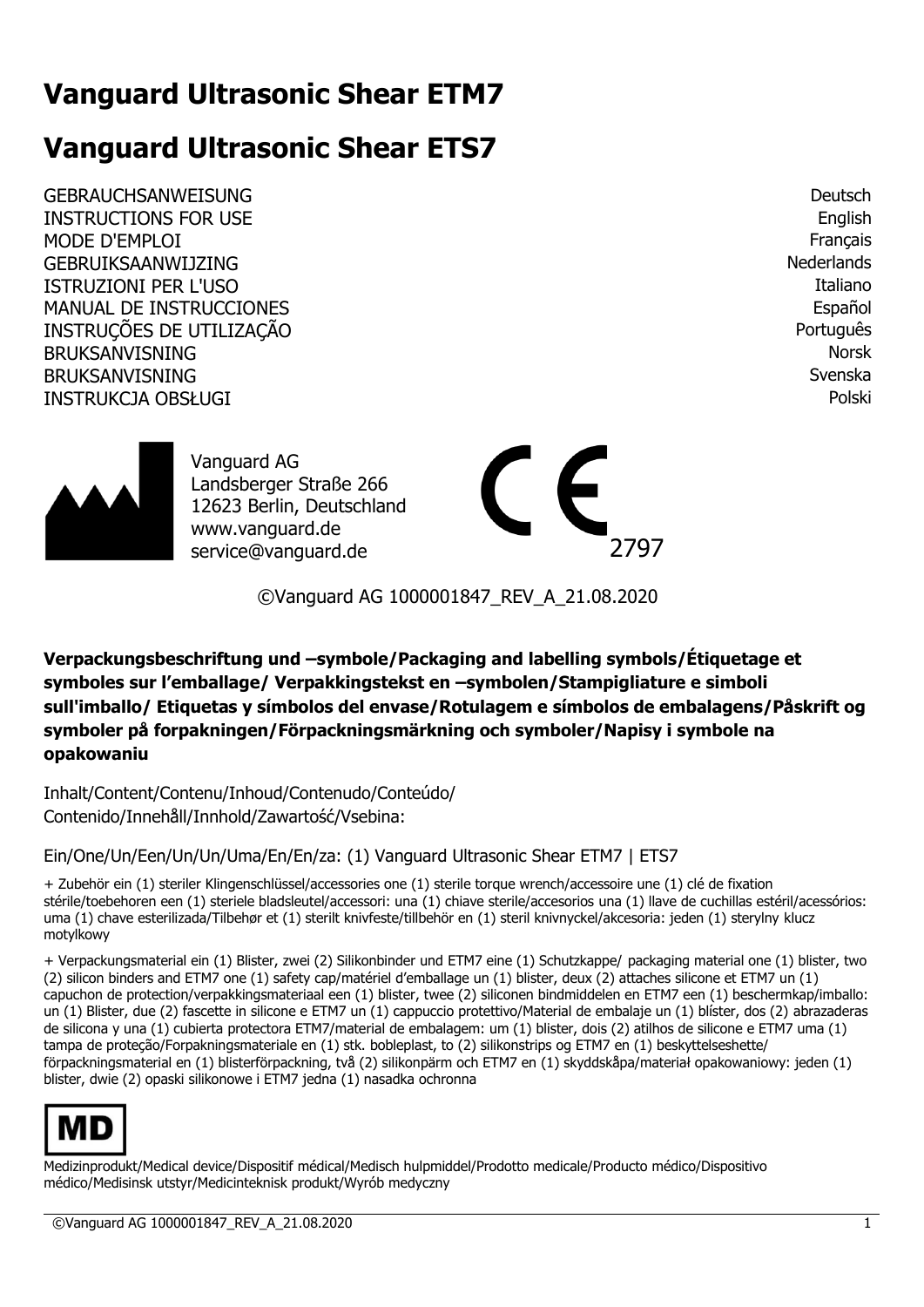# Vanguard Ultrasonic Shear ETM7

# Vanguard Ultrasonic Shear ETS7

| | |
|---|---|
| GEBRAUCHSANWEISUNG | Deutsch |
| INSTRUCTIONS FOR USE | English |
| MODE D'EMPLOI | Français |
| GEBRUIKSAANWIJZING | Nederlands |
| ISTRUZIONI PER L'USO | Italiano |
| MANUAL DE INSTRUCCIONES | Español |
| INSTRUÇÕES DE UTILIZAÇÃO | Português |
| BRUKSANVISNING | Norsk |
| BRUKSANVISNING | Svenska |
| INSTRUKCJA OBSŁUGI | Polski |

Vanguard AG
Landsberger Straße 266
12623 Berlin, Deutschland
www.vanguard.de
service@vanguard.de

CE 2797

©Vanguard AG 1000001847_REV_A_21.08.2020

**Verpackungsbeschriftung und –symbole/Packaging and labelling symbols/Étiquetage et symboles sur l'emballage/ Verpakkingstekst en –symbolen/Stampigliature e simboli sull'imballo/ Etiquetas y símbolos del envase/Rotulagem e símbolos de embalagens/Påskrift og symboler på forpakningen/Förpackningsmärkning och symboler/Napisy i symbole na opakowaniu**

Inhalt/Content/Contenu/Inhoud/Contenudo/Conteúdo/
Contenido/Innehåll/Innhold/Zawartość/Vsebina:

Ein/One/Un/Een/Un/Un/Uma/En/En/za: (1) Vanguard Ultrasonic Shear ETM7 | ETS7

+ Zubehör ein (1) steriler Klingenschlüssel/accessories one (1) sterile torque wrench/accessoire une (1) clé de fixation stérile/toebehoren een (1) steriele bladsleutel/accessori: una (1) chiave sterile/accesorios una (1) llave de cuchillas estéril/acessórios: uma (1) chave esterilizada/Tilbehør et (1) sterilt knivfeste/tillbehör en (1) steril knivnyckel/akcesoria: jeden (1) sterylny klucz motylkowy

+ Verpackungsmaterial ein (1) Blister, zwei (2) Silikonbinder und ETM7 eine (1) Schutzkappe/ packaging material one (1) blister, two (2) silicon binders and ETM7 one (1) safety cap/matériel d'emballage un (1) blister, deux (2) attaches silicone et ETM7 un (1) capuchon de protection/verpakkingsmateriaal een (1) blister, twee (2) siliconen bindmiddelen en ETM7 een (1) beschermkap/imballo: un (1) Blister, due (2) fascette in silicone e ETM7 un (1) cappuccio protettivo/Material de embalaje un (1) blíster, dos (2) abrazaderas de silicona y una (1) cubierta protectora ETM7/material de embalagem: um (1) blister, dois (2) atilhos de silicone e ETM7 uma (1) tampa de proteção/Forpakningsmateriale en (1) stk. bobleplast, to (2) silikonstrips og ETM7 en (1) beskyttelseshette/ förpackningsmaterial en (1) blisterförpackning, två (2) silikonpärm och ETM7 en (1) skyddskåpa/materiał opakowaniowy: jeden (1) blister, dwie (2) opaski silikonowe i ETM7 jedna (1) nasadka ochronna

MD

Medizinprodukt/Medical device/Dispositif médical/Medisch hulpmiddel/Prodotto medicale/Producto médico/Dispositivo médico/Medisinsk utstyr/Medicinteknisk produkt/Wyrób medyczny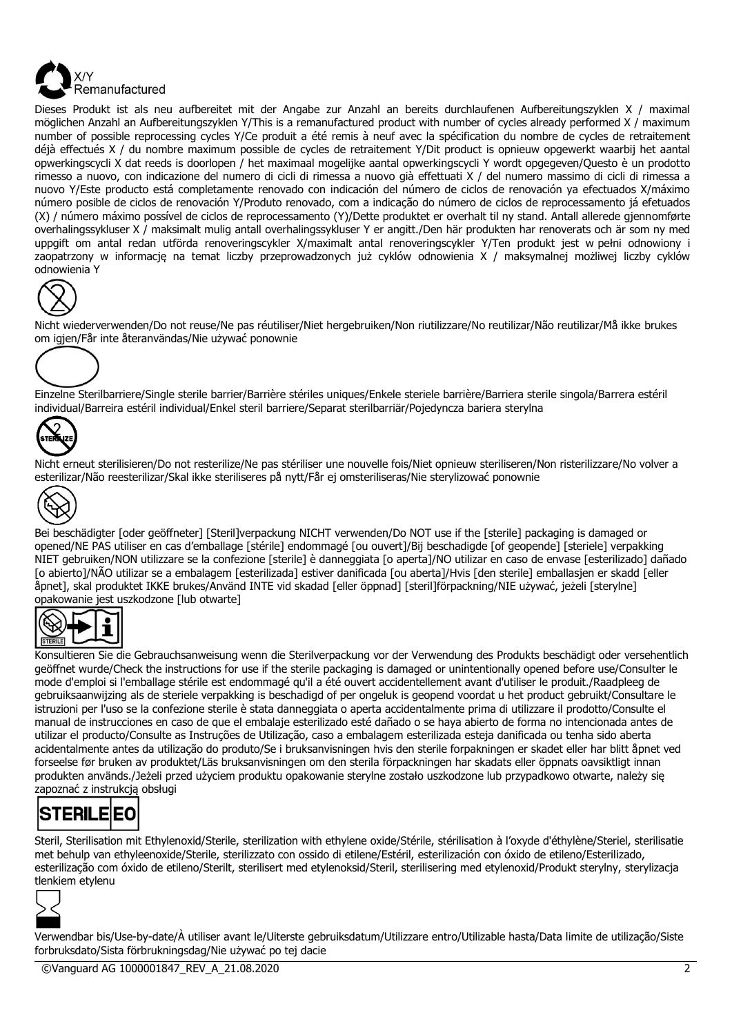X/Y
Remanufactured

Dieses Produkt ist als neu aufbereitet mit der Angabe zur Anzahl an bereits durchlaufenen Aufbereitungszyklen X / maximal möglichen Anzahl an Aufbereitungszyklen Y/This is a remanufactured product with number of cycles already performed X / maximum number of possible reprocessing cycles Y/Ce produit a été remis à neuf avec la spécification du nombre de cycles de retraitement déjà effectués X / du nombre maximum possible de cycles de retraitement Y/Dit product is opnieuw opgewerkt waarbij het aantal opwerkingscycli X dat reeds is doorlopen / het maximaal mogelijke aantal opwerkingscycli Y wordt opgegeven/Questo è un prodotto rimesso a nuovo, con indicazione del numero di cicli di rimessa a nuovo già effettuati X / del numero massimo di cicli di rimessa a nuovo Y/Este producto está completamente renovado con indicación del número de ciclos de renovación ya efectuados X/máximo número posible de ciclos de renovación Y/Produto renovado, com a indicação do número de ciclos de reprocessamento já efetuados (X) / número máximo possível de ciclos de reprocessamento (Y)/Dette produktet er overhalt til ny stand. Antall allerede gjennomførte overhalingssykluser X / maksimalt mulig antall overhalingssykluser Y er angitt./Den här produkten har renoverats och är som ny med uppgift om antal redan utförda renoveringscykler X/maximalt antal renoveringscykler Y/Ten produkt jest w pełni odnowiony i zaopatrzony w informację na temat liczby przeprowadzonych już cyklów odnowienia X / maksymalnej możliwej liczby cyklów odnowienia Y

Nicht wiederverwenden/Do not reuse/Ne pas réutiliser/Niet hergebruiken/Non riutilizzare/No reutilizar/Não reutilizar/Må ikke brukes om igjen/Får inte återanvändas/Nie używać ponownie

Einzelne Sterilbarriere/Single sterile barrier/Barrière stériles uniques/Enkele steriele barrière/Barriera sterile singola/Barrera estéril individual/Barreira estéril individual/Enkel steril barriere/Separat sterilbarriär/Pojedyncza bariera sterylna

Nicht erneut sterilisieren/Do not resterilize/Ne pas stériliser une nouvelle fois/Niet opnieuw steriliseren/Non risterilizzare/No volver a esterilizar/Não reesterilizar/Skal ikke steriliseres på nytt/Får ej omsteriliseras/Nie sterylizować ponownie

Bei beschädigter [oder geöffneter] [Steril]verpackung NICHT verwenden/Do NOT use if the [sterile] packaging is damaged or opened/NE PAS utiliser en cas d'emballage [stérile] endommagé [ou ouvert]/Bij beschadigde [of geopende] [steriele] verpakking NIET gebruiken/NON utilizzare se la confezione [sterile] è danneggiata [o aperta]/NO utilizar en caso de envase [esterilizado] dañado [o abierto]/NÃO utilizar se a embalagem [esterilizada] estiver danificada [ou aberta]/Hvis [den sterile] emballasjen er skadd [eller åpnet], skal produktet IKKE brukes/Använd INTE vid skadad [eller öppnad] [steril]förpackning/NIE używać, jeżeli [sterylne] opakowanie jest uszkodzone [lub otwarte]

Konsultieren Sie die Gebrauchsanweisung wenn die Sterilverpackung vor der Verwendung des Produkts beschädigt oder versehentlich geöffnet wurde/Check the instructions for use if the sterile packaging is damaged or unintentionally opened before use/Consulter le mode d'emploi si l'emballage stérile est endommagé qu'il a été ouvert accidentellement avant d'utiliser le produit./Raadpleeg de gebruiksaanwijzing als de steriele verpakking is beschadigd of per ongeluk is geopend voordat u het product gebruikt/Consultare le istruzioni per l'uso se la confezione sterile è stata danneggiata o aperta accidentalmente prima di utilizzare il prodotto/Consulte el manual de instrucciones en caso de que el embalaje esterilizado esté dañado o se haya abierto de forma no intencionada antes de utilizar el producto/Consulte as Instruções de Utilização, caso a embalagem esterilizada esteja danificada ou tenha sido aberta acidentalmente antes da utilização do produto/Se i bruksanvisningen hvis den sterile forpakningen er skadet eller har blitt åpnet ved forseelse før bruken av produktet/Läs bruksanvisningen om den sterila förpackningen har skadats eller öppnats oavsiktligt innan produkten används./Jeżeli przed użyciem produktu opakowanie sterylne zostało uszkodzone lub przypadkowo otwarte, należy się zapoznać z instrukcją obsługi

STERILE EO

Steril, Sterilisation mit Ethylenoxid/Sterile, sterilization with ethylene oxide/Stérile, stérilisation à l'oxyde d'éthylène/Steriel, sterilisatie met behulp van ethyleenoxide/Sterile, sterilizzato con ossido di etilene/Estéril, esterilización con óxido de etileno/Esterilizado, esterilização com óxido de etileno/Sterilt, sterilisert med etylenoksid/Steril, sterilisering med etylenoxid/Produkt sterylny, sterylizacja tlenkiem etylenu

Verwendbar bis/Use-by-date/À utiliser avant le/Uiterste gebruiksdatum/Utilizzare entro/Utilizable hasta/Data limite de utilização/Siste forbruksdato/Sista förbrukningsdag/Nie używać po tej dacie

©Vanguard AG 1000001847_REV_A_21.08.2020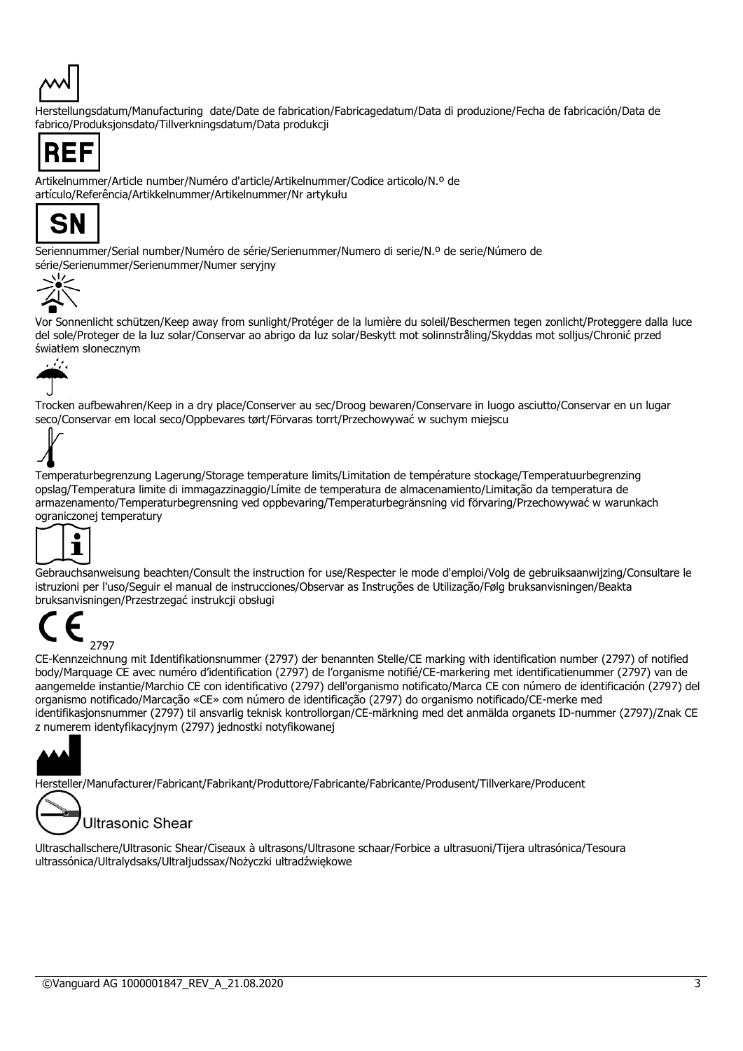Herstellungsdatum/Manufacturing date/Date de fabrication/Fabricagedatum/Data di produzione/Fecha de fabricación/Data de fabrico/Produksjonsdato/Tillverkningsdatum/Data produkcji

REF

Artikelnummer/Article number/Numéro d'article/Artikelnummer/Codice articolo/N.º de artículo/Referência/Artikkelnummer/Artikelnummer/Nr artykułu

SN

Seriennummer/Serial number/Numéro de série/Serienummer/Numero di serie/N.º de serie/Número de série/Serienummer/Serienummer/Numer seryjny

Vor Sonnenlicht schützen/Keep away from sunlight/Protéger de la lumière du soleil/Beschermen tegen zonlicht/Proteggere dalla luce del sole/Proteger de la luz solar/Conservar ao abrigo da luz solar/Beskytt mot solinnstråling/Skyddas mot solljus/Chronić przed światłem słonecznym

Trocken aufbewahren/Keep in a dry place/Conserver au sec/Droog bewaren/Conservare in luogo asciutto/Conservar en un lugar seco/Conservar em local seco/Oppbevares tørt/Förvaras torrt/Przechowywać w suchym miejscu

Temperaturbegrenzung Lagerung/Storage temperature limits/Limitation de température stockage/Temperatuurbegrenzing opslag/Temperatura limite di immagazzinaggio/Límite de temperatura de almacenamiento/Limitação da temperatura de armazenamento/Temperaturbegrensning ved oppbevaring/Temperaturbegränsning vid förvaring/Przechowywać w warunkach ograniczonej temperatury

Gebrauchsanweisung beachten/Consult the instruction for use/Respecter le mode d'emploi/Volg de gebruiksaanwijzing/Consultare le istruzioni per l'uso/Seguir el manual de instrucciones/Observar as Instruções de Utilização/Følg bruksanvisningen/Beakta bruksanvisningen/Przestrzegać instrukcji obsługi

CE 2797

CE-Kennzeichnung mit Identifikationsnummer (2797) der benannten Stelle/CE marking with identification number (2797) of notified body/Marquage CE avec numéro d'identification (2797) de l'organisme notifié/CE-markering met identificatienummer (2797) van de aangemelde instantie/Marchio CE con identificativo (2797) dell'organismo notificato/Marca CE con número de identificación (2797) del organismo notificado/Marcação «CE» com número de identificação (2797) do organismo notificado/CE-merke med identifikasjonsnummer (2797) til ansvarlig teknisk kontrollorgan/CE-märkning med det anmälda organets ID-nummer (2797)/Znak CE z numerem identyfikacyjnym (2797) jednostki notyfikowanej

Hersteller/Manufacturer/Fabricant/Fabrikant/Produttore/Fabricante/Fabricante/Produsent/Tillverkare/Producent

Ultrasonic Shear

Ultraschallschere/Ultrasonic Shear/Ciseaux à ultrasons/Ultrasone schaar/Forbice a ultrasuoni/Tijera ultrasónica/Tesoura ultrassónica/Ultralydsaks/Ultraljudssax/Nożyczki ultradźwiękowe

©Vanguard AG 1000001847_REV_A_21.08.2020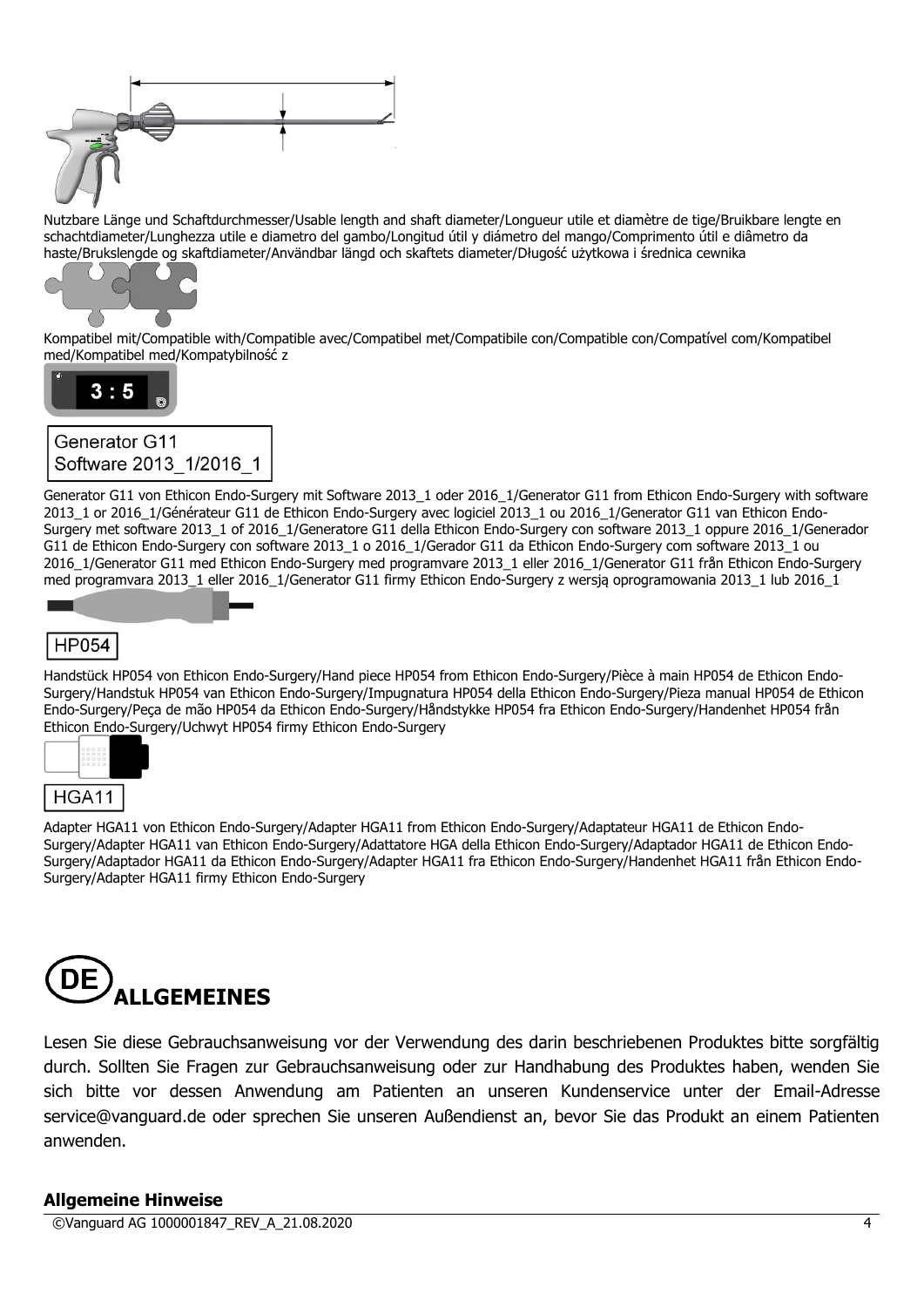Nutzbare Länge und Schaftdurchmesser/Usable length and shaft diameter/Longueur utile et diamètre de tige/Bruikbare lengte en schachtdiameter/Lunghezza utile e diametro del gambo/Longitud útil y diámetro del mango/Comprimento útil e diâmetro da haste/Brukslengde og skaftdiameter/Användbar längd och skaftets diameter/Długość użytkowa i średnica cewnika

Kompatibel mit/Compatible with/Compatible avec/Compatibel met/Compatibile con/Compatible con/Compatível com/Kompatibel med/Kompatibel med/Kompatybilność z

3 : 5

Generator G11
Software 2013_1/2016_1

Generator G11 von Ethicon Endo-Surgery mit Software 2013_1 oder 2016_1/Generator G11 from Ethicon Endo-Surgery with software 2013_1 or 2016_1/Générateur G11 de Ethicon Endo-Surgery avec logiciel 2013_1 ou 2016_1/Generator G11 van Ethicon Endo-Surgery met software 2013_1 of 2016_1/Generatore G11 della Ethicon Endo-Surgery con software 2013_1 oppure 2016_1/Generador G11 de Ethicon Endo-Surgery con software 2013_1 o 2016_1/Gerador G11 da Ethicon Endo-Surgery com software 2013_1 ou 2016_1/Generator G11 med Ethicon Endo-Surgery med programvare 2013_1 eller 2016_1/Generator G11 från Ethicon Endo-Surgery med programvara 2013_1 eller 2016_1/Generator G11 firmy Ethicon Endo-Surgery z wersją oprogramowania 2013_1 lub 2016_1

HP054

Handstück HP054 von Ethicon Endo-Surgery/Hand piece HP054 from Ethicon Endo-Surgery/Pièce à main HP054 de Ethicon Endo-Surgery/Handstuk HP054 van Ethicon Endo-Surgery/Impugnatura HP054 della Ethicon Endo-Surgery/Pieza manual HP054 de Ethicon Endo-Surgery/Peça de mão HP054 da Ethicon Endo-Surgery/Håndstykke HP054 fra Ethicon Endo-Surgery/Handenhet HP054 från Ethicon Endo-Surgery/Uchwyt HP054 firmy Ethicon Endo-Surgery

HGA11

Adapter HGA11 von Ethicon Endo-Surgery/Adapter HGA11 from Ethicon Endo-Surgery/Adaptateur HGA11 de Ethicon Endo-Surgery/Adapter HGA11 van Ethicon Endo-Surgery/Adattatore HGA della Ethicon Endo-Surgery/Adaptador HGA11 de Ethicon Endo-Surgery/Adaptador HGA11 da Ethicon Endo-Surgery/Adapter HGA11 fra Ethicon Endo-Surgery/Handenhet HGA11 från Ethicon Endo-Surgery/Adapter HGA11 firmy Ethicon Endo-Surgery

# (DE) ALLGEMEINES

Lesen Sie diese Gebrauchsanweisung vor der Verwendung des darin beschriebenen Produktes bitte sorgfältig durch. Sollten Sie Fragen zur Gebrauchsanweisung oder zur Handhabung des Produktes haben, wenden Sie sich bitte vor dessen Anwendung am Patienten an unseren Kundenservice unter der Email-Adresse service@vanguard.de oder sprechen Sie unseren Außendienst an, bevor Sie das Produkt an einem Patienten anwenden.

**Allgemeine Hinweise**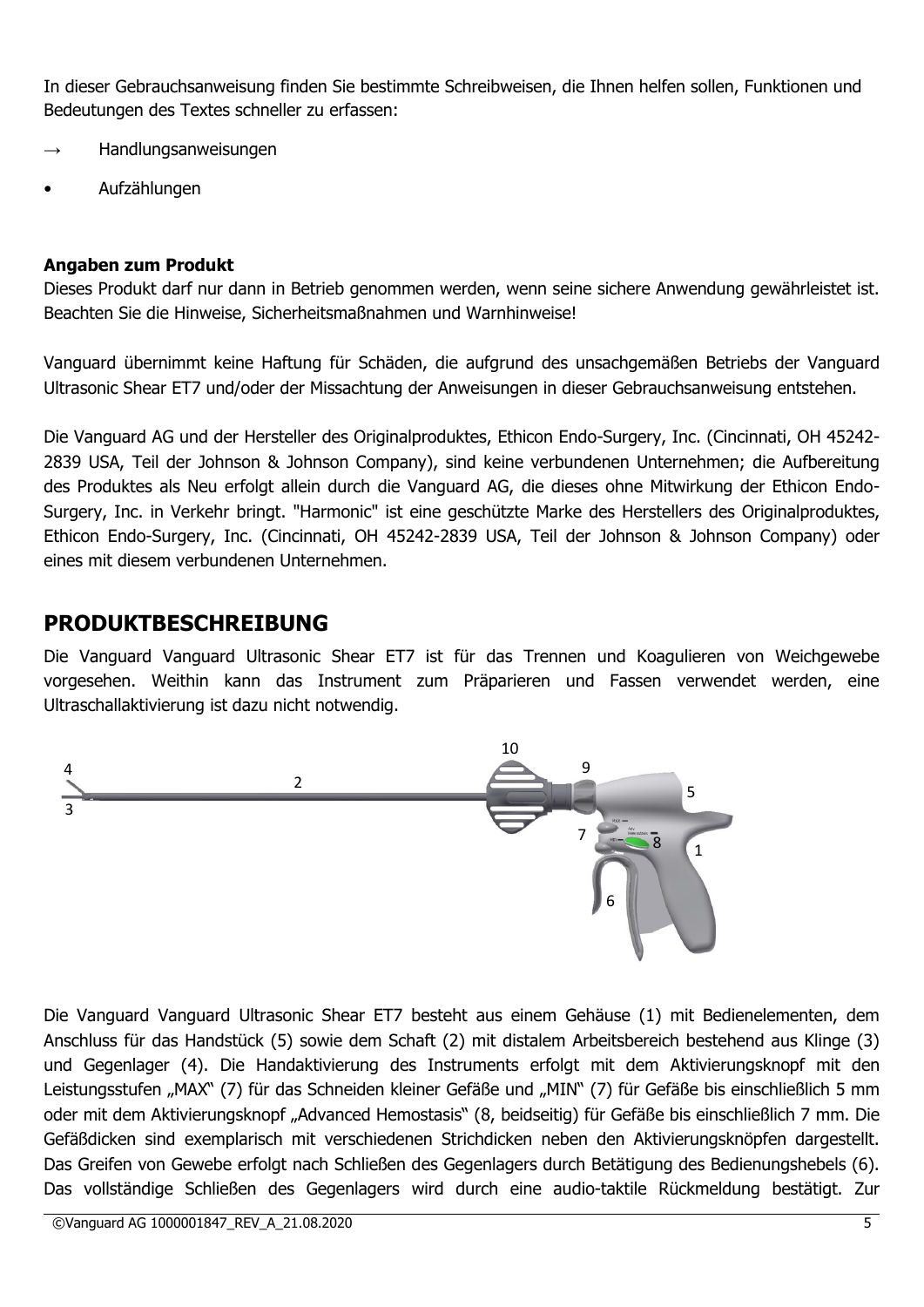In dieser Gebrauchsanweisung finden Sie bestimmte Schreibweisen, die Ihnen helfen sollen, Funktionen und Bedeutungen des Textes schneller zu erfassen:

→ Handlungsanweisungen

- Aufzählungen

**Angaben zum Produkt**
Dieses Produkt darf nur dann in Betrieb genommen werden, wenn seine sichere Anwendung gewährleistet ist. Beachten Sie die Hinweise, Sicherheitsmaßnahmen und Warnhinweise!

Vanguard übernimmt keine Haftung für Schäden, die aufgrund des unsachgemäßen Betriebs der Vanguard Ultrasonic Shear ET7 und/oder der Missachtung der Anweisungen in dieser Gebrauchsanweisung entstehen.

Die Vanguard AG und der Hersteller des Originalproduktes, Ethicon Endo-Surgery, Inc. (Cincinnati, OH 45242-2839 USA, Teil der Johnson & Johnson Company), sind keine verbundenen Unternehmen; die Aufbereitung des Produktes als Neu erfolgt allein durch die Vanguard AG, die dieses ohne Mitwirkung der Ethicon Endo-Surgery, Inc. in Verkehr bringt. "Harmonic" ist eine geschützte Marke des Herstellers des Originalproduktes, Ethicon Endo-Surgery, Inc. (Cincinnati, OH 45242-2839 USA, Teil der Johnson & Johnson Company) oder eines mit diesem verbundenen Unternehmen.

## PRODUKTBESCHREIBUNG

Die Vanguard Vanguard Ultrasonic Shear ET7 ist für das Trennen und Koagulieren von Weichgewebe vorgesehen. Weithin kann das Instrument zum Präparieren und Fassen verwendet werden, eine Ultraschallaktivierung ist dazu nicht notwendig.

Die Vanguard Vanguard Ultrasonic Shear ET7 besteht aus einem Gehäuse (1) mit Bedienelementen, dem Anschluss für das Handstück (5) sowie dem Schaft (2) mit distalem Arbeitsbereich bestehend aus Klinge (3) und Gegenlager (4). Die Handaktivierung des Instruments erfolgt mit dem Aktivierungsknopf mit den Leistungsstufen „MAX" (7) für das Schneiden kleiner Gefäße und „MIN" (7) für Gefäße bis einschließlich 5 mm oder mit dem Aktivierungsknopf „Advanced Hemostasis" (8, beidseitig) für Gefäße bis einschließlich 7 mm. Die Gefäßdicken sind exemplarisch mit verschiedenen Strichdicken neben den Aktivierungsknöpfen dargestellt. Das Greifen von Gewebe erfolgt nach Schließen des Gegenlagers durch Betätigung des Bedienungshebels (6). Das vollständige Schließen des Gegenlagers wird durch eine audio-taktile Rückmeldung bestätigt. Zur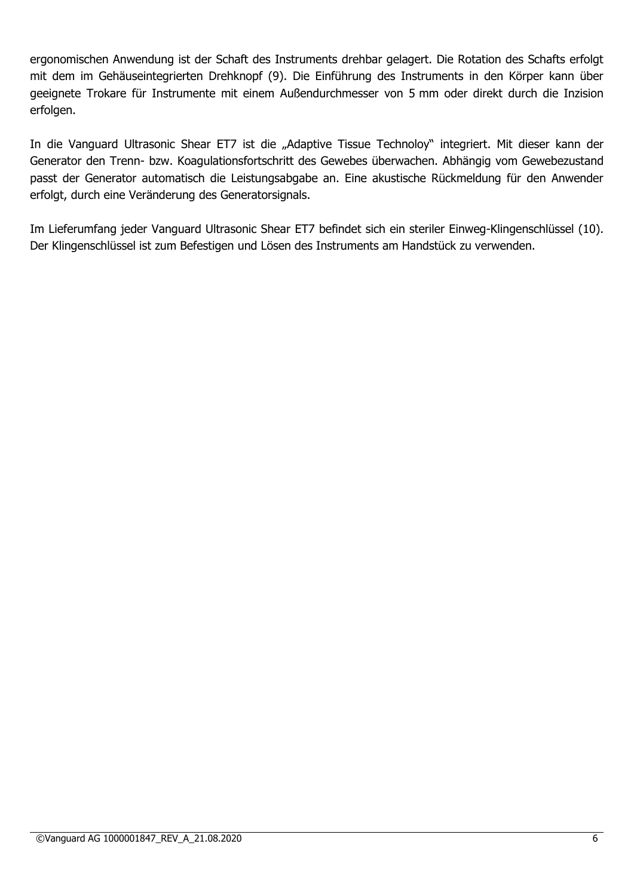ergonomischen Anwendung ist der Schaft des Instruments drehbar gelagert. Die Rotation des Schafts erfolgt mit dem im Gehäuseintegrierten Drehknopf (9). Die Einführung des Instruments in den Körper kann über geeignete Trokare für Instrumente mit einem Außendurchmesser von 5 mm oder direkt durch die Inzision erfolgen.

In die Vanguard Ultrasonic Shear ET7 ist die „Adaptive Tissue Technoloy" integriert. Mit dieser kann der Generator den Trenn- bzw. Koagulationsfortschritt des Gewebes überwachen. Abhängig vom Gewebezustand passt der Generator automatisch die Leistungsabgabe an. Eine akustische Rückmeldung für den Anwender erfolgt, durch eine Veränderung des Generatorsignals.

Im Lieferumfang jeder Vanguard Ultrasonic Shear ET7 befindet sich ein steriler Einweg-Klingenschlüssel (10). Der Klingenschlüssel ist zum Befestigen und Lösen des Instruments am Handstück zu verwenden.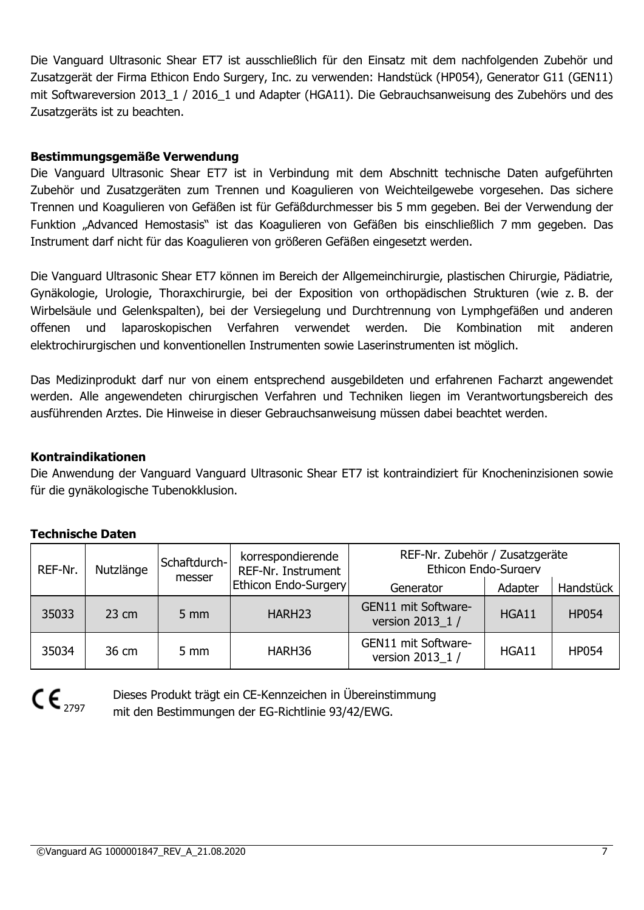Die Vanguard Ultrasonic Shear ET7 ist ausschließlich für den Einsatz mit dem nachfolgenden Zubehör und Zusatzgerät der Firma Ethicon Endo Surgery, Inc. zu verwenden: Handstück (HP054), Generator G11 (GEN11) mit Softwareversion 2013_1 / 2016_1 und Adapter (HGA11). Die Gebrauchsanweisung des Zubehörs und des Zusatzgeräts ist zu beachten.

**Bestimmungsgemäße Verwendung**

Die Vanguard Ultrasonic Shear ET7 ist in Verbindung mit dem Abschnitt technische Daten aufgeführten Zubehör und Zusatzgeräten zum Trennen und Koagulieren von Weichteilgewebe vorgesehen. Das sichere Trennen und Koagulieren von Gefäßen ist für Gefäßdurchmesser bis 5 mm gegeben. Bei der Verwendung der Funktion „Advanced Hemostasis" ist das Koagulieren von Gefäßen bis einschließlich 7 mm gegeben. Das Instrument darf nicht für das Koagulieren von größeren Gefäßen eingesetzt werden.

Die Vanguard Ultrasonic Shear ET7 können im Bereich der Allgemeinchirurgie, plastischen Chirurgie, Pädiatrie, Gynäkologie, Urologie, Thoraxchirurgie, bei der Exposition von orthopädischen Strukturen (wie z. B. der Wirbelsäule und Gelenkspalten), bei der Versiegelung und Durchtrennung von Lymphgefäßen und anderen offenen und laparoskopischen Verfahren verwendet werden. Die Kombination mit anderen elektrochirurgischen und konventionellen Instrumenten sowie Laserinstrumenten ist möglich.

Das Medizinprodukt darf nur von einem entsprechend ausgebildeten und erfahrenen Facharzt angewendet werden. Alle angewendeten chirurgischen Verfahren und Techniken liegen im Verantwortungsbereich des ausführenden Arztes. Die Hinweise in dieser Gebrauchsanweisung müssen dabei beachtet werden.

**Kontraindikationen**

Die Anwendung der Vanguard Vanguard Ultrasonic Shear ET7 ist kontraindiziert für Knocheninzisionen sowie für die gynäkologische Tubenokklusion.

**Technische Daten**

| REF-Nr. | Nutzlänge | Schaftdurch-messer | korrespondierende REF-Nr. Instrument Ethicon Endo-Surgery | REF-Nr. Zubehör / Zusatzgeräte Ethicon Endo-Surgery | | |
|---|---|---|---|---|---|---|
| | | | | Generator | Adapter | Handstück |
| 35033 | 23 cm | 5 mm | HARH23 | GEN11 mit Software-version 2013_1 / | HGA11 | HP054 |
| 35034 | 36 cm | 5 mm | HARH36 | GEN11 mit Software-version 2013_1 / | HGA11 | HP054 |

CE 2797

Dieses Produkt trägt ein CE-Kennzeichen in Übereinstimmung mit den Bestimmungen der EG-Richtlinie 93/42/EWG.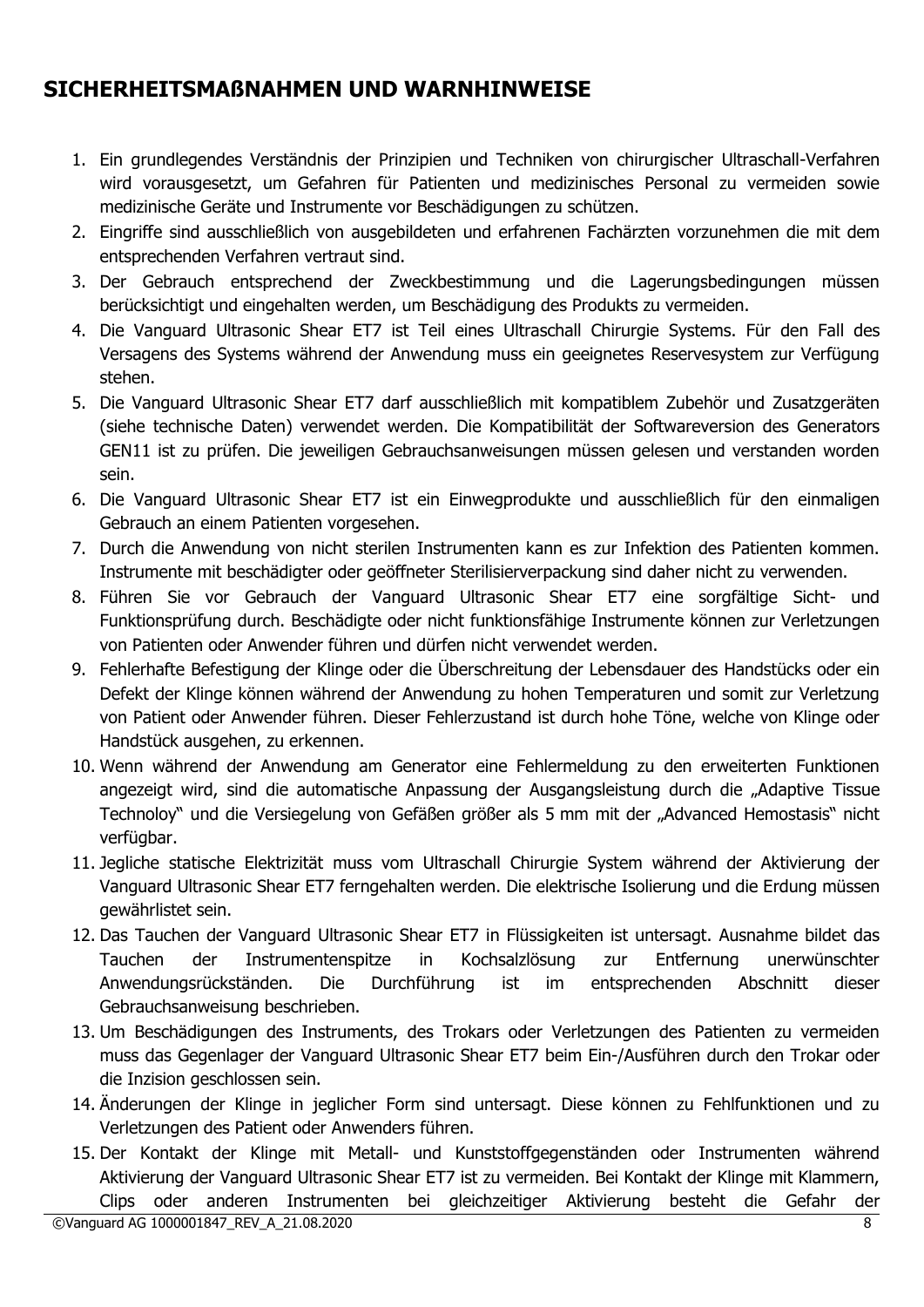## SICHERHEITSMAßNAHMEN UND WARNHINWEISE

1. Ein grundlegendes Verständnis der Prinzipien und Techniken von chirurgischer Ultraschall-Verfahren wird vorausgesetzt, um Gefahren für Patienten und medizinisches Personal zu vermeiden sowie medizinische Geräte und Instrumente vor Beschädigungen zu schützen.
2. Eingriffe sind ausschließlich von ausgebildeten und erfahrenen Fachärzten vorzunehmen die mit dem entsprechenden Verfahren vertraut sind.
3. Der Gebrauch entsprechend der Zweckbestimmung und die Lagerungsbedingungen müssen berücksichtigt und eingehalten werden, um Beschädigung des Produkts zu vermeiden.
4. Die Vanguard Ultrasonic Shear ET7 ist Teil eines Ultraschall Chirurgie Systems. Für den Fall des Versagens des Systems während der Anwendung muss ein geeignetes Reservesystem zur Verfügung stehen.
5. Die Vanguard Ultrasonic Shear ET7 darf ausschließlich mit kompatiblem Zubehör und Zusatzgeräten (siehe technische Daten) verwendet werden. Die Kompatibilität der Softwareversion des Generators GEN11 ist zu prüfen. Die jeweiligen Gebrauchsanweisungen müssen gelesen und verstanden worden sein.
6. Die Vanguard Ultrasonic Shear ET7 ist ein Einwegprodukte und ausschließlich für den einmaligen Gebrauch an einem Patienten vorgesehen.
7. Durch die Anwendung von nicht sterilen Instrumenten kann es zur Infektion des Patienten kommen. Instrumente mit beschädigter oder geöffneter Sterilisierverpackung sind daher nicht zu verwenden.
8. Führen Sie vor Gebrauch der Vanguard Ultrasonic Shear ET7 eine sorgfältige Sicht- und Funktionsprüfung durch. Beschädigte oder nicht funktionsfähige Instrumente können zur Verletzungen von Patienten oder Anwender führen und dürfen nicht verwendet werden.
9. Fehlerhafte Befestigung der Klinge oder die Überschreitung der Lebensdauer des Handstücks oder ein Defekt der Klinge können während der Anwendung zu hohen Temperaturen und somit zur Verletzung von Patient oder Anwender führen. Dieser Fehlerzustand ist durch hohe Töne, welche von Klinge oder Handstück ausgehen, zu erkennen.
10. Wenn während der Anwendung am Generator eine Fehlermeldung zu den erweiterten Funktionen angezeigt wird, sind die automatische Anpassung der Ausgangsleistung durch die „Adaptive Tissue Technoloy" und die Versiegelung von Gefäßen größer als 5 mm mit der „Advanced Hemostasis" nicht verfügbar.
11. Jegliche statische Elektrizität muss vom Ultraschall Chirurgie System während der Aktivierung der Vanguard Ultrasonic Shear ET7 ferngehalten werden. Die elektrische Isolierung und die Erdung müssen gewährlistet sein.
12. Das Tauchen der Vanguard Ultrasonic Shear ET7 in Flüssigkeiten ist untersagt. Ausnahme bildet das Tauchen der Instrumentenspitze in Kochsalzlösung zur Entfernung unerwünschter Anwendungsrückständen. Die Durchführung ist im entsprechenden Abschnitt dieser Gebrauchsanweisung beschrieben.
13. Um Beschädigungen des Instruments, des Trokars oder Verletzungen des Patienten zu vermeiden muss das Gegenlager der Vanguard Ultrasonic Shear ET7 beim Ein-/Ausführen durch den Trokar oder die Inzision geschlossen sein.
14. Änderungen der Klinge in jeglicher Form sind untersagt. Diese können zu Fehlfunktionen und zu Verletzungen des Patient oder Anwenders führen.
15. Der Kontakt der Klinge mit Metall- und Kunststoffgegenständen oder Instrumenten während Aktivierung der Vanguard Ultrasonic Shear ET7 ist zu vermeiden. Bei Kontakt der Klinge mit Klammern, Clips oder anderen Instrumenten bei gleichzeitiger Aktivierung besteht die Gefahr der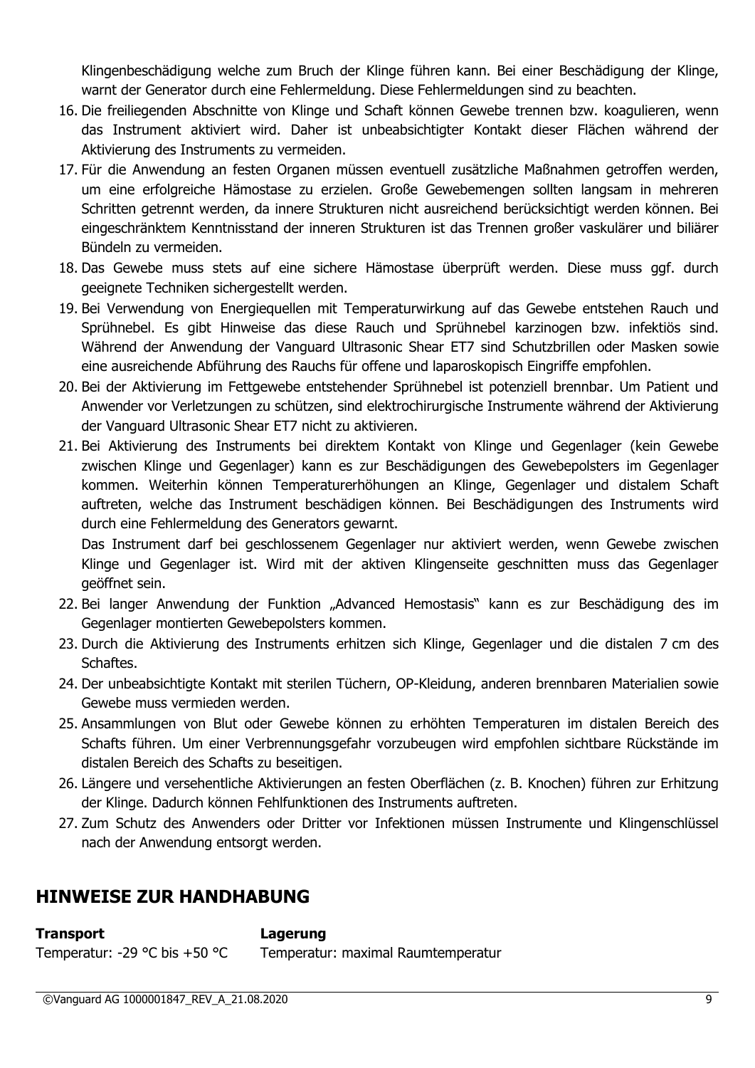Klingenbeschädigung welche zum Bruch der Klinge führen kann. Bei einer Beschädigung der Klinge, warnt der Generator durch eine Fehlermeldung. Diese Fehlermeldungen sind zu beachten.

16. Die freiliegenden Abschnitte von Klinge und Schaft können Gewebe trennen bzw. koagulieren, wenn das Instrument aktiviert wird. Daher ist unbeabsichtigter Kontakt dieser Flächen während der Aktivierung des Instruments zu vermeiden.
17. Für die Anwendung an festen Organen müssen eventuell zusätzliche Maßnahmen getroffen werden, um eine erfolgreiche Hämostase zu erzielen. Große Gewebemengen sollten langsam in mehreren Schritten getrennt werden, da innere Strukturen nicht ausreichend berücksichtigt werden können. Bei eingeschränktem Kenntnisstand der inneren Strukturen ist das Trennen großer vaskulärer und biliärer Bündeln zu vermeiden.
18. Das Gewebe muss stets auf eine sichere Hämostase überprüft werden. Diese muss ggf. durch geeignete Techniken sichergestellt werden.
19. Bei Verwendung von Energiequellen mit Temperaturwirkung auf das Gewebe entstehen Rauch und Sprühnebel. Es gibt Hinweise das diese Rauch und Sprühnebel karzinogen bzw. infektiös sind. Während der Anwendung der Vanguard Ultrasonic Shear ET7 sind Schutzbrillen oder Masken sowie eine ausreichende Abführung des Rauchs für offene und laparoskopisch Eingriffe empfohlen.
20. Bei der Aktivierung im Fettgewebe entstehender Sprühnebel ist potenziell brennbar. Um Patient und Anwender vor Verletzungen zu schützen, sind elektrochirurgische Instrumente während der Aktivierung der Vanguard Ultrasonic Shear ET7 nicht zu aktivieren.
21. Bei Aktivierung des Instruments bei direktem Kontakt von Klinge und Gegenlager (kein Gewebe zwischen Klinge und Gegenlager) kann es zur Beschädigungen des Gewebepolsters im Gegenlager kommen. Weiterhin können Temperaturerhöhungen an Klinge, Gegenlager und distalem Schaft auftreten, welche das Instrument beschädigen können. Bei Beschädigungen des Instruments wird durch eine Fehlermeldung des Generators gewarnt.

    Das Instrument darf bei geschlossenem Gegenlager nur aktiviert werden, wenn Gewebe zwischen Klinge und Gegenlager ist. Wird mit der aktiven Klingenseite geschnitten muss das Gegenlager geöffnet sein.
22. Bei langer Anwendung der Funktion „Advanced Hemostasis" kann es zur Beschädigung des im Gegenlager montierten Gewebepolsters kommen.
23. Durch die Aktivierung des Instruments erhitzen sich Klinge, Gegenlager und die distalen 7 cm des Schaftes.
24. Der unbeabsichtigte Kontakt mit sterilen Tüchern, OP-Kleidung, anderen brennbaren Materialien sowie Gewebe muss vermieden werden.
25. Ansammlungen von Blut oder Gewebe können zu erhöhten Temperaturen im distalen Bereich des Schafts führen. Um einer Verbrennungsgefahr vorzubeugen wird empfohlen sichtbare Rückstände im distalen Bereich des Schafts zu beseitigen.
26. Längere und versehentliche Aktivierungen an festen Oberflächen (z. B. Knochen) führen zur Erhitzung der Klinge. Dadurch können Fehlfunktionen des Instruments auftreten.
27. Zum Schutz des Anwenders oder Dritter vor Infektionen müssen Instrumente und Klingenschlüssel nach der Anwendung entsorgt werden.

## HINWEISE ZUR HANDHABUNG

**Transport**
Temperatur: -29 °C bis +50 °C

**Lagerung**
Temperatur: maximal Raumtemperatur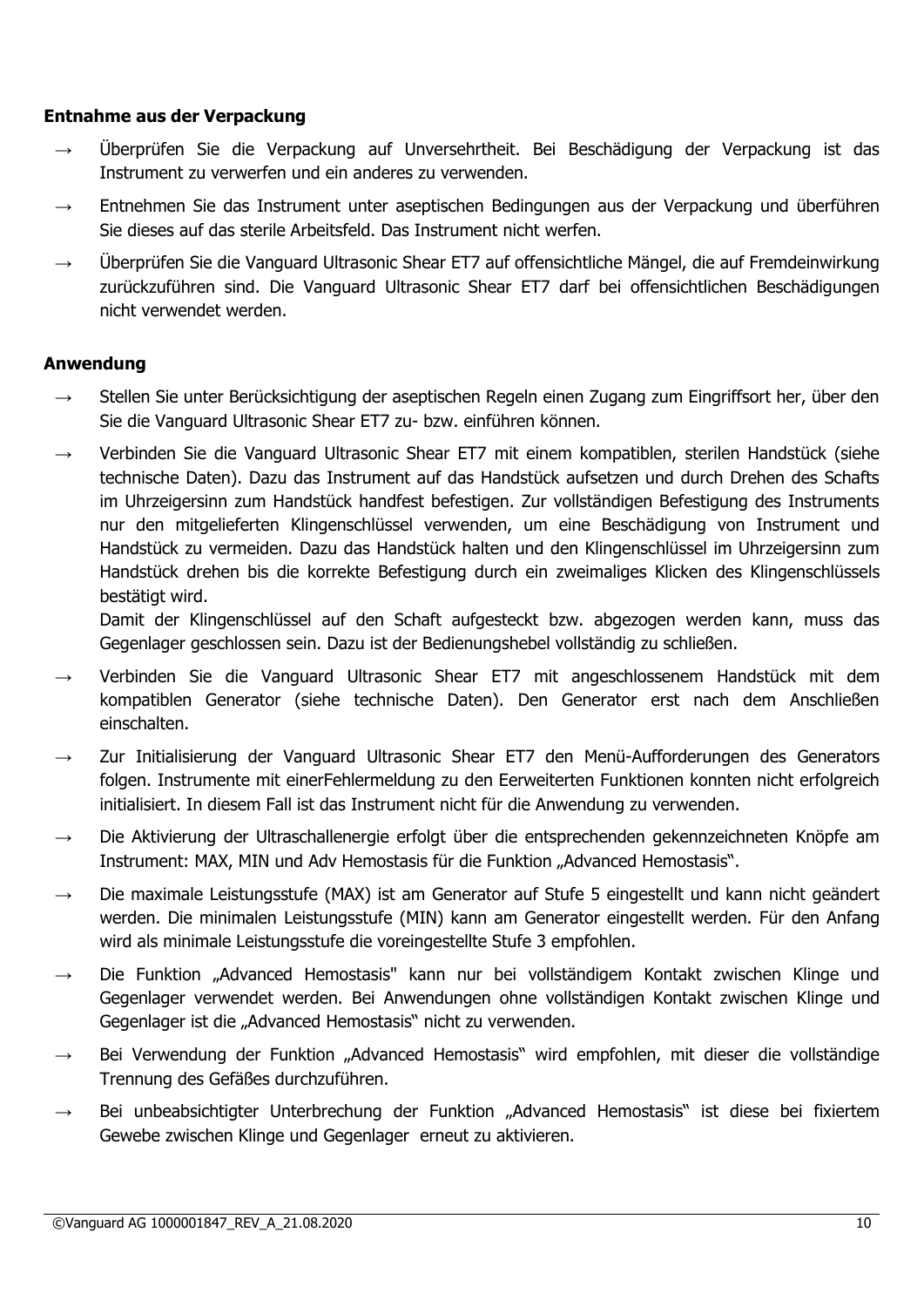**Entnahme aus der Verpackung**

→ Überprüfen Sie die Verpackung auf Unversehrtheit. Bei Beschädigung der Verpackung ist das Instrument zu verwerfen und ein anderes zu verwenden.

→ Entnehmen Sie das Instrument unter aseptischen Bedingungen aus der Verpackung und überführen Sie dieses auf das sterile Arbeitsfeld. Das Instrument nicht werfen.

→ Überprüfen Sie die Vanguard Ultrasonic Shear ET7 auf offensichtliche Mängel, die auf Fremdeinwirkung zurückzuführen sind. Die Vanguard Ultrasonic Shear ET7 darf bei offensichtlichen Beschädigungen nicht verwendet werden.

**Anwendung**

→ Stellen Sie unter Berücksichtigung der aseptischen Regeln einen Zugang zum Eingriffsort her, über den Sie die Vanguard Ultrasonic Shear ET7 zu- bzw. einführen können.

→ Verbinden Sie die Vanguard Ultrasonic Shear ET7 mit einem kompatiblen, sterilen Handstück (siehe technische Daten). Dazu das Instrument auf das Handstück aufsetzen und durch Drehen des Schafts im Uhrzeigersinn zum Handstück handfest befestigen. Zur vollständigen Befestigung des Instruments nur den mitgelieferten Klingenschlüssel verwenden, um eine Beschädigung von Instrument und Handstück zu vermeiden. Dazu das Handstück halten und den Klingenschlüssel im Uhrzeigersinn zum Handstück drehen bis die korrekte Befestigung durch ein zweimaliges Klicken des Klingenschlüssels bestätigt wird.
Damit der Klingenschlüssel auf den Schaft aufgesteckt bzw. abgezogen werden kann, muss das Gegenlager geschlossen sein. Dazu ist der Bedienungshebel vollständig zu schließen.

→ Verbinden Sie die Vanguard Ultrasonic Shear ET7 mit angeschlossenem Handstück mit dem kompatiblen Generator (siehe technische Daten). Den Generator erst nach dem Anschließen einschalten.

→ Zur Initialisierung der Vanguard Ultrasonic Shear ET7 den Menü-Aufforderungen des Generators folgen. Instrumente mit einerFehlermeldung zu den Eerweiterten Funktionen konnten nicht erfolgreich initialisiert. In diesem Fall ist das Instrument nicht für die Anwendung zu verwenden.

→ Die Aktivierung der Ultraschallenergie erfolgt über die entsprechenden gekennzeichneten Knöpfe am Instrument: MAX, MIN und Adv Hemostasis für die Funktion „Advanced Hemostasis".

→ Die maximale Leistungsstufe (MAX) ist am Generator auf Stufe 5 eingestellt und kann nicht geändert werden. Die minimalen Leistungsstufe (MIN) kann am Generator eingestellt werden. Für den Anfang wird als minimale Leistungsstufe die voreingestellte Stufe 3 empfohlen.

→ Die Funktion „Advanced Hemostasis" kann nur bei vollständigem Kontakt zwischen Klinge und Gegenlager verwendet werden. Bei Anwendungen ohne vollständigen Kontakt zwischen Klinge und Gegenlager ist die „Advanced Hemostasis" nicht zu verwenden.

→ Bei Verwendung der Funktion „Advanced Hemostasis" wird empfohlen, mit dieser die vollständige Trennung des Gefäßes durchzuführen.

→ Bei unbeabsichtigter Unterbrechung der Funktion „Advanced Hemostasis" ist diese bei fixiertem Gewebe zwischen Klinge und Gegenlager erneut zu aktivieren.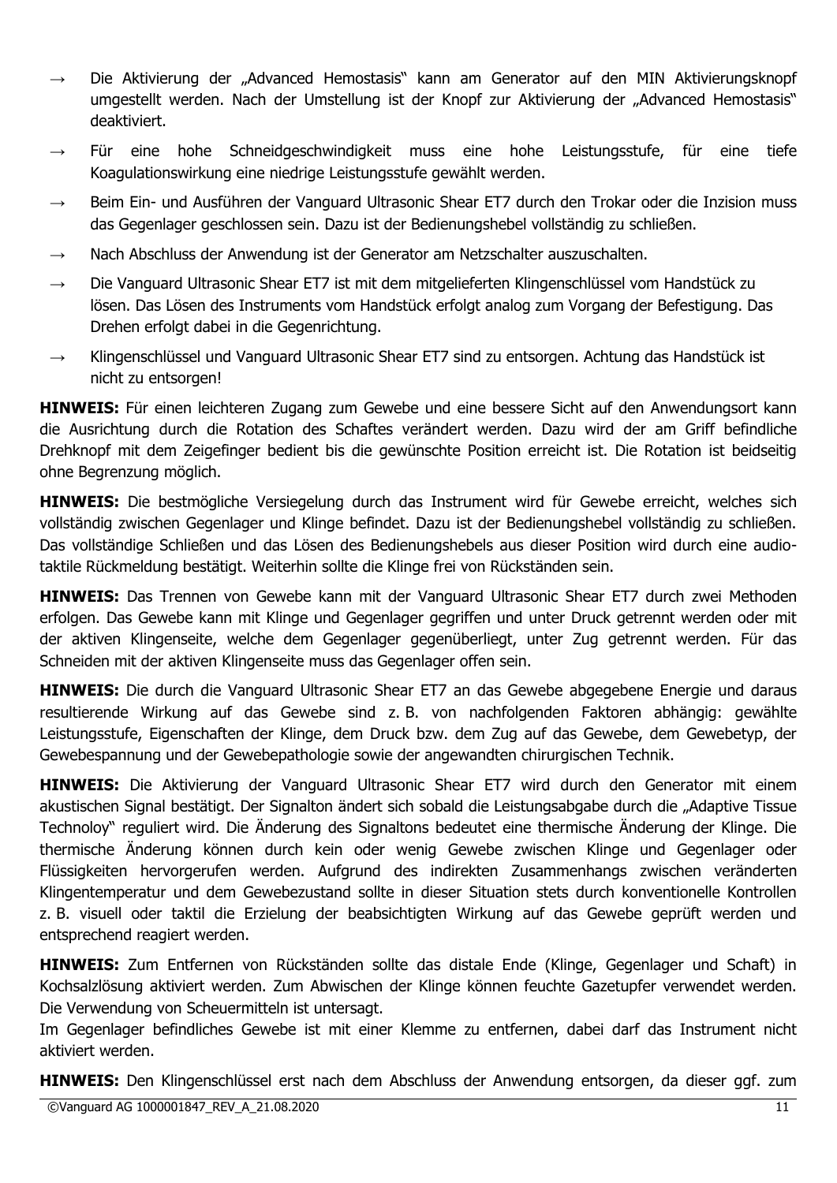- → Die Aktivierung der „Advanced Hemostasis" kann am Generator auf den MIN Aktivierungsknopf umgestellt werden. Nach der Umstellung ist der Knopf zur Aktivierung der „Advanced Hemostasis" deaktiviert.
- → Für eine hohe Schneidgeschwindigkeit muss eine hohe Leistungsstufe, für eine tiefe Koagulationswirkung eine niedrige Leistungsstufe gewählt werden.
- → Beim Ein- und Ausführen der Vanguard Ultrasonic Shear ET7 durch den Trokar oder die Inzision muss das Gegenlager geschlossen sein. Dazu ist der Bedienungshebel vollständig zu schließen.
- → Nach Abschluss der Anwendung ist der Generator am Netzschalter auszuschalten.
- → Die Vanguard Ultrasonic Shear ET7 ist mit dem mitgelieferten Klingenschlüssel vom Handstück zu lösen. Das Lösen des Instruments vom Handstück erfolgt analog zum Vorgang der Befestigung. Das Drehen erfolgt dabei in die Gegenrichtung.
- → Klingenschlüssel und Vanguard Ultrasonic Shear ET7 sind zu entsorgen. Achtung das Handstück ist nicht zu entsorgen!

**HINWEIS:** Für einen leichteren Zugang zum Gewebe und eine bessere Sicht auf den Anwendungsort kann die Ausrichtung durch die Rotation des Schaftes verändert werden. Dazu wird der am Griff befindliche Drehknopf mit dem Zeigefinger bedient bis die gewünschte Position erreicht ist. Die Rotation ist beidseitig ohne Begrenzung möglich.

**HINWEIS:** Die bestmögliche Versiegelung durch das Instrument wird für Gewebe erreicht, welches sich vollständig zwischen Gegenlager und Klinge befindet. Dazu ist der Bedienungshebel vollständig zu schließen. Das vollständige Schließen und das Lösen des Bedienungshebels aus dieser Position wird durch eine audio-taktile Rückmeldung bestätigt. Weiterhin sollte die Klinge frei von Rückständen sein.

**HINWEIS:** Das Trennen von Gewebe kann mit der Vanguard Ultrasonic Shear ET7 durch zwei Methoden erfolgen. Das Gewebe kann mit Klinge und Gegenlager gegriffen und unter Druck getrennt werden oder mit der aktiven Klingenseite, welche dem Gegenlager gegenüberliegt, unter Zug getrennt werden. Für das Schneiden mit der aktiven Klingenseite muss das Gegenlager offen sein.

**HINWEIS:** Die durch die Vanguard Ultrasonic Shear ET7 an das Gewebe abgegebene Energie und daraus resultierende Wirkung auf das Gewebe sind z. B. von nachfolgenden Faktoren abhängig: gewählte Leistungsstufe, Eigenschaften der Klinge, dem Druck bzw. dem Zug auf das Gewebe, dem Gewebetyp, der Gewebespannung und der Gewebepathologie sowie der angewandten chirurgischen Technik.

**HINWEIS:** Die Aktivierung der Vanguard Ultrasonic Shear ET7 wird durch den Generator mit einem akustischen Signal bestätigt. Der Signalton ändert sich sobald die Leistungsabgabe durch die „Adaptive Tissue Technoloy" reguliert wird. Die Änderung des Signaltons bedeutet eine thermische Änderung der Klinge. Die thermische Änderung können durch kein oder wenig Gewebe zwischen Klinge und Gegenlager oder Flüssigkeiten hervorgerufen werden. Aufgrund des indirekten Zusammenhangs zwischen veränderten Klingentemperatur und dem Gewebezustand sollte in dieser Situation stets durch konventionelle Kontrollen z. B. visuell oder taktil die Erzielung der beabsichtigten Wirkung auf das Gewebe geprüft werden und entsprechend reagiert werden.

**HINWEIS:** Zum Entfernen von Rückständen sollte das distale Ende (Klinge, Gegenlager und Schaft) in Kochsalzlösung aktiviert werden. Zum Abwischen der Klinge können feuchte Gazetupfer verwendet werden. Die Verwendung von Scheuermitteln ist untersagt.
Im Gegenlager befindliches Gewebe ist mit einer Klemme zu entfernen, dabei darf das Instrument nicht aktiviert werden.

**HINWEIS:** Den Klingenschlüssel erst nach dem Abschluss der Anwendung entsorgen, da dieser ggf. zum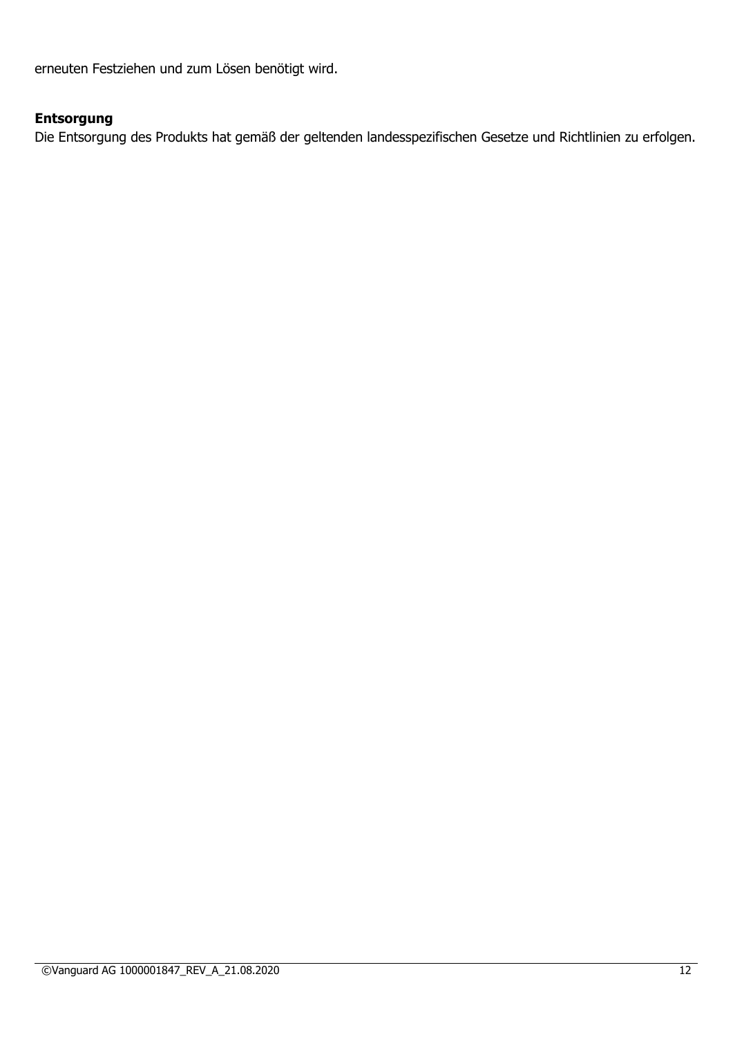erneuten Festziehen und zum Lösen benötigt wird.

**Entsorgung**

Die Entsorgung des Produkts hat gemäß der geltenden landesspezifischen Gesetze und Richtlinien zu erfolgen.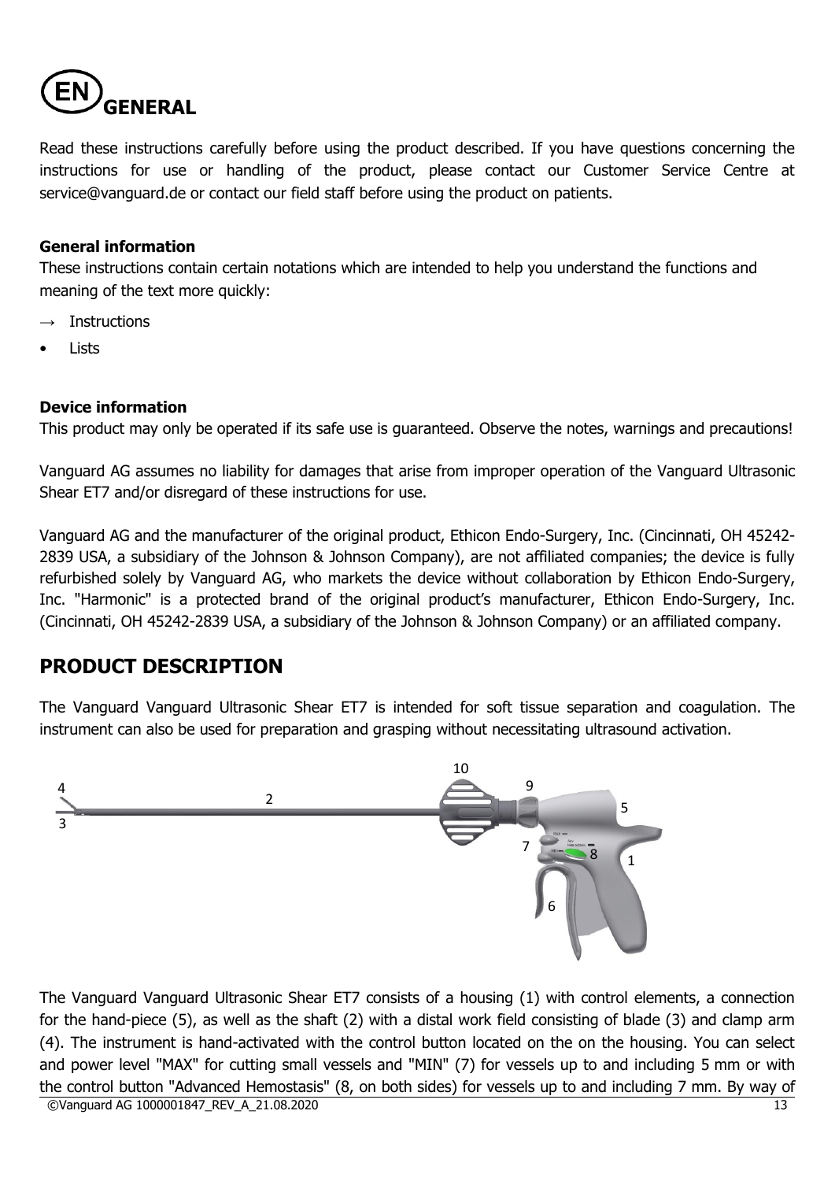# GENERAL

Read these instructions carefully before using the product described. If you have questions concerning the instructions for use or handling of the product, please contact our Customer Service Centre at service@vanguard.de or contact our field staff before using the product on patients.

**General information**

These instructions contain certain notations which are intended to help you understand the functions and meaning of the text more quickly:

→ Instructions

- Lists

**Device information**

This product may only be operated if its safe use is guaranteed. Observe the notes, warnings and precautions!

Vanguard AG assumes no liability for damages that arise from improper operation of the Vanguard Ultrasonic Shear ET7 and/or disregard of these instructions for use.

Vanguard AG and the manufacturer of the original product, Ethicon Endo-Surgery, Inc. (Cincinnati, OH 45242-2839 USA, a subsidiary of the Johnson & Johnson Company), are not affiliated companies; the device is fully refurbished solely by Vanguard AG, who markets the device without collaboration by Ethicon Endo-Surgery, Inc. "Harmonic" is a protected brand of the original product's manufacturer, Ethicon Endo-Surgery, Inc. (Cincinnati, OH 45242-2839 USA, a subsidiary of the Johnson & Johnson Company) or an affiliated company.

## PRODUCT DESCRIPTION

The Vanguard Vanguard Ultrasonic Shear ET7 is intended for soft tissue separation and coagulation. The instrument can also be used for preparation and grasping without necessitating ultrasound activation.

The Vanguard Vanguard Ultrasonic Shear ET7 consists of a housing (1) with control elements, a connection for the hand-piece (5), as well as the shaft (2) with a distal work field consisting of blade (3) and clamp arm (4). The instrument is hand-activated with the control button located on the on the housing. You can select and power level "MAX" for cutting small vessels and "MIN" (7) for vessels up to and including 5 mm or with the control button "Advanced Hemostasis" (8, on both sides) for vessels up to and including 7 mm. By way of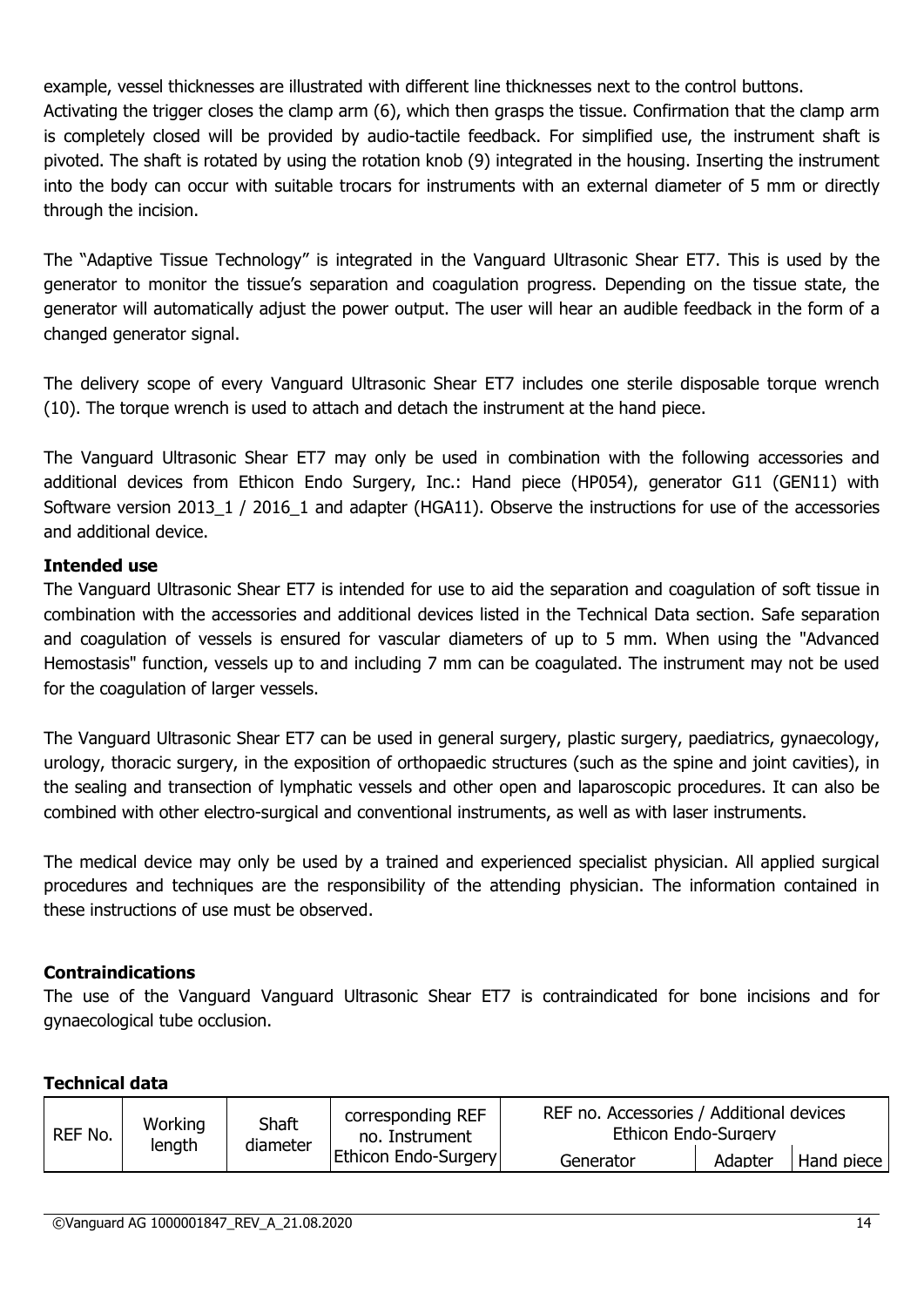example, vessel thicknesses are illustrated with different line thicknesses next to the control buttons.
Activating the trigger closes the clamp arm (6), which then grasps the tissue. Confirmation that the clamp arm is completely closed will be provided by audio-tactile feedback. For simplified use, the instrument shaft is pivoted. The shaft is rotated by using the rotation knob (9) integrated in the housing. Inserting the instrument into the body can occur with suitable trocars for instruments with an external diameter of 5 mm or directly through the incision.

The "Adaptive Tissue Technology" is integrated in the Vanguard Ultrasonic Shear ET7. This is used by the generator to monitor the tissue's separation and coagulation progress. Depending on the tissue state, the generator will automatically adjust the power output. The user will hear an audible feedback in the form of a changed generator signal.

The delivery scope of every Vanguard Ultrasonic Shear ET7 includes one sterile disposable torque wrench (10). The torque wrench is used to attach and detach the instrument at the hand piece.

The Vanguard Ultrasonic Shear ET7 may only be used in combination with the following accessories and additional devices from Ethicon Endo Surgery, Inc.: Hand piece (HP054), generator G11 (GEN11) with Software version 2013_1 / 2016_1 and adapter (HGA11). Observe the instructions for use of the accessories and additional device.

**Intended use**

The Vanguard Ultrasonic Shear ET7 is intended for use to aid the separation and coagulation of soft tissue in combination with the accessories and additional devices listed in the Technical Data section. Safe separation and coagulation of vessels is ensured for vascular diameters of up to 5 mm. When using the "Advanced Hemostasis" function, vessels up to and including 7 mm can be coagulated. The instrument may not be used for the coagulation of larger vessels.

The Vanguard Ultrasonic Shear ET7 can be used in general surgery, plastic surgery, paediatrics, gynaecology, urology, thoracic surgery, in the exposition of orthopaedic structures (such as the spine and joint cavities), in the sealing and transection of lymphatic vessels and other open and laparoscopic procedures. It can also be combined with other electro-surgical and conventional instruments, as well as with laser instruments.

The medical device may only be used by a trained and experienced specialist physician. All applied surgical procedures and techniques are the responsibility of the attending physician. The information contained in these instructions of use must be observed.

**Contraindications**

The use of the Vanguard Vanguard Ultrasonic Shear ET7 is contraindicated for bone incisions and for gynaecological tube occlusion.

**Technical data**

| REF No. | Working length | Shaft diameter | corresponding REF no. Instrument Ethicon Endo-Surgery | REF no. Accessories / Additional devices Ethicon Endo-Surgery | | |
|---|---|---|---|---|---|---|
| | | | | Generator | Adapter | Hand piece |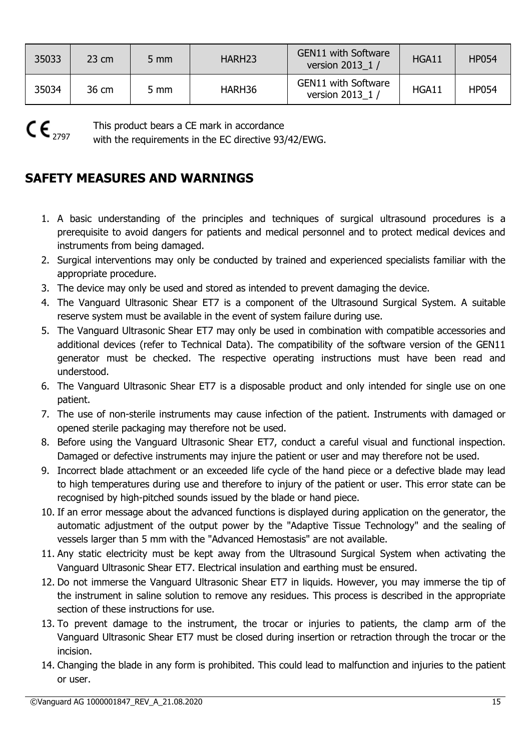| 35033 | 23 cm | 5 mm | HARH23 | GEN11 with Software version 2013_1 / | HGA11 | HP054 |
|---|---|---|---|---|---|---|
| 35034 | 36 cm | 5 mm | HARH36 | GEN11 with Software version 2013_1 / | HGA11 | HP054 |

CE 2797 This product bears a CE mark in accordance with the requirements in the EC directive 93/42/EWG.

## SAFETY MEASURES AND WARNINGS

1. A basic understanding of the principles and techniques of surgical ultrasound procedures is a prerequisite to avoid dangers for patients and medical personnel and to protect medical devices and instruments from being damaged.
2. Surgical interventions may only be conducted by trained and experienced specialists familiar with the appropriate procedure.
3. The device may only be used and stored as intended to prevent damaging the device.
4. The Vanguard Ultrasonic Shear ET7 is a component of the Ultrasound Surgical System. A suitable reserve system must be available in the event of system failure during use.
5. The Vanguard Ultrasonic Shear ET7 may only be used in combination with compatible accessories and additional devices (refer to Technical Data). The compatibility of the software version of the GEN11 generator must be checked. The respective operating instructions must have been read and understood.
6. The Vanguard Ultrasonic Shear ET7 is a disposable product and only intended for single use on one patient.
7. The use of non-sterile instruments may cause infection of the patient. Instruments with damaged or opened sterile packaging may therefore not be used.
8. Before using the Vanguard Ultrasonic Shear ET7, conduct a careful visual and functional inspection. Damaged or defective instruments may injure the patient or user and may therefore not be used.
9. Incorrect blade attachment or an exceeded life cycle of the hand piece or a defective blade may lead to high temperatures during use and therefore to injury of the patient or user. This error state can be recognised by high-pitched sounds issued by the blade or hand piece.
10. If an error message about the advanced functions is displayed during application on the generator, the automatic adjustment of the output power by the "Adaptive Tissue Technology" and the sealing of vessels larger than 5 mm with the "Advanced Hemostasis" are not available.
11. Any static electricity must be kept away from the Ultrasound Surgical System when activating the Vanguard Ultrasonic Shear ET7. Electrical insulation and earthing must be ensured.
12. Do not immerse the Vanguard Ultrasonic Shear ET7 in liquids. However, you may immerse the tip of the instrument in saline solution to remove any residues. This process is described in the appropriate section of these instructions for use.
13. To prevent damage to the instrument, the trocar or injuries to patients, the clamp arm of the Vanguard Ultrasonic Shear ET7 must be closed during insertion or retraction through the trocar or the incision.
14. Changing the blade in any form is prohibited. This could lead to malfunction and injuries to the patient or user.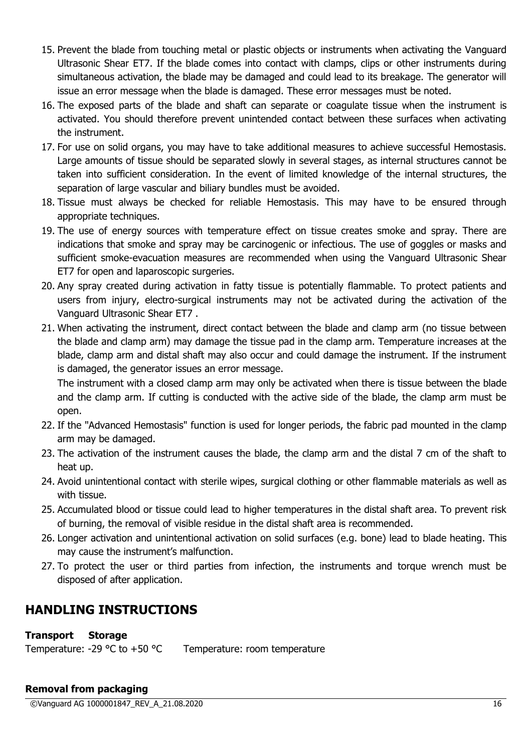15. Prevent the blade from touching metal or plastic objects or instruments when activating the Vanguard Ultrasonic Shear ET7. If the blade comes into contact with clamps, clips or other instruments during simultaneous activation, the blade may be damaged and could lead to its breakage. The generator will issue an error message when the blade is damaged. These error messages must be noted.
16. The exposed parts of the blade and shaft can separate or coagulate tissue when the instrument is activated. You should therefore prevent unintended contact between these surfaces when activating the instrument.
17. For use on solid organs, you may have to take additional measures to achieve successful Hemostasis. Large amounts of tissue should be separated slowly in several stages, as internal structures cannot be taken into sufficient consideration. In the event of limited knowledge of the internal structures, the separation of large vascular and biliary bundles must be avoided.
18. Tissue must always be checked for reliable Hemostasis. This may have to be ensured through appropriate techniques.
19. The use of energy sources with temperature effect on tissue creates smoke and spray. There are indications that smoke and spray may be carcinogenic or infectious. The use of goggles or masks and sufficient smoke-evacuation measures are recommended when using the Vanguard Ultrasonic Shear ET7 for open and laparoscopic surgeries.
20. Any spray created during activation in fatty tissue is potentially flammable. To protect patients and users from injury, electro-surgical instruments may not be activated during the activation of the Vanguard Ultrasonic Shear ET7 .
21. When activating the instrument, direct contact between the blade and clamp arm (no tissue between the blade and clamp arm) may damage the tissue pad in the clamp arm. Temperature increases at the blade, clamp arm and distal shaft may also occur and could damage the instrument. If the instrument is damaged, the generator issues an error message.
    The instrument with a closed clamp arm may only be activated when there is tissue between the blade and the clamp arm. If cutting is conducted with the active side of the blade, the clamp arm must be open.
22. If the "Advanced Hemostasis" function is used for longer periods, the fabric pad mounted in the clamp arm may be damaged.
23. The activation of the instrument causes the blade, the clamp arm and the distal 7 cm of the shaft to heat up.
24. Avoid unintentional contact with sterile wipes, surgical clothing or other flammable materials as well as with tissue.
25. Accumulated blood or tissue could lead to higher temperatures in the distal shaft area. To prevent risk of burning, the removal of visible residue in the distal shaft area is recommended.
26. Longer activation and unintentional activation on solid surfaces (e.g. bone) lead to blade heating. This may cause the instrument's malfunction.
27. To protect the user or third parties from infection, the instruments and torque wrench must be disposed of after application.

## HANDLING INSTRUCTIONS

**Transport** **Storage**

Temperature: -29 °C to +50 °C Temperature: room temperature

**Removal from packaging**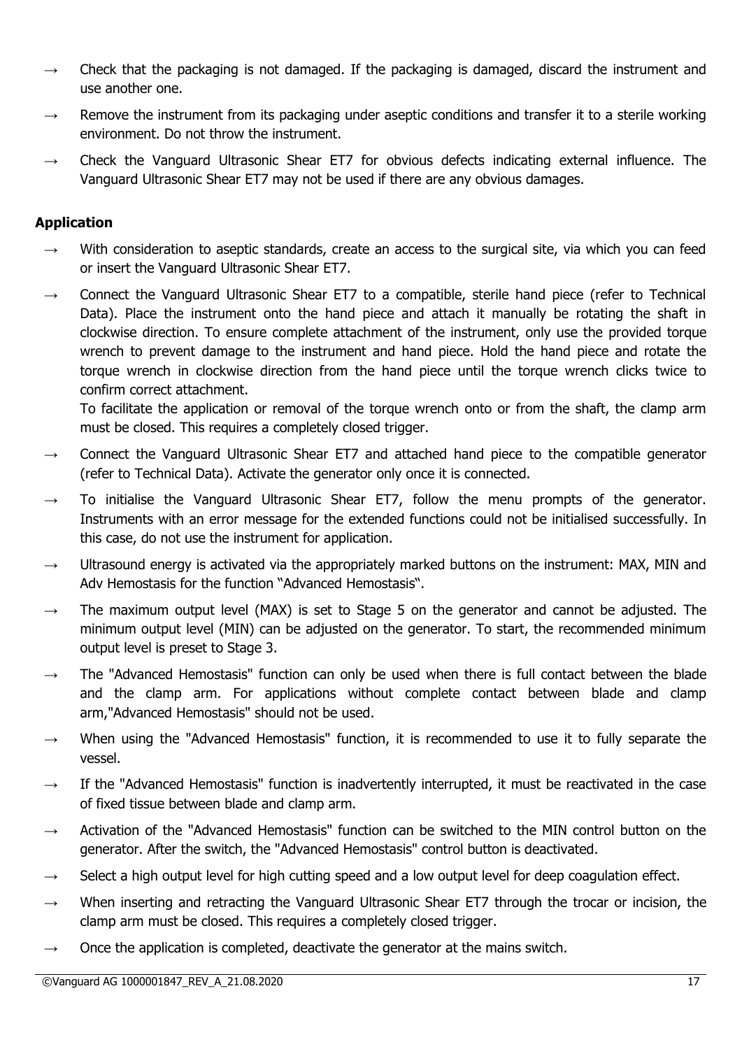→ Check that the packaging is not damaged. If the packaging is damaged, discard the instrument and use another one.

→ Remove the instrument from its packaging under aseptic conditions and transfer it to a sterile working environment. Do not throw the instrument.

→ Check the Vanguard Ultrasonic Shear ET7 for obvious defects indicating external influence. The Vanguard Ultrasonic Shear ET7 may not be used if there are any obvious damages.

**Application**

→ With consideration to aseptic standards, create an access to the surgical site, via which you can feed or insert the Vanguard Ultrasonic Shear ET7.

→ Connect the Vanguard Ultrasonic Shear ET7 to a compatible, sterile hand piece (refer to Technical Data). Place the instrument onto the hand piece and attach it manually be rotating the shaft in clockwise direction. To ensure complete attachment of the instrument, only use the provided torque wrench to prevent damage to the instrument and hand piece. Hold the hand piece and rotate the torque wrench in clockwise direction from the hand piece until the torque wrench clicks twice to confirm correct attachment.
To facilitate the application or removal of the torque wrench onto or from the shaft, the clamp arm must be closed. This requires a completely closed trigger.

→ Connect the Vanguard Ultrasonic Shear ET7 and attached hand piece to the compatible generator (refer to Technical Data). Activate the generator only once it is connected.

→ To initialise the Vanguard Ultrasonic Shear ET7, follow the menu prompts of the generator. Instruments with an error message for the extended functions could not be initialised successfully. In this case, do not use the instrument for application.

→ Ultrasound energy is activated via the appropriately marked buttons on the instrument: MAX, MIN and Adv Hemostasis for the function "Advanced Hemostasis".

→ The maximum output level (MAX) is set to Stage 5 on the generator and cannot be adjusted. The minimum output level (MIN) can be adjusted on the generator. To start, the recommended minimum output level is preset to Stage 3.

→ The "Advanced Hemostasis" function can only be used when there is full contact between the blade and the clamp arm. For applications without complete contact between blade and clamp arm,"Advanced Hemostasis" should not be used.

→ When using the "Advanced Hemostasis" function, it is recommended to use it to fully separate the vessel.

→ If the "Advanced Hemostasis" function is inadvertently interrupted, it must be reactivated in the case of fixed tissue between blade and clamp arm.

→ Activation of the "Advanced Hemostasis" function can be switched to the MIN control button on the generator. After the switch, the "Advanced Hemostasis" control button is deactivated.

→ Select a high output level for high cutting speed and a low output level for deep coagulation effect.

→ When inserting and retracting the Vanguard Ultrasonic Shear ET7 through the trocar or incision, the clamp arm must be closed. This requires a completely closed trigger.

→ Once the application is completed, deactivate the generator at the mains switch.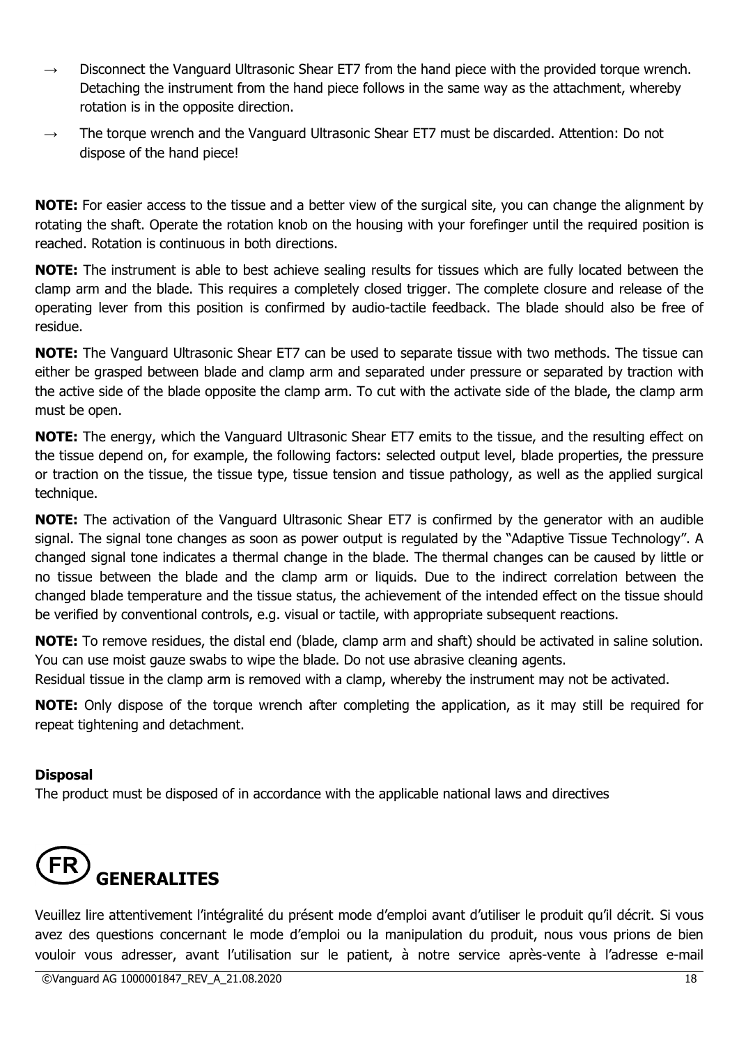→ Disconnect the Vanguard Ultrasonic Shear ET7 from the hand piece with the provided torque wrench. Detaching the instrument from the hand piece follows in the same way as the attachment, whereby rotation is in the opposite direction.

→ The torque wrench and the Vanguard Ultrasonic Shear ET7 must be discarded. Attention: Do not dispose of the hand piece!

**NOTE:** For easier access to the tissue and a better view of the surgical site, you can change the alignment by rotating the shaft. Operate the rotation knob on the housing with your forefinger until the required position is reached. Rotation is continuous in both directions.

**NOTE:** The instrument is able to best achieve sealing results for tissues which are fully located between the clamp arm and the blade. This requires a completely closed trigger. The complete closure and release of the operating lever from this position is confirmed by audio-tactile feedback. The blade should also be free of residue.

**NOTE:** The Vanguard Ultrasonic Shear ET7 can be used to separate tissue with two methods. The tissue can either be grasped between blade and clamp arm and separated under pressure or separated by traction with the active side of the blade opposite the clamp arm. To cut with the activate side of the blade, the clamp arm must be open.

**NOTE:** The energy, which the Vanguard Ultrasonic Shear ET7 emits to the tissue, and the resulting effect on the tissue depend on, for example, the following factors: selected output level, blade properties, the pressure or traction on the tissue, the tissue type, tissue tension and tissue pathology, as well as the applied surgical technique.

**NOTE:** The activation of the Vanguard Ultrasonic Shear ET7 is confirmed by the generator with an audible signal. The signal tone changes as soon as power output is regulated by the "Adaptive Tissue Technology". A changed signal tone indicates a thermal change in the blade. The thermal changes can be caused by little or no tissue between the blade and the clamp arm or liquids. Due to the indirect correlation between the changed blade temperature and the tissue status, the achievement of the intended effect on the tissue should be verified by conventional controls, e.g. visual or tactile, with appropriate subsequent reactions.

**NOTE:** To remove residues, the distal end (blade, clamp arm and shaft) should be activated in saline solution. You can use moist gauze swabs to wipe the blade. Do not use abrasive cleaning agents.
Residual tissue in the clamp arm is removed with a clamp, whereby the instrument may not be activated.

**NOTE:** Only dispose of the torque wrench after completing the application, as it may still be required for repeat tightening and detachment.

**Disposal**
The product must be disposed of in accordance with the applicable national laws and directives

# FR GENERALITES

Veuillez lire attentivement l'intégralité du présent mode d'emploi avant d'utiliser le produit qu'il décrit. Si vous avez des questions concernant le mode d'emploi ou la manipulation du produit, nous vous prions de bien vouloir vous adresser, avant l'utilisation sur le patient, à notre service après-vente à l'adresse e-mail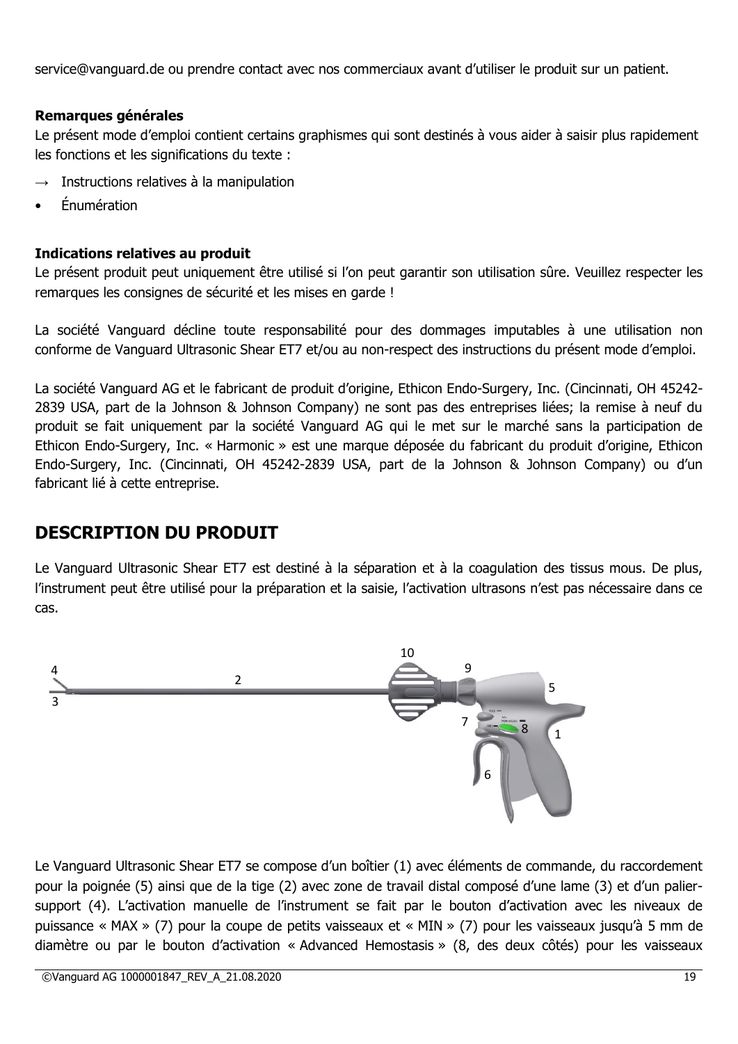service@vanguard.de ou prendre contact avec nos commerciaux avant d'utiliser le produit sur un patient.

**Remarques générales**

Le présent mode d'emploi contient certains graphismes qui sont destinés à vous aider à saisir plus rapidement les fonctions et les significations du texte :

→ Instructions relatives à la manipulation

- Énumération

**Indications relatives au produit**

Le présent produit peut uniquement être utilisé si l'on peut garantir son utilisation sûre. Veuillez respecter les remarques les consignes de sécurité et les mises en garde !

La société Vanguard décline toute responsabilité pour des dommages imputables à une utilisation non conforme de Vanguard Ultrasonic Shear ET7 et/ou au non-respect des instructions du présent mode d'emploi.

La société Vanguard AG et le fabricant de produit d'origine, Ethicon Endo-Surgery, Inc. (Cincinnati, OH 45242-2839 USA, part de la Johnson & Johnson Company) ne sont pas des entreprises liées; la remise à neuf du produit se fait uniquement par la société Vanguard AG qui le met sur le marché sans la participation de Ethicon Endo-Surgery, Inc. « Harmonic » est une marque déposée du fabricant du produit d'origine, Ethicon Endo-Surgery, Inc. (Cincinnati, OH 45242-2839 USA, part de la Johnson & Johnson Company) ou d'un fabricant lié à cette entreprise.

## DESCRIPTION DU PRODUIT

Le Vanguard Ultrasonic Shear ET7 est destiné à la séparation et à la coagulation des tissus mous. De plus, l'instrument peut être utilisé pour la préparation et la saisie, l'activation ultrasons n'est pas nécessaire dans ce cas.

Le Vanguard Ultrasonic Shear ET7 se compose d'un boîtier (1) avec éléments de commande, du raccordement pour la poignée (5) ainsi que de la tige (2) avec zone de travail distal composé d'une lame (3) et d'un palier-support (4). L'activation manuelle de l'instrument se fait par le bouton d'activation avec les niveaux de puissance « MAX » (7) pour la coupe de petits vaisseaux et « MIN » (7) pour les vaisseaux jusqu'à 5 mm de diamètre ou par le bouton d'activation « Advanced Hemostasis » (8, des deux côtés) pour les vaisseaux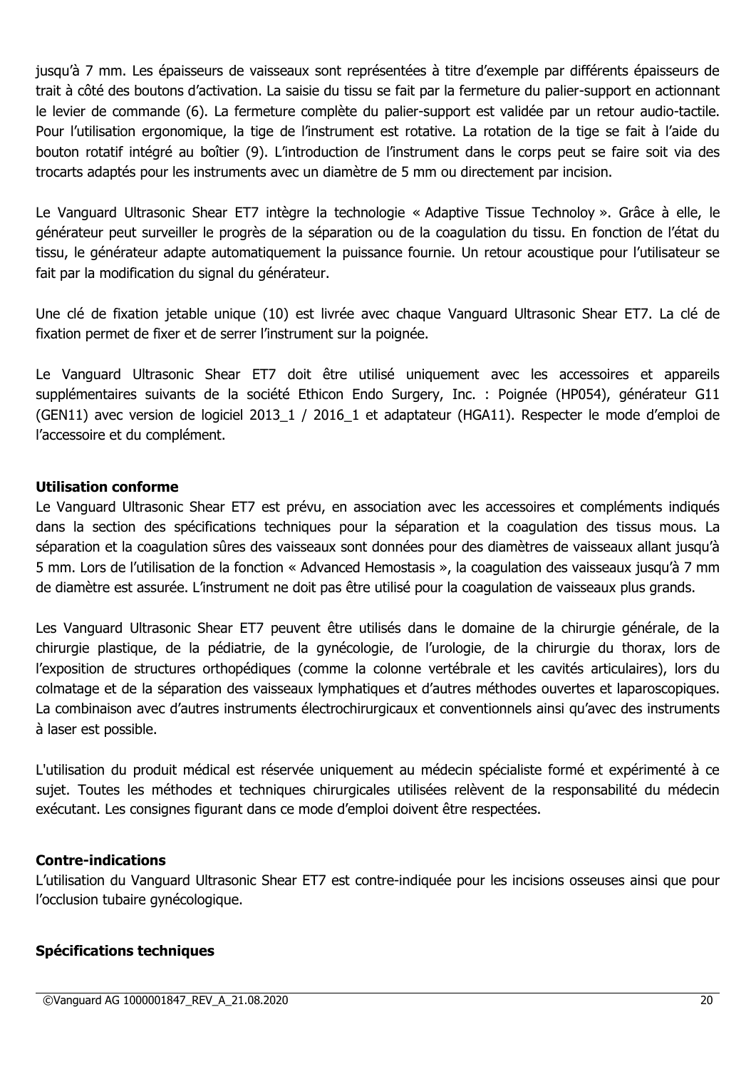jusqu'à 7 mm. Les épaisseurs de vaisseaux sont représentées à titre d'exemple par différents épaisseurs de trait à côté des boutons d'activation. La saisie du tissu se fait par la fermeture du palier-support en actionnant le levier de commande (6). La fermeture complète du palier-support est validée par un retour audio-tactile. Pour l'utilisation ergonomique, la tige de l'instrument est rotative. La rotation de la tige se fait à l'aide du bouton rotatif intégré au boîtier (9). L'introduction de l'instrument dans le corps peut se faire soit via des trocarts adaptés pour les instruments avec un diamètre de 5 mm ou directement par incision.

Le Vanguard Ultrasonic Shear ET7 intègre la technologie « Adaptive Tissue Technoloy ». Grâce à elle, le générateur peut surveiller le progrès de la séparation ou de la coagulation du tissu. En fonction de l'état du tissu, le générateur adapte automatiquement la puissance fournie. Un retour acoustique pour l'utilisateur se fait par la modification du signal du générateur.

Une clé de fixation jetable unique (10) est livrée avec chaque Vanguard Ultrasonic Shear ET7. La clé de fixation permet de fixer et de serrer l'instrument sur la poignée.

Le Vanguard Ultrasonic Shear ET7 doit être utilisé uniquement avec les accessoires et appareils supplémentaires suivants de la société Ethicon Endo Surgery, Inc. : Poignée (HP054), générateur G11 (GEN11) avec version de logiciel 2013_1 / 2016_1 et adaptateur (HGA11). Respecter le mode d'emploi de l'accessoire et du complément.

**Utilisation conforme**

Le Vanguard Ultrasonic Shear ET7 est prévu, en association avec les accessoires et compléments indiqués dans la section des spécifications techniques pour la séparation et la coagulation des tissus mous. La séparation et la coagulation sûres des vaisseaux sont données pour des diamètres de vaisseaux allant jusqu'à 5 mm. Lors de l'utilisation de la fonction « Advanced Hemostasis », la coagulation des vaisseaux jusqu'à 7 mm de diamètre est assurée. L'instrument ne doit pas être utilisé pour la coagulation de vaisseaux plus grands.

Les Vanguard Ultrasonic Shear ET7 peuvent être utilisés dans le domaine de la chirurgie générale, de la chirurgie plastique, de la pédiatrie, de la gynécologie, de l'urologie, de la chirurgie du thorax, lors de l'exposition de structures orthopédiques (comme la colonne vertébrale et les cavités articulaires), lors du colmatage et de la séparation des vaisseaux lymphatiques et d'autres méthodes ouvertes et laparoscopiques. La combinaison avec d'autres instruments électrochirurgicaux et conventionnels ainsi qu'avec des instruments à laser est possible.

L'utilisation du produit médical est réservée uniquement au médecin spécialiste formé et expérimenté à ce sujet. Toutes les méthodes et techniques chirurgicales utilisées relèvent de la responsabilité du médecin exécutant. Les consignes figurant dans ce mode d'emploi doivent être respectées.

**Contre-indications**

L'utilisation du Vanguard Ultrasonic Shear ET7 est contre-indiquée pour les incisions osseuses ainsi que pour l'occlusion tubaire gynécologique.

**Spécifications techniques**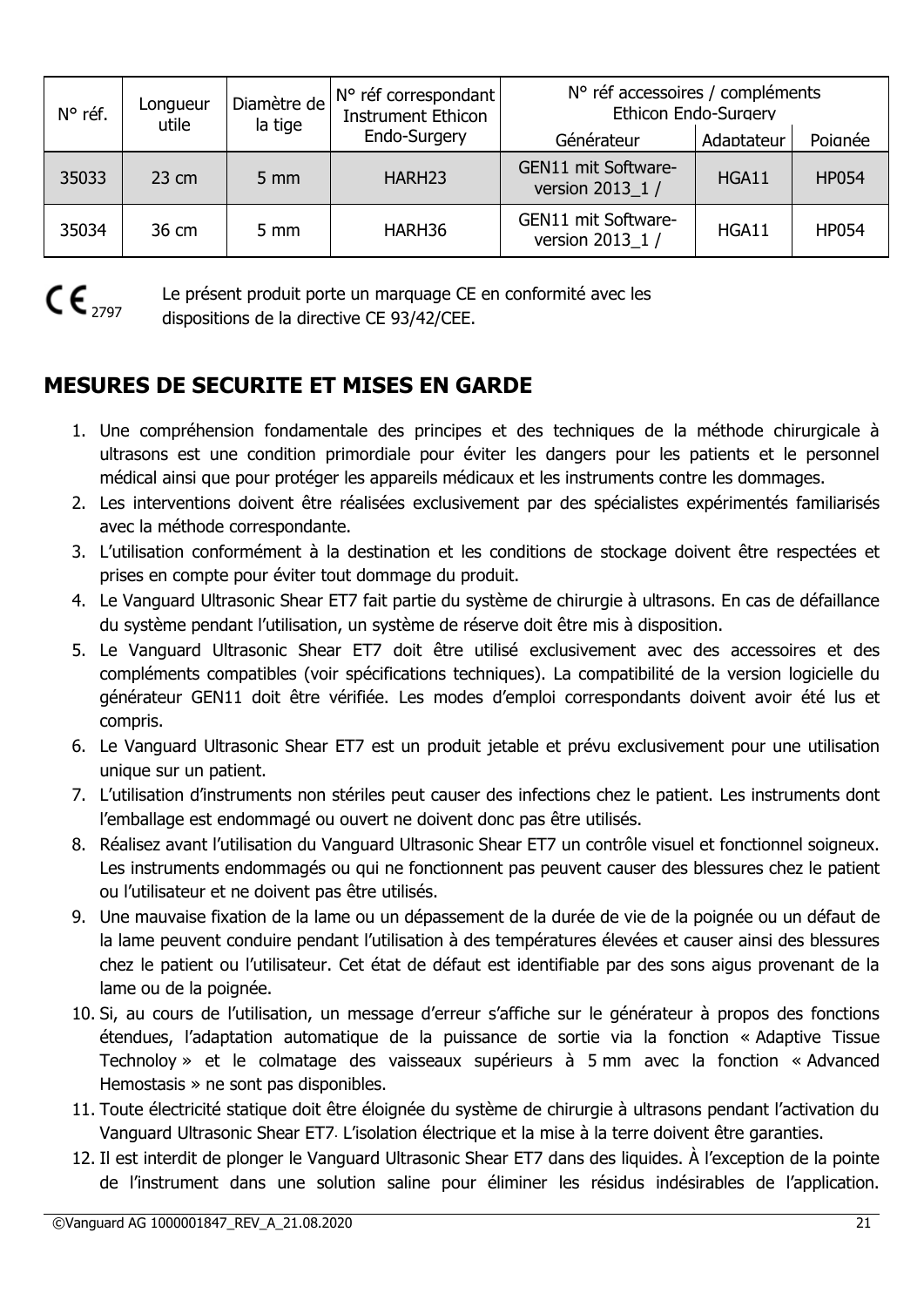| N° réf. | Longueur utile | Diamètre de la tige | N° réf correspondant Instrument Ethicon Endo-Surgery | N° réf accessoires / compléments Ethicon Endo-Surgery | | |
|---|---|---|---|---|---|---|
| | | | | Générateur | Adaptateur | Poignée |
| 35033 | 23 cm | 5 mm | HARH23 | GEN11 mit Software-version 2013_1 / | HGA11 | HP054 |
| 35034 | 36 cm | 5 mm | HARH36 | GEN11 mit Software-version 2013_1 / | HGA11 | HP054 |

CE 2797 Le présent produit porte un marquage CE en conformité avec les dispositions de la directive CE 93/42/CEE.

## MESURES DE SECURITE ET MISES EN GARDE

1. Une compréhension fondamentale des principes et des techniques de la méthode chirurgicale à ultrasons est une condition primordiale pour éviter les dangers pour les patients et le personnel médical ainsi que pour protéger les appareils médicaux et les instruments contre les dommages.
2. Les interventions doivent être réalisées exclusivement par des spécialistes expérimentés familiarisés avec la méthode correspondante.
3. L'utilisation conformément à la destination et les conditions de stockage doivent être respectées et prises en compte pour éviter tout dommage du produit.
4. Le Vanguard Ultrasonic Shear ET7 fait partie du système de chirurgie à ultrasons. En cas de défaillance du système pendant l'utilisation, un système de réserve doit être mis à disposition.
5. Le Vanguard Ultrasonic Shear ET7 doit être utilisé exclusivement avec des accessoires et des compléments compatibles (voir spécifications techniques). La compatibilité de la version logicielle du générateur GEN11 doit être vérifiée. Les modes d'emploi correspondants doivent avoir été lus et compris.
6. Le Vanguard Ultrasonic Shear ET7 est un produit jetable et prévu exclusivement pour une utilisation unique sur un patient.
7. L'utilisation d'instruments non stériles peut causer des infections chez le patient. Les instruments dont l'emballage est endommagé ou ouvert ne doivent donc pas être utilisés.
8. Réalisez avant l'utilisation du Vanguard Ultrasonic Shear ET7 un contrôle visuel et fonctionnel soigneux. Les instruments endommagés ou qui ne fonctionnent pas peuvent causer des blessures chez le patient ou l'utilisateur et ne doivent pas être utilisés.
9. Une mauvaise fixation de la lame ou un dépassement de la durée de vie de la poignée ou un défaut de la lame peuvent conduire pendant l'utilisation à des températures élevées et causer ainsi des blessures chez le patient ou l'utilisateur. Cet état de défaut est identifiable par des sons aigus provenant de la lame ou de la poignée.
10. Si, au cours de l'utilisation, un message d'erreur s'affiche sur le générateur à propos des fonctions étendues, l'adaptation automatique de la puissance de sortie via la fonction « Adaptive Tissue Technoloy » et le colmatage des vaisseaux supérieurs à 5 mm avec la fonction « Advanced Hemostasis » ne sont pas disponibles.
11. Toute électricité statique doit être éloignée du système de chirurgie à ultrasons pendant l'activation du Vanguard Ultrasonic Shear ET7. L'isolation électrique et la mise à la terre doivent être garanties.
12. Il est interdit de plonger le Vanguard Ultrasonic Shear ET7 dans des liquides. À l'exception de la pointe de l'instrument dans une solution saline pour éliminer les résidus indésirables de l'application.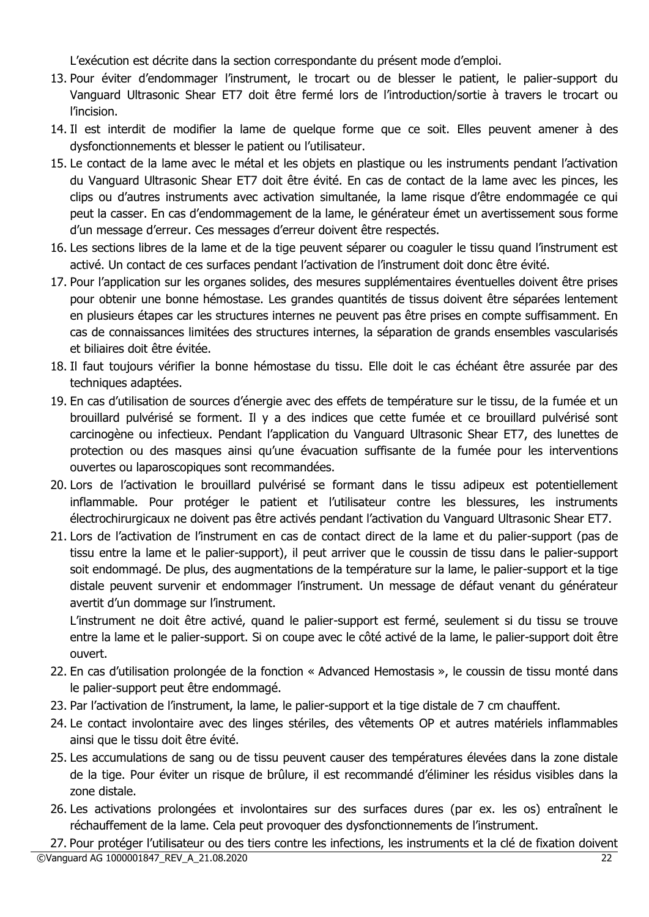L'exécution est décrite dans la section correspondante du présent mode d'emploi.

13. Pour éviter d'endommager l'instrument, le trocart ou de blesser le patient, le palier-support du Vanguard Ultrasonic Shear ET7 doit être fermé lors de l'introduction/sortie à travers le trocart ou l'incision.
14. Il est interdit de modifier la lame de quelque forme que ce soit. Elles peuvent amener à des dysfonctionnements et blesser le patient ou l'utilisateur.
15. Le contact de la lame avec le métal et les objets en plastique ou les instruments pendant l'activation du Vanguard Ultrasonic Shear ET7 doit être évité. En cas de contact de la lame avec les pinces, les clips ou d'autres instruments avec activation simultanée, la lame risque d'être endommagée ce qui peut la casser. En cas d'endommagement de la lame, le générateur émet un avertissement sous forme d'un message d'erreur. Ces messages d'erreur doivent être respectés.
16. Les sections libres de la lame et de la tige peuvent séparer ou coaguler le tissu quand l'instrument est activé. Un contact de ces surfaces pendant l'activation de l'instrument doit donc être évité.
17. Pour l'application sur les organes solides, des mesures supplémentaires éventuelles doivent être prises pour obtenir une bonne hémostase. Les grandes quantités de tissus doivent être séparées lentement en plusieurs étapes car les structures internes ne peuvent pas être prises en compte suffisamment. En cas de connaissances limitées des structures internes, la séparation de grands ensembles vascularisés et biliaires doit être évitée.
18. Il faut toujours vérifier la bonne hémostase du tissu. Elle doit le cas échéant être assurée par des techniques adaptées.
19. En cas d'utilisation de sources d'énergie avec des effets de température sur le tissu, de la fumée et un brouillard pulvérisé se forment. Il y a des indices que cette fumée et ce brouillard pulvérisé sont carcinogène ou infectieux. Pendant l'application du Vanguard Ultrasonic Shear ET7, des lunettes de protection ou des masques ainsi qu'une évacuation suffisante de la fumée pour les interventions ouvertes ou laparoscopiques sont recommandées.
20. Lors de l'activation le brouillard pulvérisé se formant dans le tissu adipeux est potentiellement inflammable. Pour protéger le patient et l'utilisateur contre les blessures, les instruments électrochirurgicaux ne doivent pas être activés pendant l'activation du Vanguard Ultrasonic Shear ET7.
21. Lors de l'activation de l'instrument en cas de contact direct de la lame et du palier-support (pas de tissu entre la lame et le palier-support), il peut arriver que le coussin de tissu dans le palier-support soit endommagé. De plus, des augmentations de la température sur la lame, le palier-support et la tige distale peuvent survenir et endommager l'instrument. Un message de défaut venant du générateur avertit d'un dommage sur l'instrument.

    L'instrument ne doit être activé, quand le palier-support est fermé, seulement si du tissu se trouve entre la lame et le palier-support. Si on coupe avec le côté activé de la lame, le palier-support doit être ouvert.
22. En cas d'utilisation prolongée de la fonction « Advanced Hemostasis », le coussin de tissu monté dans le palier-support peut être endommagé.
23. Par l'activation de l'instrument, la lame, le palier-support et la tige distale de 7 cm chauffent.
24. Le contact involontaire avec des linges stériles, des vêtements OP et autres matériels inflammables ainsi que le tissu doit être évité.
25. Les accumulations de sang ou de tissu peuvent causer des températures élevées dans la zone distale de la tige. Pour éviter un risque de brûlure, il est recommandé d'éliminer les résidus visibles dans la zone distale.
26. Les activations prolongées et involontaires sur des surfaces dures (par ex. les os) entraînent le réchauffement de la lame. Cela peut provoquer des dysfonctionnements de l'instrument.
27. Pour protéger l'utilisateur ou des tiers contre les infections, les instruments et la clé de fixation doivent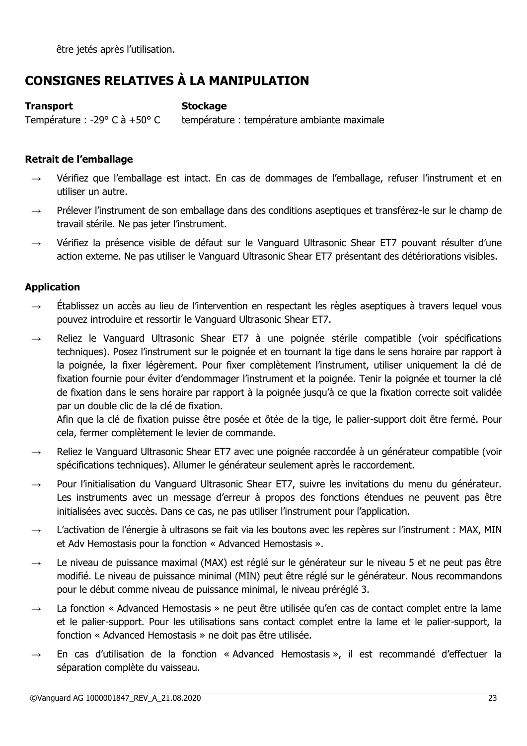être jetés après l'utilisation.

## CONSIGNES RELATIVES À LA MANIPULATION

| **Transport** | **Stockage** |
|---|---|
| Température : -29° C à +50° C | température : température ambiante maximale |

**Retrait de l'emballage**

→ Vérifiez que l'emballage est intact. En cas de dommages de l'emballage, refuser l'instrument et en utiliser un autre.

→ Prélever l'instrument de son emballage dans des conditions aseptiques et transférez-le sur le champ de travail stérile. Ne pas jeter l'instrument.

→ Vérifiez la présence visible de défaut sur le Vanguard Ultrasonic Shear ET7 pouvant résulter d'une action externe. Ne pas utiliser le Vanguard Ultrasonic Shear ET7 présentant des détériorations visibles.

**Application**

→ Établissez un accès au lieu de l'intervention en respectant les règles aseptiques à travers lequel vous pouvez introduire et ressortir le Vanguard Ultrasonic Shear ET7.

→ Reliez le Vanguard Ultrasonic Shear ET7 à une poignée stérile compatible (voir spécifications techniques). Posez l'instrument sur le poignée et en tournant la tige dans le sens horaire par rapport à la poignée, la fixer légèrement. Pour fixer complètement l'instrument, utiliser uniquement la clé de fixation fournie pour éviter d'endommager l'instrument et la poignée. Tenir la poignée et tourner la clé de fixation dans le sens horaire par rapport à la poignée jusqu'à ce que la fixation correcte soit validée par un double clic de la clé de fixation.
Afin que la clé de fixation puisse être posée et ôtée de la tige, le palier-support doit être fermé. Pour cela, fermer complètement le levier de commande.

→ Reliez le Vanguard Ultrasonic Shear ET7 avec une poignée raccordée à un générateur compatible (voir spécifications techniques). Allumer le générateur seulement après le raccordement.

→ Pour l'initialisation du Vanguard Ultrasonic Shear ET7, suivre les invitations du menu du générateur. Les instruments avec un message d'erreur à propos des fonctions étendues ne peuvent pas être initialisées avec succès. Dans ce cas, ne pas utiliser l'instrument pour l'application.

→ L'activation de l'énergie à ultrasons se fait via les boutons avec les repères sur l'instrument : MAX, MIN et Adv Hemostasis pour la fonction « Advanced Hemostasis ».

→ Le niveau de puissance maximal (MAX) est réglé sur le générateur sur le niveau 5 et ne peut pas être modifié. Le niveau de puissance minimal (MIN) peut être réglé sur le générateur. Nous recommandons pour le début comme niveau de puissance minimal, le niveau préréglé 3.

→ La fonction « Advanced Hemostasis » ne peut être utilisée qu'en cas de contact complet entre la lame et le palier-support. Pour les utilisations sans contact complet entre la lame et le palier-support, la fonction « Advanced Hemostasis » ne doit pas être utilisée.

→ En cas d'utilisation de la fonction « Advanced Hemostasis », il est recommandé d'effectuer la séparation complète du vaisseau.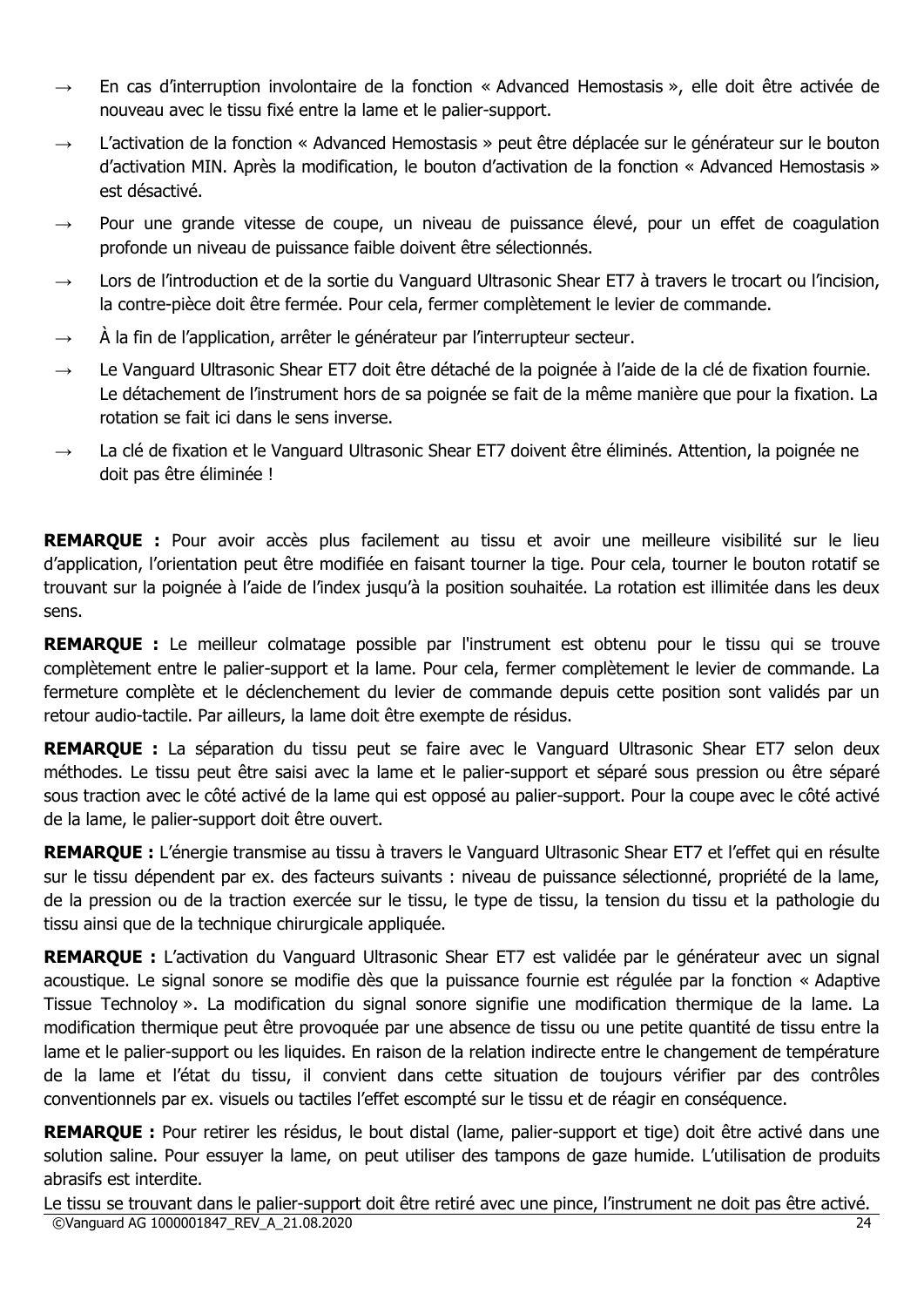→ En cas d'interruption involontaire de la fonction « Advanced Hemostasis », elle doit être activée de nouveau avec le tissu fixé entre la lame et le palier-support.

→ L'activation de la fonction « Advanced Hemostasis » peut être déplacée sur le générateur sur le bouton d'activation MIN. Après la modification, le bouton d'activation de la fonction « Advanced Hemostasis » est désactivé.

→ Pour une grande vitesse de coupe, un niveau de puissance élevé, pour un effet de coagulation profonde un niveau de puissance faible doivent être sélectionnés.

→ Lors de l'introduction et de la sortie du Vanguard Ultrasonic Shear ET7 à travers le trocart ou l'incision, la contre-pièce doit être fermée. Pour cela, fermer complètement le levier de commande.

→ À la fin de l'application, arrêter le générateur par l'interrupteur secteur.

→ Le Vanguard Ultrasonic Shear ET7 doit être détaché de la poignée à l'aide de la clé de fixation fournie. Le détachement de l'instrument hors de sa poignée se fait de la même manière que pour la fixation. La rotation se fait ici dans le sens inverse.

→ La clé de fixation et le Vanguard Ultrasonic Shear ET7 doivent être éliminés. Attention, la poignée ne doit pas être éliminée !

**REMARQUE :** Pour avoir accès plus facilement au tissu et avoir une meilleure visibilité sur le lieu d'application, l'orientation peut être modifiée en faisant tourner la tige. Pour cela, tourner le bouton rotatif se trouvant sur la poignée à l'aide de l'index jusqu'à la position souhaitée. La rotation est illimitée dans les deux sens.

**REMARQUE :** Le meilleur colmatage possible par l'instrument est obtenu pour le tissu qui se trouve complètement entre le palier-support et la lame. Pour cela, fermer complètement le levier de commande. La fermeture complète et le déclenchement du levier de commande depuis cette position sont validés par un retour audio-tactile. Par ailleurs, la lame doit être exempte de résidus.

**REMARQUE :** La séparation du tissu peut se faire avec le Vanguard Ultrasonic Shear ET7 selon deux méthodes. Le tissu peut être saisi avec la lame et le palier-support et séparé sous pression ou être séparé sous traction avec le côté activé de la lame qui est opposé au palier-support. Pour la coupe avec le côté activé de la lame, le palier-support doit être ouvert.

**REMARQUE :** L'énergie transmise au tissu à travers le Vanguard Ultrasonic Shear ET7 et l'effet qui en résulte sur le tissu dépendent par ex. des facteurs suivants : niveau de puissance sélectionné, propriété de la lame, de la pression ou de la traction exercée sur le tissu, le type de tissu, la tension du tissu et la pathologie du tissu ainsi que de la technique chirurgicale appliquée.

**REMARQUE :** L'activation du Vanguard Ultrasonic Shear ET7 est validée par le générateur avec un signal acoustique. Le signal sonore se modifie dès que la puissance fournie est régulée par la fonction « Adaptive Tissue Technoloy ». La modification du signal sonore signifie une modification thermique de la lame. La modification thermique peut être provoquée par une absence de tissu ou une petite quantité de tissu entre la lame et le palier-support ou les liquides. En raison de la relation indirecte entre le changement de température de la lame et l'état du tissu, il convient dans cette situation de toujours vérifier par des contrôles conventionnels par ex. visuels ou tactiles l'effet escompté sur le tissu et de réagir en conséquence.

**REMARQUE :** Pour retirer les résidus, le bout distal (lame, palier-support et tige) doit être activé dans une solution saline. Pour essuyer la lame, on peut utiliser des tampons de gaze humide. L'utilisation de produits abrasifs est interdite.

Le tissu se trouvant dans le palier-support doit être retiré avec une pince, l'instrument ne doit pas être activé.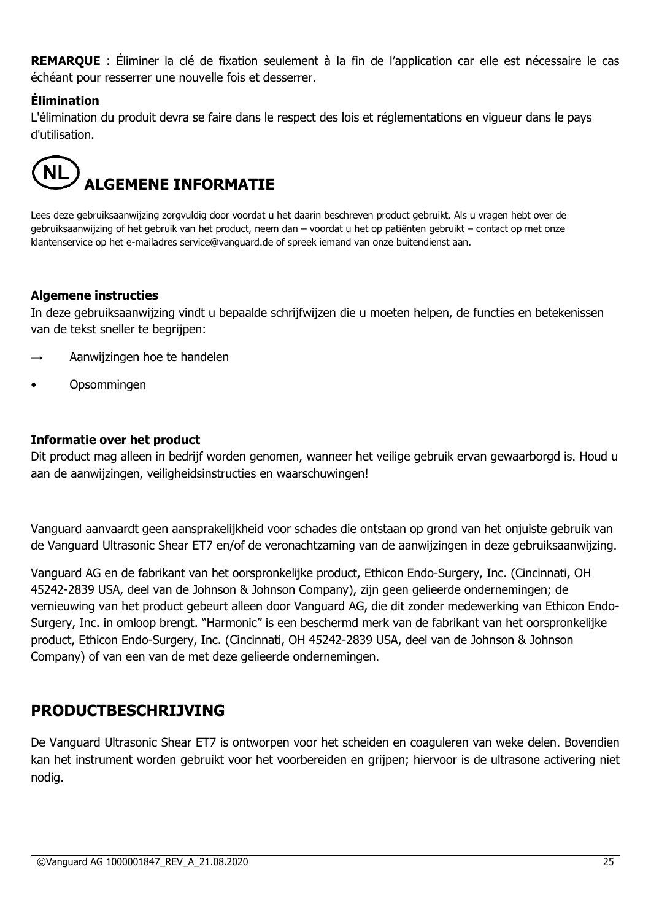**REMARQUE** : Éliminer la clé de fixation seulement à la fin de l'application car elle est nécessaire le cas échéant pour resserrer une nouvelle fois et desserrer.

**Élimination**

L'élimination du produit devra se faire dans le respect des lois et réglementations en vigueur dans le pays d'utilisation.

# NL ALGEMENE INFORMATIE

Lees deze gebruiksaanwijzing zorgvuldig door voordat u het daarin beschreven product gebruikt. Als u vragen hebt over de gebruiksaanwijzing of het gebruik van het product, neem dan – voordat u het op patiënten gebruikt – contact op met onze klantenservice op het e-mailadres service@vanguard.de of spreek iemand van onze buitendienst aan.

**Algemene instructies**

In deze gebruiksaanwijzing vindt u bepaalde schrijfwijzen die u moeten helpen, de functies en betekenissen van de tekst sneller te begrijpen:

→ Aanwijzingen hoe te handelen

• Opsommingen

**Informatie over het product**

Dit product mag alleen in bedrijf worden genomen, wanneer het veilige gebruik ervan gewaarborgd is. Houd u aan de aanwijzingen, veiligheidsinstructies en waarschuwingen!

Vanguard aanvaardt geen aansprakelijkheid voor schades die ontstaan op grond van het onjuiste gebruik van de Vanguard Ultrasonic Shear ET7 en/of de veronachtzaming van de aanwijzingen in deze gebruiksaanwijzing.

Vanguard AG en de fabrikant van het oorspronkelijke product, Ethicon Endo-Surgery, Inc. (Cincinnati, OH 45242-2839 USA, deel van de Johnson & Johnson Company), zijn geen gelieerde ondernemingen; de vernieuwing van het product gebeurt alleen door Vanguard AG, die dit zonder medewerking van Ethicon Endo-Surgery, Inc. in omloop brengt. "Harmonic" is een beschermd merk van de fabrikant van het oorspronkelijke product, Ethicon Endo-Surgery, Inc. (Cincinnati, OH 45242-2839 USA, deel van de Johnson & Johnson Company) of van een van de met deze gelieerde ondernemingen.

## PRODUCTBESCHRIJVING

De Vanguard Ultrasonic Shear ET7 is ontworpen voor het scheiden en coaguleren van weke delen. Bovendien kan het instrument worden gebruikt voor het voorbereiden en grijpen; hiervoor is de ultrasone activering niet nodig.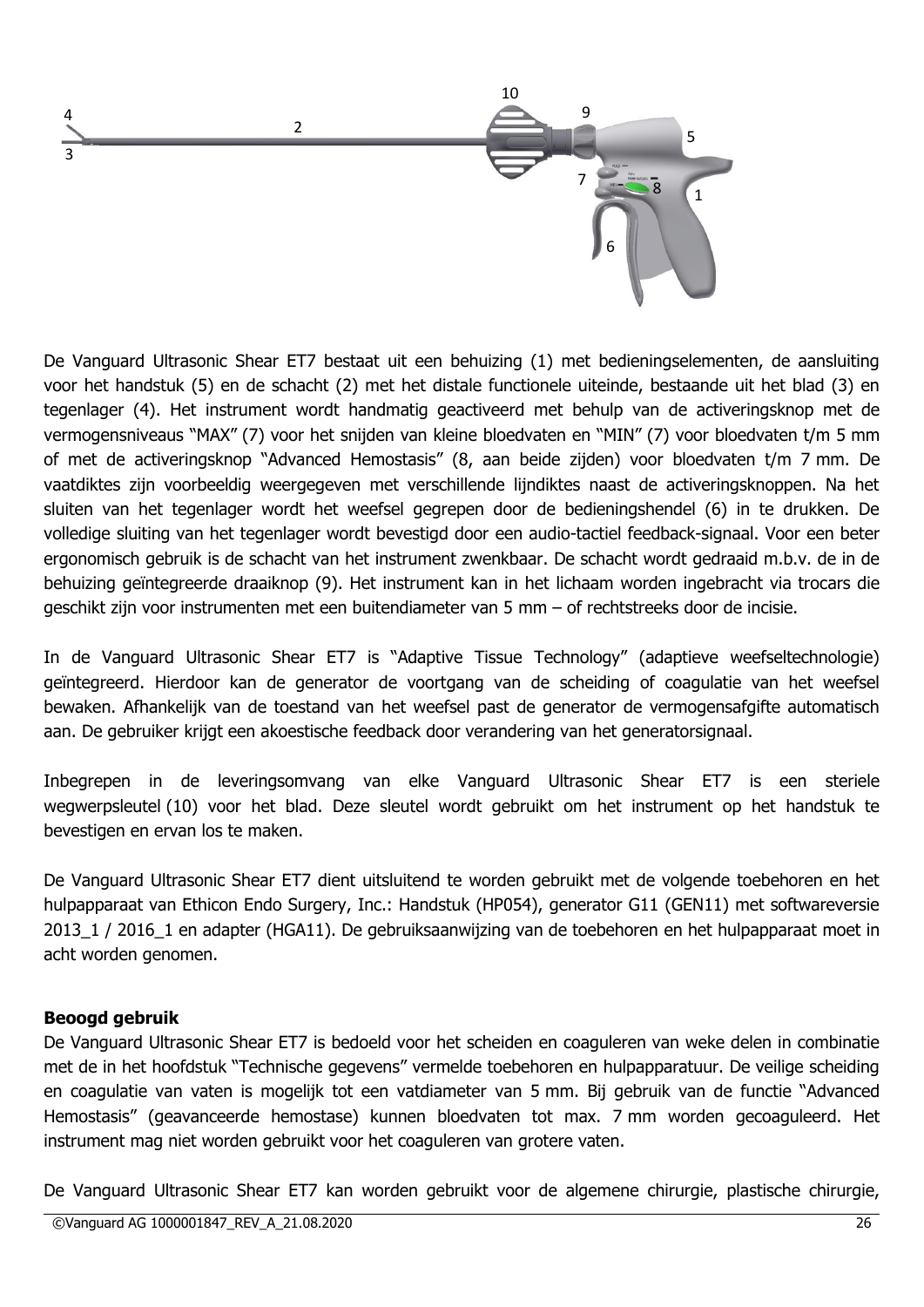De Vanguard Ultrasonic Shear ET7 bestaat uit een behuizing (1) met bedieningselementen, de aansluiting voor het handstuk (5) en de schacht (2) met het distale functionele uiteinde, bestaande uit het blad (3) en tegenlager (4). Het instrument wordt handmatig geactiveerd met behulp van de activeringsknop met de vermogensniveaus “MAX” (7) voor het snijden van kleine bloedvaten en “MIN” (7) voor bloedvaten t/m 5 mm of met de activeringsknop “Advanced Hemostasis” (8, aan beide zijden) voor bloedvaten t/m 7 mm. De vaatdiktes zijn voorbeeldig weergegeven met verschillende lijndiktes naast de activeringsknoppen. Na het sluiten van het tegenlager wordt het weefsel gegrepen door de bedieningshendel (6) in te drukken. De volledige sluiting van het tegenlager wordt bevestigd door een audio-tactiel feedback-signaal. Voor een beter ergonomisch gebruik is de schacht van het instrument zwenkbaar. De schacht wordt gedraaid m.b.v. de in de behuizing geïntegreerde draaiknop (9). Het instrument kan in het lichaam worden ingebracht via trocars die geschikt zijn voor instrumenten met een buitendiameter van 5 mm – of rechtstreeks door de incisie.

In de Vanguard Ultrasonic Shear ET7 is “Adaptive Tissue Technology” (adaptieve weefseltechnologie) geïntegreerd. Hierdoor kan de generator de voortgang van de scheiding of coagulatie van het weefsel bewaken. Afhankelijk van de toestand van het weefsel past de generator de vermogensafgifte automatisch aan. De gebruiker krijgt een akoestische feedback door verandering van het generatorsignaal.

Inbegrepen in de leveringsomvang van elke Vanguard Ultrasonic Shear ET7 is een steriele wegwerpsleutel (10) voor het blad. Deze sleutel wordt gebruikt om het instrument op het handstuk te bevestigen en ervan los te maken.

De Vanguard Ultrasonic Shear ET7 dient uitsluitend te worden gebruikt met de volgende toebehoren en het hulpapparaat van Ethicon Endo Surgery, Inc.: Handstuk (HP054), generator G11 (GEN11) met softwareversie 2013_1 / 2016_1 en adapter (HGA11). De gebruiksaanwijzing van de toebehoren en het hulpapparaat moet in acht worden genomen.

**Beoogd gebruik**

De Vanguard Ultrasonic Shear ET7 is bedoeld voor het scheiden en coaguleren van weke delen in combinatie met de in het hoofdstuk “Technische gegevens” vermelde toebehoren en hulpapparatuur. De veilige scheiding en coagulatie van vaten is mogelijk tot een vatdiameter van 5 mm. Bij gebruik van de functie “Advanced Hemostasis” (geavanceerde hemostase) kunnen bloedvaten tot max. 7 mm worden gecoaguleerd. Het instrument mag niet worden gebruikt voor het coaguleren van grotere vaten.

De Vanguard Ultrasonic Shear ET7 kan worden gebruikt voor de algemene chirurgie, plastische chirurgie,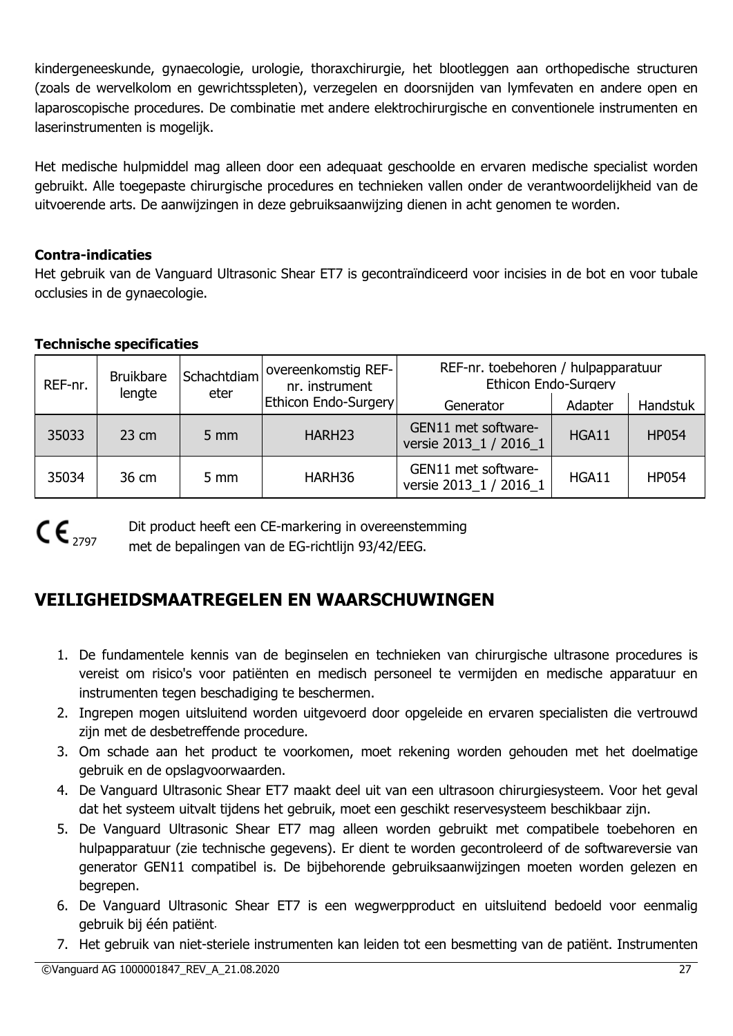kindergeneeskunde, gynaecologie, urologie, thoraxchirurgie, het blootleggen aan orthopedische structuren (zoals de wervelkolom en gewrichtsspleten), verzegelen en doorsnijden van lymfevaten en andere open en laparoscopische procedures. De combinatie met andere elektrochirurgische en conventionele instrumenten en laserinstrumenten is mogelijk.

Het medische hulpmiddel mag alleen door een adequaat geschoolde en ervaren medische specialist worden gebruikt. Alle toegepaste chirurgische procedures en technieken vallen onder de verantwoordelijkheid van de uitvoerende arts. De aanwijzingen in deze gebruiksaanwijzing dienen in acht genomen te worden.

**Contra-indicaties**
Het gebruik van de Vanguard Ultrasonic Shear ET7 is gecontraïndiceerd voor incisies in de bot en voor tubale occlusies in de gynaecologie.

**Technische specificaties**

| REF-nr. | Bruikbare lengte | Schachtdiameter | overeenkomstig REF-nr. instrument Ethicon Endo-Surgery | REF-nr. toebehoren / hulpapparatuur Ethicon Endo-Surgery | | |
|---|---|---|---|---|---|---|
| | | | | Generator | Adapter | Handstuk |
| 35033 | 23 cm | 5 mm | HARH23 | GEN11 met software-versie 2013_1 / 2016_1 | HGA11 | HP054 |
| 35034 | 36 cm | 5 mm | HARH36 | GEN11 met software-versie 2013_1 / 2016_1 | HGA11 | HP054 |

CE 2797 Dit product heeft een CE-markering in overeenstemming met de bepalingen van de EG-richtlijn 93/42/EEG.

## VEILIGHEIDSMAATREGELEN EN WAARSCHUWINGEN

1. De fundamentele kennis van de beginselen en technieken van chirurgische ultrasone procedures is vereist om risico's voor patiënten en medisch personeel te vermijden en medische apparatuur en instrumenten tegen beschadiging te beschermen.
2. Ingrepen mogen uitsluitend worden uitgevoerd door opgeleide en ervaren specialisten die vertrouwd zijn met de desbetreffende procedure.
3. Om schade aan het product te voorkomen, moet rekening worden gehouden met het doelmatige gebruik en de opslagvoorwaarden.
4. De Vanguard Ultrasonic Shear ET7 maakt deel uit van een ultrasoon chirurgiesysteem. Voor het geval dat het systeem uitvalt tijdens het gebruik, moet een geschikt reservesysteem beschikbaar zijn.
5. De Vanguard Ultrasonic Shear ET7 mag alleen worden gebruikt met compatibele toebehoren en hulpapparatuur (zie technische gegevens). Er dient te worden gecontroleerd of de softwareversie van generator GEN11 compatibel is. De bijbehorende gebruiksaanwijzingen moeten worden gelezen en begrepen.
6. De Vanguard Ultrasonic Shear ET7 is een wegwerpproduct en uitsluitend bedoeld voor eenmalig gebruik bij één patiënt.
7. Het gebruik van niet-steriele instrumenten kan leiden tot een besmetting van de patiënt. Instrumenten

©Vanguard AG 1000001847_REV_A_21.08.2020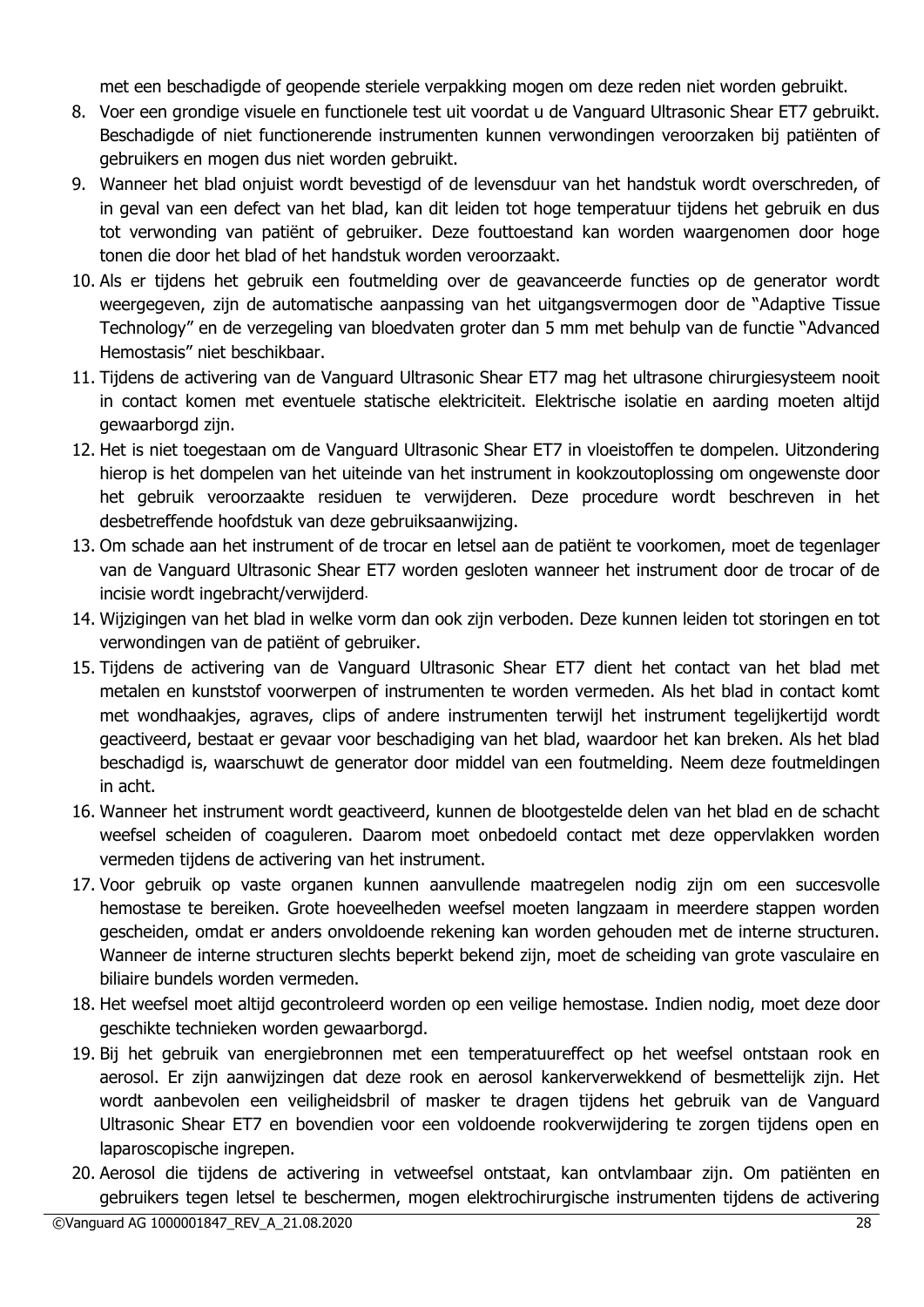met een beschadigde of geopende steriele verpakking mogen om deze reden niet worden gebruikt.

8. Voer een grondige visuele en functionele test uit voordat u de Vanguard Ultrasonic Shear ET7 gebruikt. Beschadigde of niet functionerende instrumenten kunnen verwondingen veroorzaken bij patiënten of gebruikers en mogen dus niet worden gebruikt.
9. Wanneer het blad onjuist wordt bevestigd of de levensduur van het handstuk wordt overschreden, of in geval van een defect van het blad, kan dit leiden tot hoge temperatuur tijdens het gebruik en dus tot verwonding van patiënt of gebruiker. Deze fouttoestand kan worden waargenomen door hoge tonen die door het blad of het handstuk worden veroorzaakt.
10. Als er tijdens het gebruik een foutmelding over de geavanceerde functies op de generator wordt weergegeven, zijn de automatische aanpassing van het uitgangsvermogen door de "Adaptive Tissue Technology" en de verzegeling van bloedvaten groter dan 5 mm met behulp van de functie "Advanced Hemostasis" niet beschikbaar.
11. Tijdens de activering van de Vanguard Ultrasonic Shear ET7 mag het ultrasone chirurgiesysteem nooit in contact komen met eventuele statische elektriciteit. Elektrische isolatie en aarding moeten altijd gewaarborgd zijn.
12. Het is niet toegestaan om de Vanguard Ultrasonic Shear ET7 in vloeistoffen te dompelen. Uitzondering hierop is het dompelen van het uiteinde van het instrument in kookzoutoplossing om ongewenste door het gebruik veroorzaakte residuen te verwijderen. Deze procedure wordt beschreven in het desbetreffende hoofdstuk van deze gebruiksaanwijzing.
13. Om schade aan het instrument of de trocar en letsel aan de patiënt te voorkomen, moet de tegenlager van de Vanguard Ultrasonic Shear ET7 worden gesloten wanneer het instrument door de trocar of de incisie wordt ingebracht/verwijderd.
14. Wijzigingen van het blad in welke vorm dan ook zijn verboden. Deze kunnen leiden tot storingen en tot verwondingen van de patiënt of gebruiker.
15. Tijdens de activering van de Vanguard Ultrasonic Shear ET7 dient het contact van het blad met metalen en kunststof voorwerpen of instrumenten te worden vermeden. Als het blad in contact komt met wondhaakjes, agraves, clips of andere instrumenten terwijl het instrument tegelijkertijd wordt geactiveerd, bestaat er gevaar voor beschadiging van het blad, waardoor het kan breken. Als het blad beschadigd is, waarschuwt de generator door middel van een foutmelding. Neem deze foutmeldingen in acht.
16. Wanneer het instrument wordt geactiveerd, kunnen de blootgestelde delen van het blad en de schacht weefsel scheiden of coaguleren. Daarom moet onbedoeld contact met deze oppervlakken worden vermeden tijdens de activering van het instrument.
17. Voor gebruik op vaste organen kunnen aanvullende maatregelen nodig zijn om een succesvolle hemostase te bereiken. Grote hoeveelheden weefsel moeten langzaam in meerdere stappen worden gescheiden, omdat er anders onvoldoende rekening kan worden gehouden met de interne structuren. Wanneer de interne structuren slechts beperkt bekend zijn, moet de scheiding van grote vasculaire en biliaire bundels worden vermeden.
18. Het weefsel moet altijd gecontroleerd worden op een veilige hemostase. Indien nodig, moet deze door geschikte technieken worden gewaarborgd.
19. Bij het gebruik van energiebronnen met een temperatuureffect op het weefsel ontstaan rook en aerosol. Er zijn aanwijzingen dat deze rook en aerosol kankerverwekkend of besmettelijk zijn. Het wordt aanbevolen een veiligheidsbril of masker te dragen tijdens het gebruik van de Vanguard Ultrasonic Shear ET7 en bovendien voor een voldoende rookverwijdering te zorgen tijdens open en laparoscopische ingrepen.
20. Aerosol die tijdens de activering in vetweefsel ontstaat, kan ontvlambaar zijn. Om patiënten en gebruikers tegen letsel te beschermen, mogen elektrochirurgische instrumenten tijdens de activering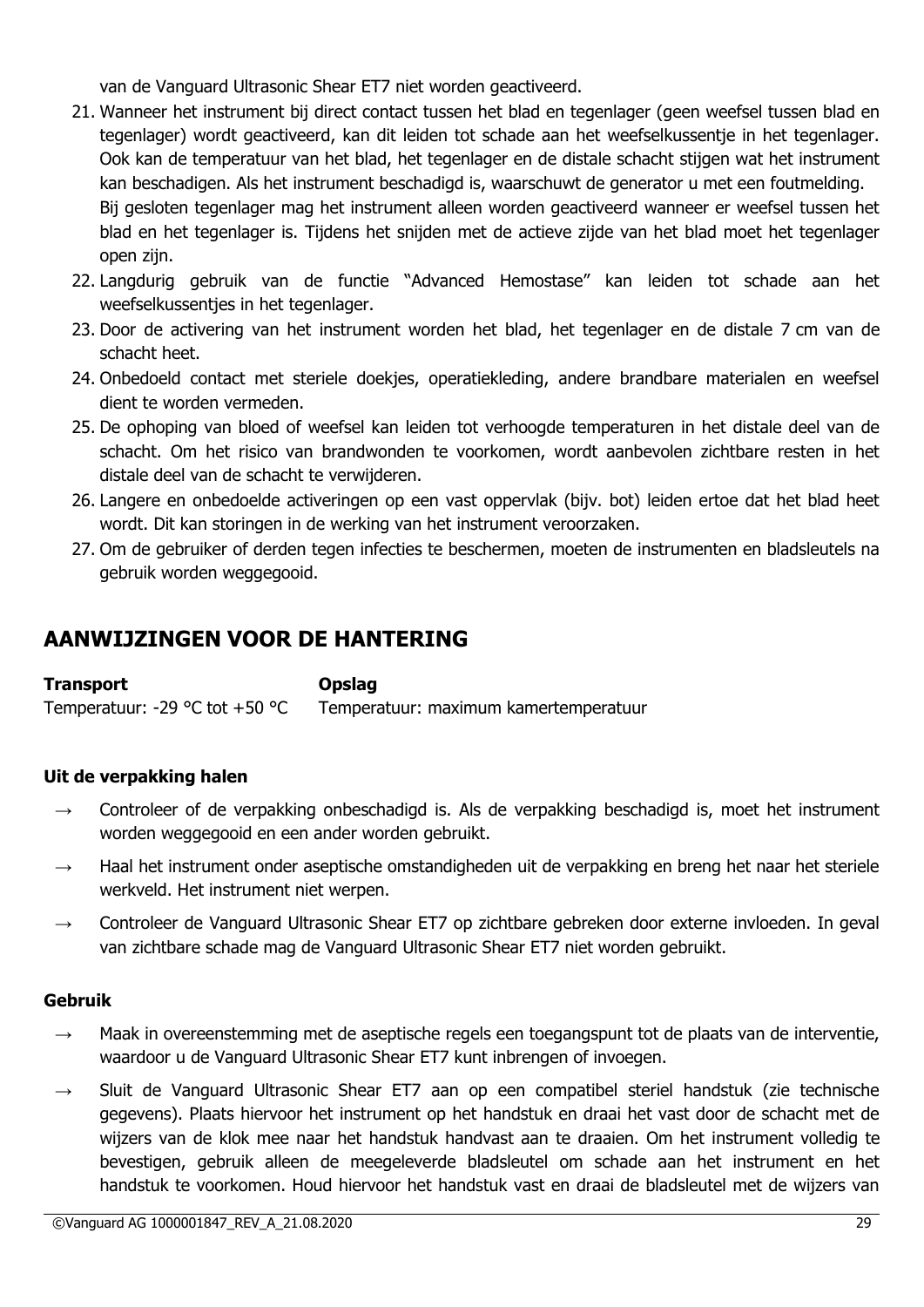van de Vanguard Ultrasonic Shear ET7 niet worden geactiveerd.

21. Wanneer het instrument bij direct contact tussen het blad en tegenlager (geen weefsel tussen blad en tegenlager) wordt geactiveerd, kan dit leiden tot schade aan het weefselkussentje in het tegenlager. Ook kan de temperatuur van het blad, het tegenlager en de distale schacht stijgen wat het instrument kan beschadigen. Als het instrument beschadigd is, waarschuwt de generator u met een foutmelding.
    Bij gesloten tegenlager mag het instrument alleen worden geactiveerd wanneer er weefsel tussen het blad en het tegenlager is. Tijdens het snijden met de actieve zijde van het blad moet het tegenlager open zijn.
22. Langdurig gebruik van de functie "Advanced Hemostase" kan leiden tot schade aan het weefselkussentjes in het tegenlager.
23. Door de activering van het instrument worden het blad, het tegenlager en de distale 7 cm van de schacht heet.
24. Onbedoeld contact met steriele doekjes, operatiekleding, andere brandbare materialen en weefsel dient te worden vermeden.
25. De ophoping van bloed of weefsel kan leiden tot verhoogde temperaturen in het distale deel van de schacht. Om het risico van brandwonden te voorkomen, wordt aanbevolen zichtbare resten in het distale deel van de schacht te verwijderen.
26. Langere en onbedoelde activeringen op een vast oppervlak (bijv. bot) leiden ertoe dat het blad heet wordt. Dit kan storingen in de werking van het instrument veroorzaken.
27. Om de gebruiker of derden tegen infecties te beschermen, moeten de instrumenten en bladsleutels na gebruik worden weggegooid.

## AANWIJZINGEN VOOR DE HANTERING

| **Transport** | **Opslag** |
|---|---|
| Temperatuur: -29 °C tot +50 °C | Temperatuur: maximum kamertemperatuur |

**Uit de verpakking halen**

→ Controleer of de verpakking onbeschadigd is. Als de verpakking beschadigd is, moet het instrument worden weggegooid en een ander worden gebruikt.

→ Haal het instrument onder aseptische omstandigheden uit de verpakking en breng het naar het steriele werkveld. Het instrument niet werpen.

→ Controleer de Vanguard Ultrasonic Shear ET7 op zichtbare gebreken door externe invloeden. In geval van zichtbare schade mag de Vanguard Ultrasonic Shear ET7 niet worden gebruikt.

**Gebruik**

→ Maak in overeenstemming met de aseptische regels een toegangspunt tot de plaats van de interventie, waardoor u de Vanguard Ultrasonic Shear ET7 kunt inbrengen of invoegen.

→ Sluit de Vanguard Ultrasonic Shear ET7 aan op een compatibel steriel handstuk (zie technische gegevens). Plaats hiervoor het instrument op het handstuk en draai het vast door de schacht met de wijzers van de klok mee naar het handstuk handvast aan te draaien. Om het instrument volledig te bevestigen, gebruik alleen de meegeleverde bladsleutel om schade aan het instrument en het handstuk te voorkomen. Houd hiervoor het handstuk vast en draai de bladsleutel met de wijzers van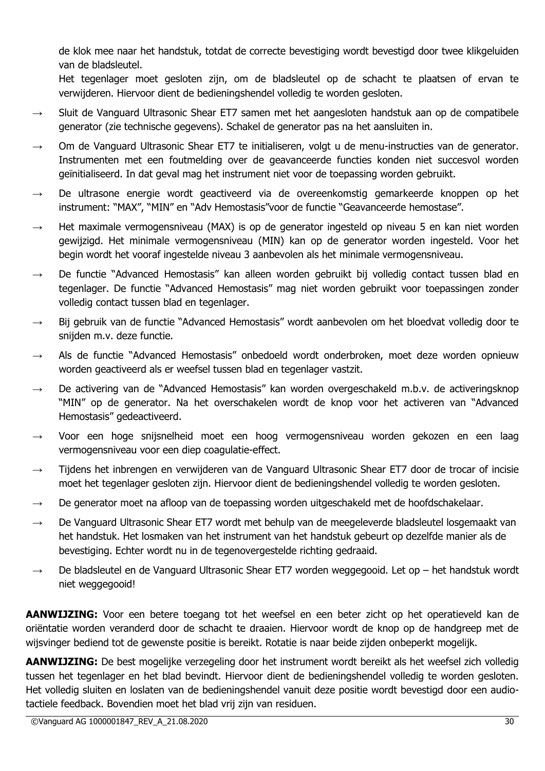de klok mee naar het handstuk, totdat de correcte bevestiging wordt bevestigd door twee klikgeluiden van de bladsleutel.
Het tegenlager moet gesloten zijn, om de bladsleutel op de schacht te plaatsen of ervan te verwijderen. Hiervoor dient de bedieningshendel volledig te worden gesloten.

→ Sluit de Vanguard Ultrasonic Shear ET7 samen met het aangesloten handstuk aan op de compatibele generator (zie technische gegevens). Schakel de generator pas na het aansluiten in.

→ Om de Vanguard Ultrasonic Shear ET7 te initialiseren, volgt u de menu-instructies van de generator. Instrumenten met een foutmelding over de geavanceerde functies konden niet succesvol worden geïnitialiseerd. In dat geval mag het instrument niet voor de toepassing worden gebruikt.

→ De ultrasone energie wordt geactiveerd via de overeenkomstig gemarkeerde knoppen op het instrument: "MAX", "MIN" en "Adv Hemostasis"voor de functie "Geavanceerde hemostase".

→ Het maximale vermogensniveau (MAX) is op de generator ingesteld op niveau 5 en kan niet worden gewijzigd. Het minimale vermogensniveau (MIN) kan op de generator worden ingesteld. Voor het begin wordt het vooraf ingestelde niveau 3 aanbevolen als het minimale vermogensniveau.

→ De functie "Advanced Hemostasis" kan alleen worden gebruikt bij volledig contact tussen blad en tegenlager. De functie "Advanced Hemostasis" mag niet worden gebruikt voor toepassingen zonder volledig contact tussen blad en tegenlager.

→ Bij gebruik van de functie "Advanced Hemostasis" wordt aanbevolen om het bloedvat volledig door te snijden m.v. deze functie.

→ Als de functie "Advanced Hemostasis" onbedoeld wordt onderbroken, moet deze worden opnieuw worden geactiveerd als er weefsel tussen blad en tegenlager vastzit.

→ De activering van de "Advanced Hemostasis" kan worden overgeschakeld m.b.v. de activeringsknop "MIN" op de generator. Na het overschakelen wordt de knop voor het activeren van "Advanced Hemostasis" gedeactiveerd.

→ Voor een hoge snijsnelheid moet een hoog vermogensniveau worden gekozen en een laag vermogensniveau voor een diep coagulatie-effect.

→ Tijdens het inbrengen en verwijderen van de Vanguard Ultrasonic Shear ET7 door de trocar of incisie moet het tegenlager gesloten zijn. Hiervoor dient de bedieningshendel volledig te worden gesloten.

→ De generator moet na afloop van de toepassing worden uitgeschakeld met de hoofdschakelaar.

→ De Vanguard Ultrasonic Shear ET7 wordt met behulp van de meegeleverde bladsleutel losgemaakt van het handstuk. Het losmaken van het instrument van het handstuk gebeurt op dezelfde manier als de bevestiging. Echter wordt nu in de tegenovergestelde richting gedraaid.

→ De bladsleutel en de Vanguard Ultrasonic Shear ET7 worden weggegooid. Let op – het handstuk wordt niet weggegooid!

**AANWIJZING:** Voor een betere toegang tot het weefsel en een beter zicht op het operatieveld kan de oriëntatie worden veranderd door de schacht te draaien. Hiervoor wordt de knop op de handgreep met de wijsvinger bediend tot de gewenste positie is bereikt. Rotatie is naar beide zijden onbeperkt mogelijk.

**AANWIJZING:** De best mogelijke verzegeling door het instrument wordt bereikt als het weefsel zich volledig tussen het tegenlager en het blad bevindt. Hiervoor dient de bedieningshendel volledig te worden gesloten. Het volledig sluiten en loslaten van de bedieningshendel vanuit deze positie wordt bevestigd door een audio-tactiele feedback. Bovendien moet het blad vrij zijn van residuen.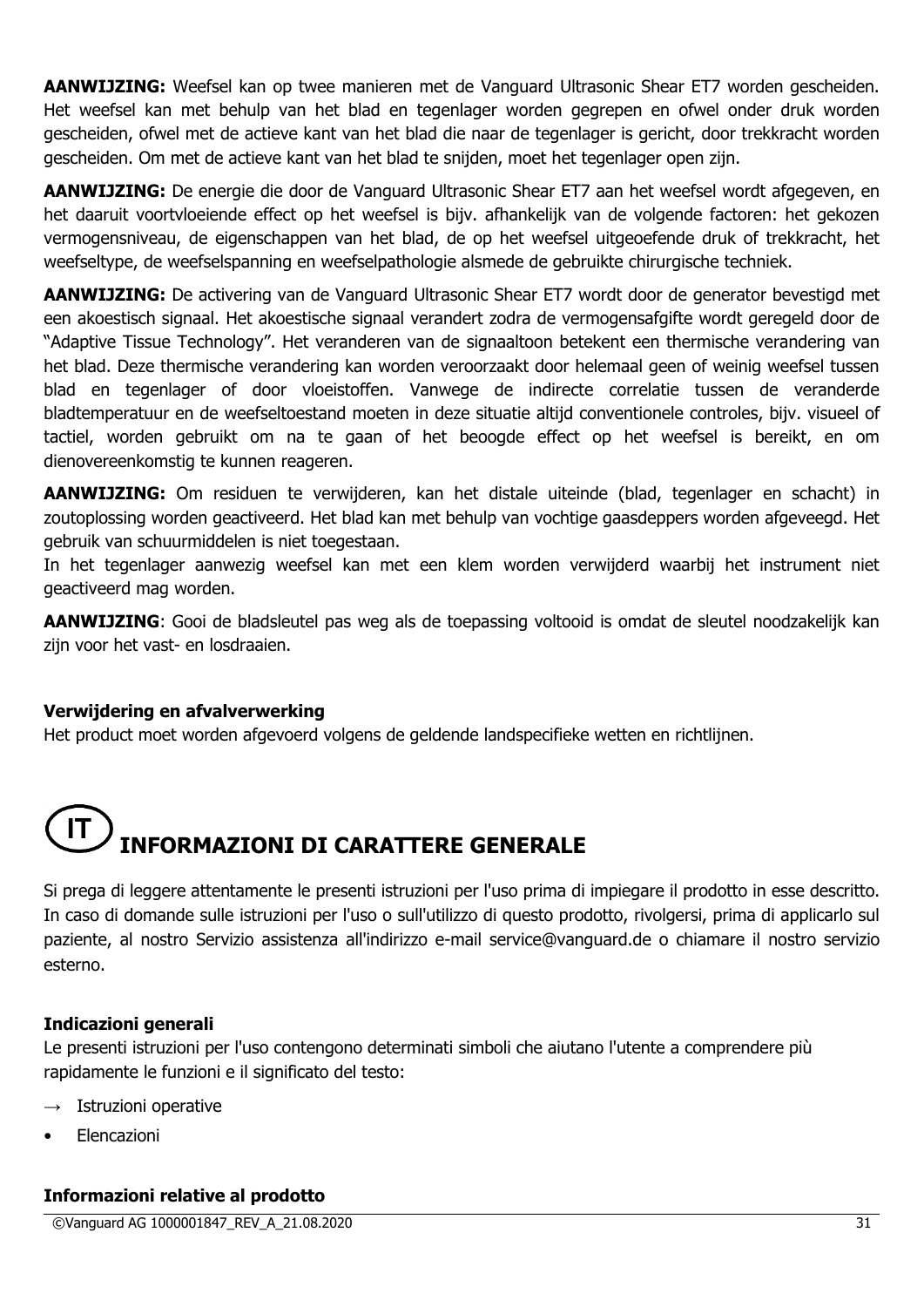**AANWIJZING:** Weefsel kan op twee manieren met de Vanguard Ultrasonic Shear ET7 worden gescheiden. Het weefsel kan met behulp van het blad en tegenlager worden gegrepen en ofwel onder druk worden gescheiden, ofwel met de actieve kant van het blad die naar de tegenlager is gericht, door trekkracht worden gescheiden. Om met de actieve kant van het blad te snijden, moet het tegenlager open zijn.

**AANWIJZING:** De energie die door de Vanguard Ultrasonic Shear ET7 aan het weefsel wordt afgegeven, en het daaruit voortvloeiende effect op het weefsel is bijv. afhankelijk van de volgende factoren: het gekozen vermogensniveau, de eigenschappen van het blad, de op het weefsel uitgeoefende druk of trekkracht, het weefseltype, de weefselspanning en weefselpathologie alsmede de gebruikte chirurgische techniek.

**AANWIJZING:** De activering van de Vanguard Ultrasonic Shear ET7 wordt door de generator bevestigd met een akoestisch signaal. Het akoestische signaal verandert zodra de vermogensafgifte wordt geregeld door de "Adaptive Tissue Technology". Het veranderen van de signaaltoon betekent een thermische verandering van het blad. Deze thermische verandering kan worden veroorzaakt door helemaal geen of weinig weefsel tussen blad en tegenlager of door vloeistoffen. Vanwege de indirecte correlatie tussen de veranderde bladtemperatuur en de weefseltoestand moeten in deze situatie altijd conventionele controles, bijv. visueel of tactiel, worden gebruikt om na te gaan of het beoogde effect op het weefsel is bereikt, en om dienovereenkomstig te kunnen reageren.

**AANWIJZING:** Om residuen te verwijderen, kan het distale uiteinde (blad, tegenlager en schacht) in zoutoplossing worden geactiveerd. Het blad kan met behulp van vochtige gaasdeppers worden afgeveegd. Het gebruik van schuurmiddelen is niet toegestaan.
In het tegenlager aanwezig weefsel kan met een klem worden verwijderd waarbij het instrument niet geactiveerd mag worden.

**AANWIJZING**: Gooi de bladsleutel pas weg als de toepassing voltooid is omdat de sleutel noodzakelijk kan zijn voor het vast- en losdraaien.

### Verwijdering en afvalverwerking

Het product moet worden afgevoerd volgens de geldende landspecifieke wetten en richtlijnen.

# IT INFORMAZIONI DI CARATTERE GENERALE

Si prega di leggere attentamente le presenti istruzioni per l'uso prima di impiegare il prodotto in esse descritto. In caso di domande sulle istruzioni per l'uso o sull'utilizzo di questo prodotto, rivolgersi, prima di applicarlo sul paziente, al nostro Servizio assistenza all'indirizzo e-mail service@vanguard.de o chiamare il nostro servizio esterno.

### Indicazioni generali

Le presenti istruzioni per l'uso contengono determinati simboli che aiutano l'utente a comprendere più rapidamente le funzioni e il significato del testo:

→ Istruzioni operative

- Elencazioni

### Informazioni relative al prodotto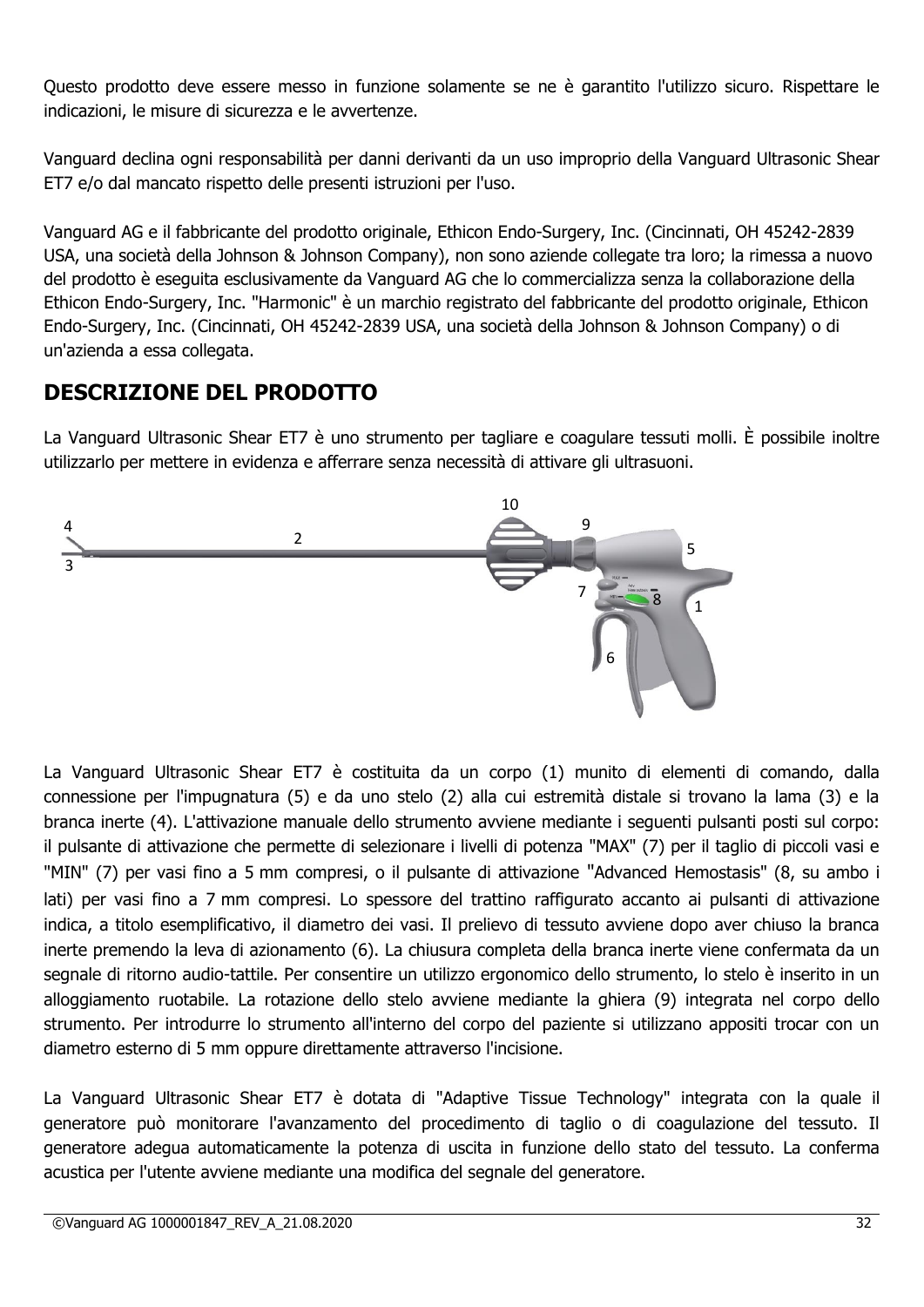Questo prodotto deve essere messo in funzione solamente se ne è garantito l'utilizzo sicuro. Rispettare le indicazioni, le misure di sicurezza e le avvertenze.

Vanguard declina ogni responsabilità per danni derivanti da un uso improprio della Vanguard Ultrasonic Shear ET7 e/o dal mancato rispetto delle presenti istruzioni per l'uso.

Vanguard AG e il fabbricante del prodotto originale, Ethicon Endo-Surgery, Inc. (Cincinnati, OH 45242-2839 USA, una società della Johnson & Johnson Company), non sono aziende collegate tra loro; la rimessa a nuovo del prodotto è eseguita esclusivamente da Vanguard AG che lo commercializza senza la collaborazione della Ethicon Endo-Surgery, Inc. "Harmonic" è un marchio registrato del fabbricante del prodotto originale, Ethicon Endo-Surgery, Inc. (Cincinnati, OH 45242-2839 USA, una società della Johnson & Johnson Company) o di un'azienda a essa collegata.

## DESCRIZIONE DEL PRODOTTO

La Vanguard Ultrasonic Shear ET7 è uno strumento per tagliare e coagulare tessuti molli. È possibile inoltre utilizzarlo per mettere in evidenza e afferrare senza necessità di attivare gli ultrasuoni.

La Vanguard Ultrasonic Shear ET7 è costituita da un corpo (1) munito di elementi di comando, dalla connessione per l'impugnatura (5) e da uno stelo (2) alla cui estremità distale si trovano la lama (3) e la branca inerte (4). L'attivazione manuale dello strumento avviene mediante i seguenti pulsanti posti sul corpo: il pulsante di attivazione che permette di selezionare i livelli di potenza "MAX" (7) per il taglio di piccoli vasi e "MIN" (7) per vasi fino a 5 mm compresi, o il pulsante di attivazione "Advanced Hemostasis" (8, su ambo i lati) per vasi fino a 7 mm compresi. Lo spessore del trattino raffigurato accanto ai pulsanti di attivazione indica, a titolo esemplificativo, il diametro dei vasi. Il prelievo di tessuto avviene dopo aver chiuso la branca inerte premendo la leva di azionamento (6). La chiusura completa della branca inerte viene confermata da un segnale di ritorno audio-tattile. Per consentire un utilizzo ergonomico dello strumento, lo stelo è inserito in un alloggiamento ruotabile. La rotazione dello stelo avviene mediante la ghiera (9) integrata nel corpo dello strumento. Per introdurre lo strumento all'interno del corpo del paziente si utilizzano appositi trocar con un diametro esterno di 5 mm oppure direttamente attraverso l'incisione.

La Vanguard Ultrasonic Shear ET7 è dotata di "Adaptive Tissue Technology" integrata con la quale il generatore può monitorare l'avanzamento del procedimento di taglio o di coagulazione del tessuto. Il generatore adegua automaticamente la potenza di uscita in funzione dello stato del tessuto. La conferma acustica per l'utente avviene mediante una modifica del segnale del generatore.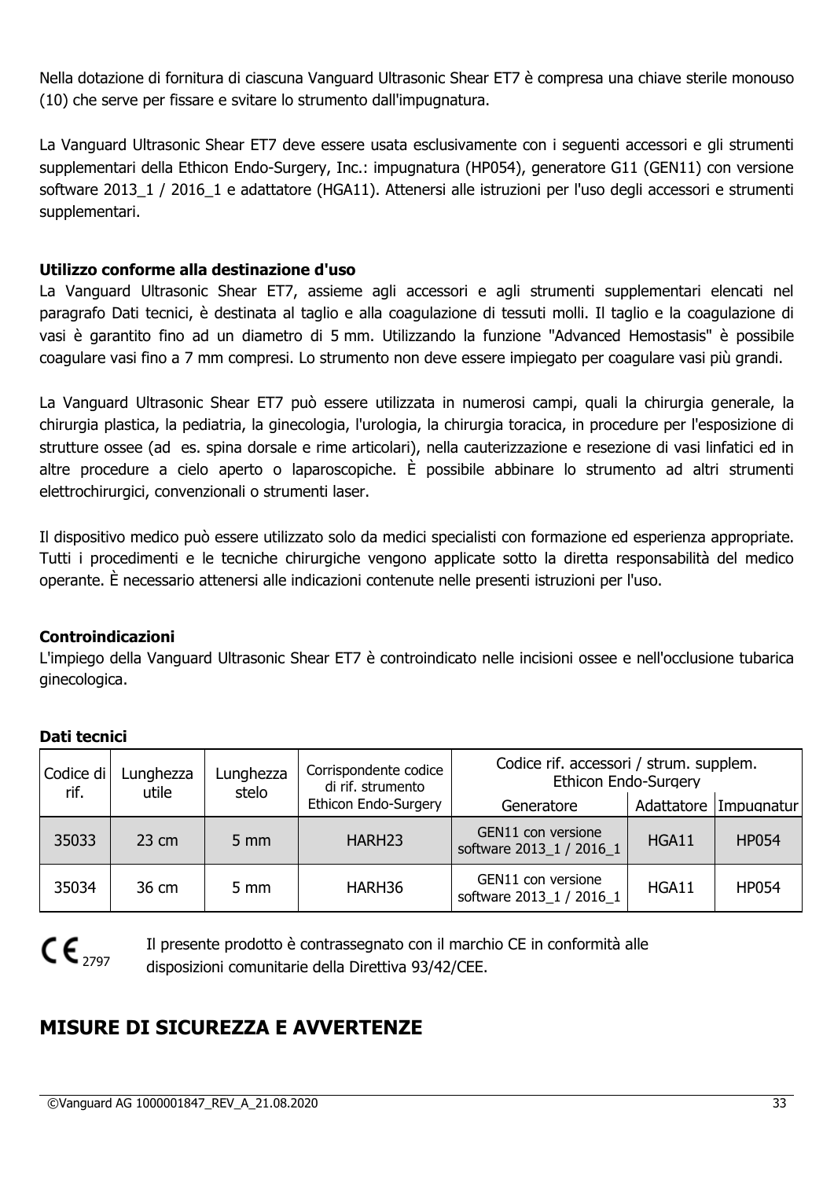Nella dotazione di fornitura di ciascuna Vanguard Ultrasonic Shear ET7 è compresa una chiave sterile monouso (10) che serve per fissare e svitare lo strumento dall'impugnatura.

La Vanguard Ultrasonic Shear ET7 deve essere usata esclusivamente con i seguenti accessori e gli strumenti supplementari della Ethicon Endo-Surgery, Inc.: impugnatura (HP054), generatore G11 (GEN11) con versione software 2013_1 / 2016_1 e adattatore (HGA11). Attenersi alle istruzioni per l'uso degli accessori e strumenti supplementari.

**Utilizzo conforme alla destinazione d'uso**

La Vanguard Ultrasonic Shear ET7, assieme agli accessori e agli strumenti supplementari elencati nel paragrafo Dati tecnici, è destinata al taglio e alla coagulazione di tessuti molli. Il taglio e la coagulazione di vasi è garantito fino ad un diametro di 5 mm. Utilizzando la funzione "Advanced Hemostasis" è possibile coagulare vasi fino a 7 mm compresi. Lo strumento non deve essere impiegato per coagulare vasi più grandi.

La Vanguard Ultrasonic Shear ET7 può essere utilizzata in numerosi campi, quali la chirurgia generale, la chirurgia plastica, la pediatria, la ginecologia, l'urologia, la chirurgia toracica, in procedure per l'esposizione di strutture ossee (ad es. spina dorsale e rime articolari), nella cauterizzazione e resezione di vasi linfatici ed in altre procedure a cielo aperto o laparoscopiche. È possibile abbinare lo strumento ad altri strumenti elettrochirurgici, convenzionali o strumenti laser.

Il dispositivo medico può essere utilizzato solo da medici specialisti con formazione ed esperienza appropriate. Tutti i procedimenti e le tecniche chirurgiche vengono applicate sotto la diretta responsabilità del medico operante. È necessario attenersi alle indicazioni contenute nelle presenti istruzioni per l'uso.

**Controindicazioni**

L'impiego della Vanguard Ultrasonic Shear ET7 è controindicato nelle incisioni ossee e nell'occlusione tubarica ginecologica.

**Dati tecnici**

| Codice di rif. | Lunghezza utile | Lunghezza stelo | Corrispondente codice di rif. strumento Ethicon Endo-Surgery | Codice rif. accessori / strum. supplem. Ethicon Endo-Surgery | | |
|---|---|---|---|---|---|---|
| | | | | Generatore | Adattatore | Impugnatur |
| 35033 | 23 cm | 5 mm | HARH23 | GEN11 con versione software 2013_1 / 2016_1 | HGA11 | HP054 |
| 35034 | 36 cm | 5 mm | HARH36 | GEN11 con versione software 2013_1 / 2016_1 | HGA11 | HP054 |

CE 2797

Il presente prodotto è contrassegnato con il marchio CE in conformità alle disposizioni comunitarie della Direttiva 93/42/CEE.

## MISURE DI SICUREZZA E AVVERTENZE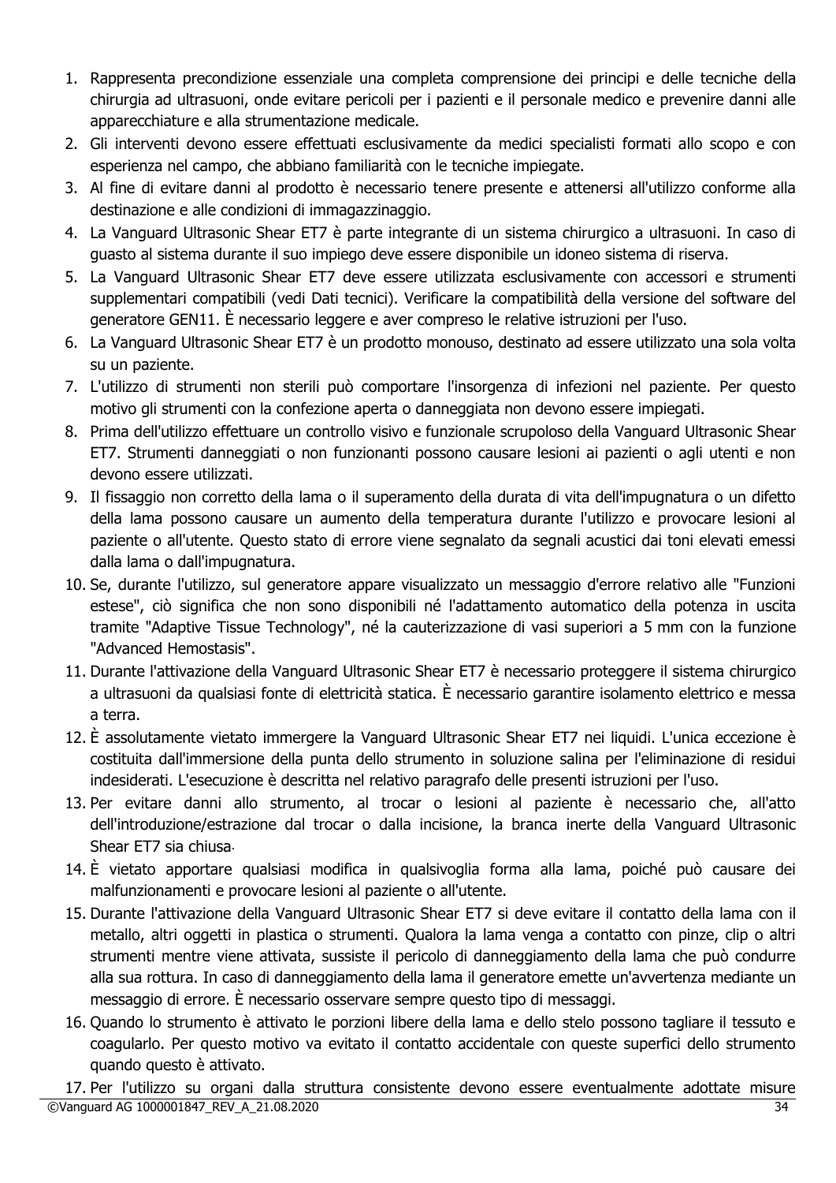1. Rappresenta precondizione essenziale una completa comprensione dei principi e delle tecniche della chirurgia ad ultrasuoni, onde evitare pericoli per i pazienti e il personale medico e prevenire danni alle apparecchiature e alla strumentazione medicale.
2. Gli interventi devono essere effettuati esclusivamente da medici specialisti formati allo scopo e con esperienza nel campo, che abbiano familiarità con le tecniche impiegate.
3. Al fine di evitare danni al prodotto è necessario tenere presente e attenersi all'utilizzo conforme alla destinazione e alle condizioni di immagazzinaggio.
4. La Vanguard Ultrasonic Shear ET7 è parte integrante di un sistema chirurgico a ultrasuoni. In caso di guasto al sistema durante il suo impiego deve essere disponibile un idoneo sistema di riserva.
5. La Vanguard Ultrasonic Shear ET7 deve essere utilizzata esclusivamente con accessori e strumenti supplementari compatibili (vedi Dati tecnici). Verificare la compatibilità della versione del software del generatore GEN11. È necessario leggere e aver compreso le relative istruzioni per l'uso.
6. La Vanguard Ultrasonic Shear ET7 è un prodotto monouso, destinato ad essere utilizzato una sola volta su un paziente.
7. L'utilizzo di strumenti non sterili può comportare l'insorgenza di infezioni nel paziente. Per questo motivo gli strumenti con la confezione aperta o danneggiata non devono essere impiegati.
8. Prima dell'utilizzo effettuare un controllo visivo e funzionale scrupoloso della Vanguard Ultrasonic Shear ET7. Strumenti danneggiati o non funzionanti possono causare lesioni ai pazienti o agli utenti e non devono essere utilizzati.
9. Il fissaggio non corretto della lama o il superamento della durata di vita dell'impugnatura o un difetto della lama possono causare un aumento della temperatura durante l'utilizzo e provocare lesioni al paziente o all'utente. Questo stato di errore viene segnalato da segnali acustici dai toni elevati emessi dalla lama o dall'impugnatura.
10. Se, durante l'utilizzo, sul generatore appare visualizzato un messaggio d'errore relativo alle "Funzioni estese", ciò significa che non sono disponibili né l'adattamento automatico della potenza in uscita tramite "Adaptive Tissue Technology", né la cauterizzazione di vasi superiori a 5 mm con la funzione "Advanced Hemostasis".
11. Durante l'attivazione della Vanguard Ultrasonic Shear ET7 è necessario proteggere il sistema chirurgico a ultrasuoni da qualsiasi fonte di elettricità statica. È necessario garantire isolamento elettrico e messa a terra.
12. È assolutamente vietato immergere la Vanguard Ultrasonic Shear ET7 nei liquidi. L'unica eccezione è costituita dall'immersione della punta dello strumento in soluzione salina per l'eliminazione di residui indesiderati. L'esecuzione è descritta nel relativo paragrafo delle presenti istruzioni per l'uso.
13. Per evitare danni allo strumento, al trocar o lesioni al paziente è necessario che, all'atto dell'introduzione/estrazione dal trocar o dalla incisione, la branca inerte della Vanguard Ultrasonic Shear ET7 sia chiusa.
14. È vietato apportare qualsiasi modifica in qualsivoglia forma alla lama, poiché può causare dei malfunzionamenti e provocare lesioni al paziente o all'utente.
15. Durante l'attivazione della Vanguard Ultrasonic Shear ET7 si deve evitare il contatto della lama con il metallo, altri oggetti in plastica o strumenti. Qualora la lama venga a contatto con pinze, clip o altri strumenti mentre viene attivata, sussiste il pericolo di danneggiamento della lama che può condurre alla sua rottura. In caso di danneggiamento della lama il generatore emette un'avvertenza mediante un messaggio di errore. È necessario osservare sempre questo tipo di messaggi.
16. Quando lo strumento è attivato le porzioni libere della lama e dello stelo possono tagliare il tessuto e coagularlo. Per questo motivo va evitato il contatto accidentale con queste superfici dello strumento quando questo è attivato.
17. Per l'utilizzo su organi dalla struttura consistente devono essere eventualmente adottate misure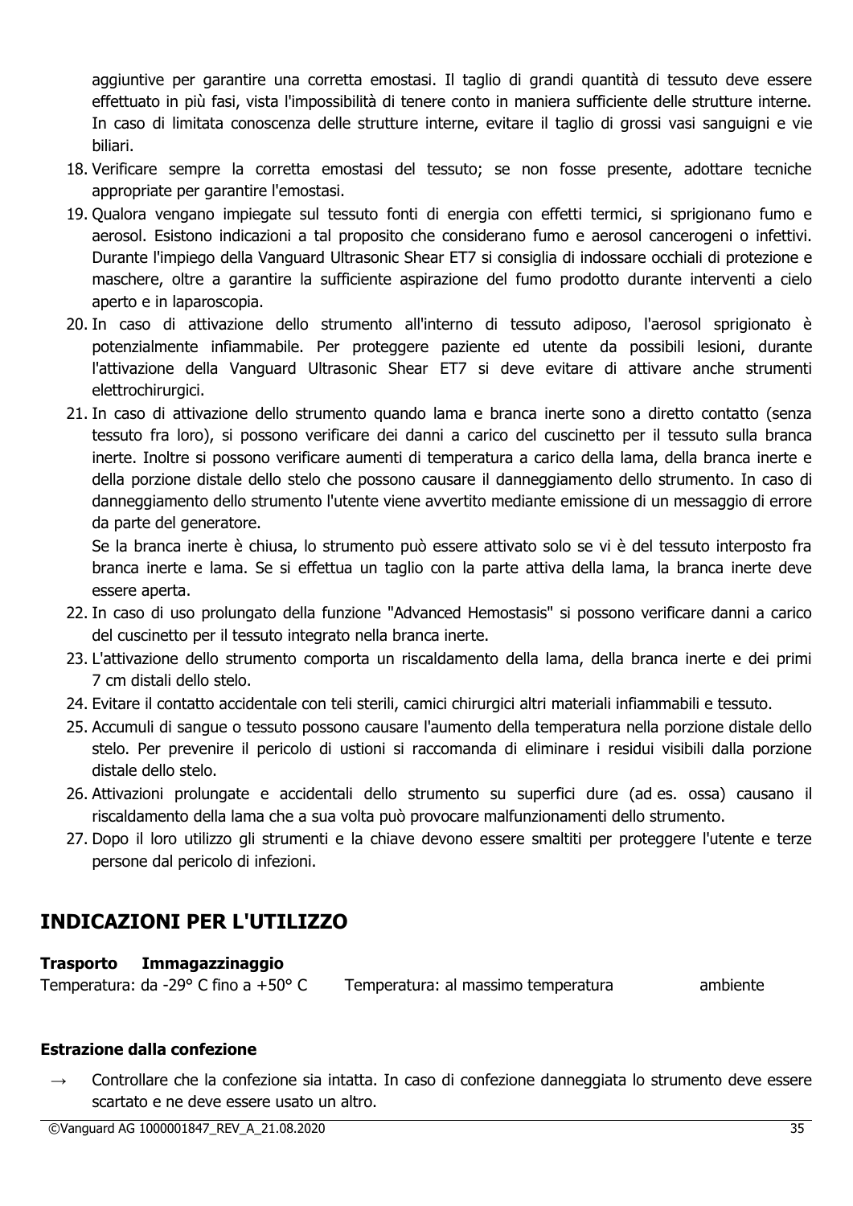aggiuntive per garantire una corretta emostasi. Il taglio di grandi quantità di tessuto deve essere effettuato in più fasi, vista l'impossibilità di tenere conto in maniera sufficiente delle strutture interne. In caso di limitata conoscenza delle strutture interne, evitare il taglio di grossi vasi sanguigni e vie biliari.

18. Verificare sempre la corretta emostasi del tessuto; se non fosse presente, adottare tecniche appropriate per garantire l'emostasi.
19. Qualora vengano impiegate sul tessuto fonti di energia con effetti termici, si sprigionano fumo e aerosol. Esistono indicazioni a tal proposito che considerano fumo e aerosol cancerogeni o infettivi. Durante l'impiego della Vanguard Ultrasonic Shear ET7 si consiglia di indossare occhiali di protezione e maschere, oltre a garantire la sufficiente aspirazione del fumo prodotto durante interventi a cielo aperto e in laparoscopia.
20. In caso di attivazione dello strumento all'interno di tessuto adiposo, l'aerosol sprigionato è potenzialmente infiammabile. Per proteggere paziente ed utente da possibili lesioni, durante l'attivazione della Vanguard Ultrasonic Shear ET7 si deve evitare di attivare anche strumenti elettrochirurgici.
21. In caso di attivazione dello strumento quando lama e branca inerte sono a diretto contatto (senza tessuto fra loro), si possono verificare dei danni a carico del cuscinetto per il tessuto sulla branca inerte. Inoltre si possono verificare aumenti di temperatura a carico della lama, della branca inerte e della porzione distale dello stelo che possono causare il danneggiamento dello strumento. In caso di danneggiamento dello strumento l'utente viene avvertito mediante emissione di un messaggio di errore da parte del generatore.
    
    Se la branca inerte è chiusa, lo strumento può essere attivato solo se vi è del tessuto interposto fra branca inerte e lama. Se si effettua un taglio con la parte attiva della lama, la branca inerte deve essere aperta.
22. In caso di uso prolungato della funzione "Advanced Hemostasis" si possono verificare danni a carico del cuscinetto per il tessuto integrato nella branca inerte.
23. L'attivazione dello strumento comporta un riscaldamento della lama, della branca inerte e dei primi 7 cm distali dello stelo.
24. Evitare il contatto accidentale con teli sterili, camici chirurgici altri materiali infiammabili e tessuto.
25. Accumuli di sangue o tessuto possono causare l'aumento della temperatura nella porzione distale dello stelo. Per prevenire il pericolo di ustioni si raccomanda di eliminare i residui visibili dalla porzione distale dello stelo.
26. Attivazioni prolungate e accidentali dello strumento su superfici dure (ad es. ossa) causano il riscaldamento della lama che a sua volta può provocare malfunzionamenti dello strumento.
27. Dopo il loro utilizzo gli strumenti e la chiave devono essere smaltiti per proteggere l'utente e terze persone dal pericolo di infezioni.

## INDICAZIONI PER L'UTILIZZO

| **Trasporto** | **Immagazzinaggio** |
|---|---|
| Temperatura: da -29° C fino a +50° C | Temperatura: al massimo temperatura ambiente |

**Estrazione dalla confezione**

→ Controllare che la confezione sia intatta. In caso di confezione danneggiata lo strumento deve essere scartato e ne deve essere usato un altro.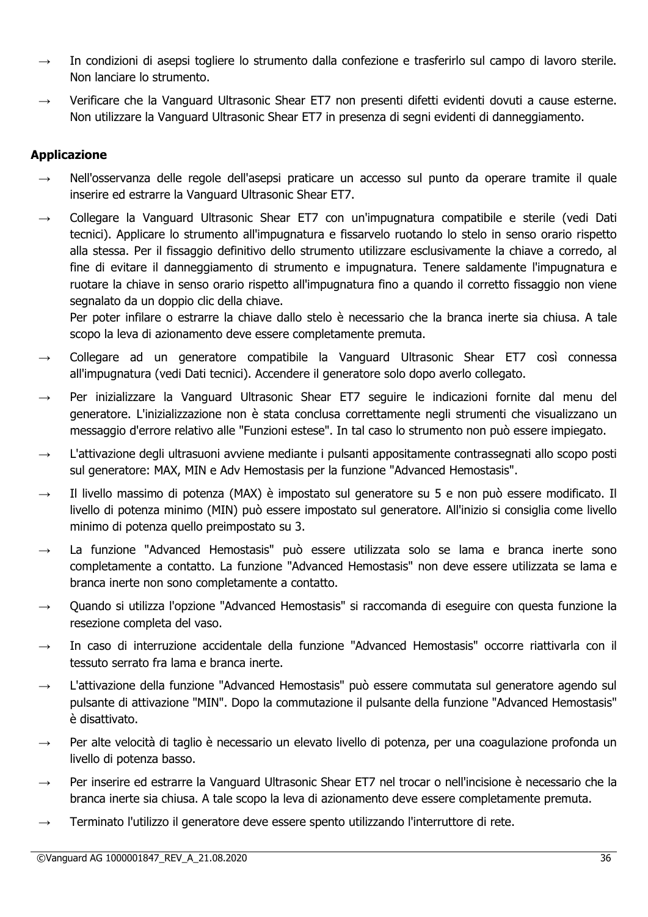→ In condizioni di asepsi togliere lo strumento dalla confezione e trasferirlo sul campo di lavoro sterile. Non lanciare lo strumento.

→ Verificare che la Vanguard Ultrasonic Shear ET7 non presenti difetti evidenti dovuti a cause esterne. Non utilizzare la Vanguard Ultrasonic Shear ET7 in presenza di segni evidenti di danneggiamento.

**Applicazione**

→ Nell'osservanza delle regole dell'asepsi praticare un accesso sul punto da operare tramite il quale inserire ed estrarre la Vanguard Ultrasonic Shear ET7.

→ Collegare la Vanguard Ultrasonic Shear ET7 con un'impugnatura compatibile e sterile (vedi Dati tecnici). Applicare lo strumento all'impugnatura e fissarvelo ruotando lo stelo in senso orario rispetto alla stessa. Per il fissaggio definitivo dello strumento utilizzare esclusivamente la chiave a corredo, al fine di evitare il danneggiamento di strumento e impugnatura. Tenere saldamente l'impugnatura e ruotare la chiave in senso orario rispetto all'impugnatura fino a quando il corretto fissaggio non viene segnalato da un doppio clic della chiave.
Per poter infilare o estrarre la chiave dallo stelo è necessario che la branca inerte sia chiusa. A tale scopo la leva di azionamento deve essere completamente premuta.

→ Collegare ad un generatore compatibile la Vanguard Ultrasonic Shear ET7 così connessa all'impugnatura (vedi Dati tecnici). Accendere il generatore solo dopo averlo collegato.

→ Per inizializzare la Vanguard Ultrasonic Shear ET7 seguire le indicazioni fornite dal menu del generatore. L'inizializzazione non è stata conclusa correttamente negli strumenti che visualizzano un messaggio d'errore relativo alle "Funzioni estese". In tal caso lo strumento non può essere impiegato.

→ L'attivazione degli ultrasuoni avviene mediante i pulsanti appositamente contrassegnati allo scopo posti sul generatore: MAX, MIN e Adv Hemostasis per la funzione "Advanced Hemostasis".

→ Il livello massimo di potenza (MAX) è impostato sul generatore su 5 e non può essere modificato. Il livello di potenza minimo (MIN) può essere impostato sul generatore. All'inizio si consiglia come livello minimo di potenza quello preimpostato su 3.

→ La funzione "Advanced Hemostasis" può essere utilizzata solo se lama e branca inerte sono completamente a contatto. La funzione "Advanced Hemostasis" non deve essere utilizzata se lama e branca inerte non sono completamente a contatto.

→ Quando si utilizza l'opzione "Advanced Hemostasis" si raccomanda di eseguire con questa funzione la resezione completa del vaso.

→ In caso di interruzione accidentale della funzione "Advanced Hemostasis" occorre riattivarla con il tessuto serrato fra lama e branca inerte.

→ L'attivazione della funzione "Advanced Hemostasis" può essere commutata sul generatore agendo sul pulsante di attivazione "MIN". Dopo la commutazione il pulsante della funzione "Advanced Hemostasis" è disattivato.

→ Per alte velocità di taglio è necessario un elevato livello di potenza, per una coagulazione profonda un livello di potenza basso.

→ Per inserire ed estrarre la Vanguard Ultrasonic Shear ET7 nel trocar o nell'incisione è necessario che la branca inerte sia chiusa. A tale scopo la leva di azionamento deve essere completamente premuta.

→ Terminato l'utilizzo il generatore deve essere spento utilizzando l'interruttore di rete.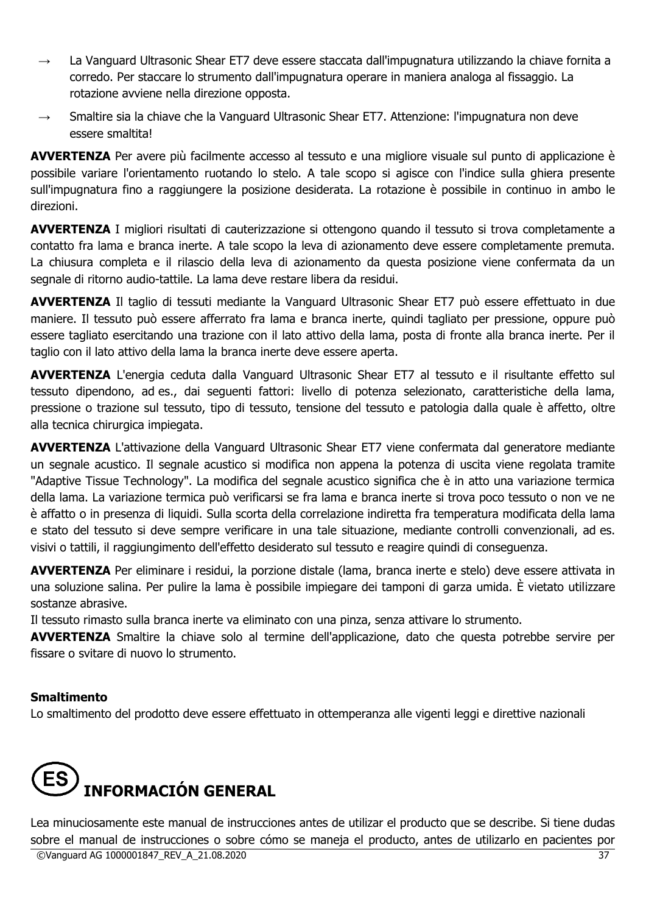- → La Vanguard Ultrasonic Shear ET7 deve essere staccata dall'impugnatura utilizzando la chiave fornita a corredo. Per staccare lo strumento dall'impugnatura operare in maniera analoga al fissaggio. La rotazione avviene nella direzione opposta.
- → Smaltire sia la chiave che la Vanguard Ultrasonic Shear ET7. Attenzione: l'impugnatura non deve essere smaltita!

**AVVERTENZA** Per avere più facilmente accesso al tessuto e una migliore visuale sul punto di applicazione è possibile variare l'orientamento ruotando lo stelo. A tale scopo si agisce con l'indice sulla ghiera presente sull'impugnatura fino a raggiungere la posizione desiderata. La rotazione è possibile in continuo in ambo le direzioni.

**AVVERTENZA** I migliori risultati di cauterizzazione si ottengono quando il tessuto si trova completamente a contatto fra lama e branca inerte. A tale scopo la leva di azionamento deve essere completamente premuta. La chiusura completa e il rilascio della leva di azionamento da questa posizione viene confermata da un segnale di ritorno audio-tattile. La lama deve restare libera da residui.

**AVVERTENZA** Il taglio di tessuti mediante la Vanguard Ultrasonic Shear ET7 può essere effettuato in due maniere. Il tessuto può essere afferrato fra lama e branca inerte, quindi tagliato per pressione, oppure può essere tagliato esercitando una trazione con il lato attivo della lama, posta di fronte alla branca inerte. Per il taglio con il lato attivo della lama la branca inerte deve essere aperta.

**AVVERTENZA** L'energia ceduta dalla Vanguard Ultrasonic Shear ET7 al tessuto e il risultante effetto sul tessuto dipendono, ad es., dai seguenti fattori: livello di potenza selezionato, caratteristiche della lama, pressione o trazione sul tessuto, tipo di tessuto, tensione del tessuto e patologia dalla quale è affetto, oltre alla tecnica chirurgica impiegata.

**AVVERTENZA** L'attivazione della Vanguard Ultrasonic Shear ET7 viene confermata dal generatore mediante un segnale acustico. Il segnale acustico si modifica non appena la potenza di uscita viene regolata tramite "Adaptive Tissue Technology". La modifica del segnale acustico significa che è in atto una variazione termica della lama. La variazione termica può verificarsi se fra lama e branca inerte si trova poco tessuto o non ve ne è affatto o in presenza di liquidi. Sulla scorta della correlazione indiretta fra temperatura modificata della lama e stato del tessuto si deve sempre verificare in una tale situazione, mediante controlli convenzionali, ad es. visivi o tattili, il raggiungimento dell'effetto desiderato sul tessuto e reagire quindi di conseguenza.

**AVVERTENZA** Per eliminare i residui, la porzione distale (lama, branca inerte e stelo) deve essere attivata in una soluzione salina. Per pulire la lama è possibile impiegare dei tamponi di garza umida. È vietato utilizzare sostanze abrasive.
Il tessuto rimasto sulla branca inerte va eliminato con una pinza, senza attivare lo strumento.
**AVVERTENZA** Smaltire la chiave solo al termine dell'applicazione, dato che questa potrebbe servire per fissare o svitare di nuovo lo strumento.

**Smaltimento**
Lo smaltimento del prodotto deve essere effettuato in ottemperanza alle vigenti leggi e direttive nazionali

# ES INFORMACIÓN GENERAL

Lea minuciosamente este manual de instrucciones antes de utilizar el producto que se describe. Si tiene dudas sobre el manual de instrucciones o sobre cómo se maneja el producto, antes de utilizarlo en pacientes por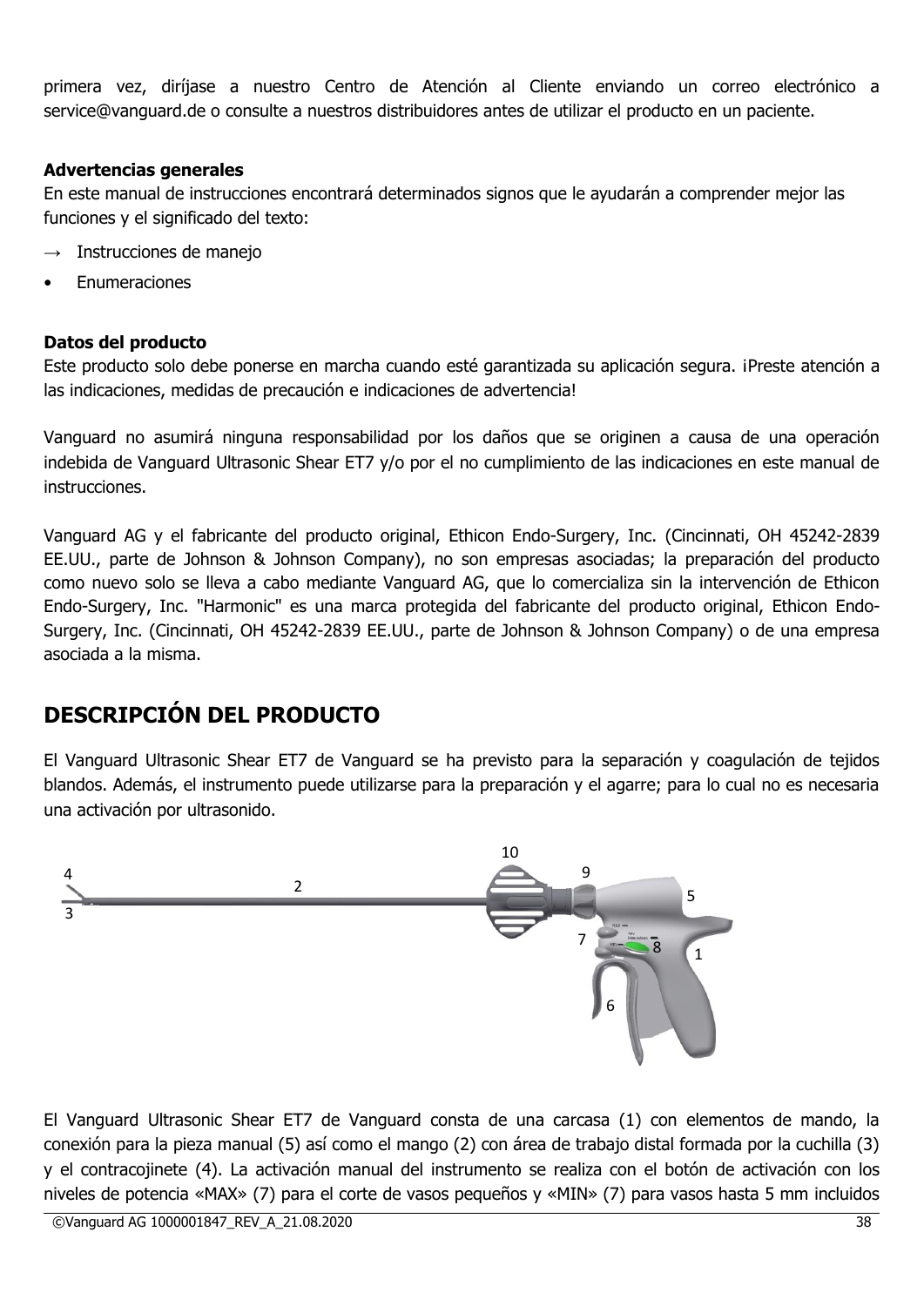primera vez, diríjase a nuestro Centro de Atención al Cliente enviando un correo electrónico a service@vanguard.de o consulte a nuestros distribuidores antes de utilizar el producto en un paciente.

**Advertencias generales**
En este manual de instrucciones encontrará determinados signos que le ayudarán a comprender mejor las funciones y el significado del texto:

→ Instrucciones de manejo

- Enumeraciones

**Datos del producto**
Este producto solo debe ponerse en marcha cuando esté garantizada su aplicación segura. ¡Preste atención a las indicaciones, medidas de precaución e indicaciones de advertencia!

Vanguard no asumirá ninguna responsabilidad por los daños que se originen a causa de una operación indebida de Vanguard Ultrasonic Shear ET7 y/o por el no cumplimiento de las indicaciones en este manual de instrucciones.

Vanguard AG y el fabricante del producto original, Ethicon Endo-Surgery, Inc. (Cincinnati, OH 45242-2839 EE.UU., parte de Johnson & Johnson Company), no son empresas asociadas; la preparación del producto como nuevo solo se lleva a cabo mediante Vanguard AG, que lo comercializa sin la intervención de Ethicon Endo-Surgery, Inc. "Harmonic" es una marca protegida del fabricante del producto original, Ethicon Endo-Surgery, Inc. (Cincinnati, OH 45242-2839 EE.UU., parte de Johnson & Johnson Company) o de una empresa asociada a la misma.

## DESCRIPCIÓN DEL PRODUCTO

El Vanguard Ultrasonic Shear ET7 de Vanguard se ha previsto para la separación y coagulación de tejidos blandos. Además, el instrumento puede utilizarse para la preparación y el agarre; para lo cual no es necesaria una activación por ultrasonido.

El Vanguard Ultrasonic Shear ET7 de Vanguard consta de una carcasa (1) con elementos de mando, la conexión para la pieza manual (5) así como el mango (2) con área de trabajo distal formada por la cuchilla (3) y el contracojinete (4). La activación manual del instrumento se realiza con el botón de activación con los niveles de potencia «MAX» (7) para el corte de vasos pequeños y «MIN» (7) para vasos hasta 5 mm incluidos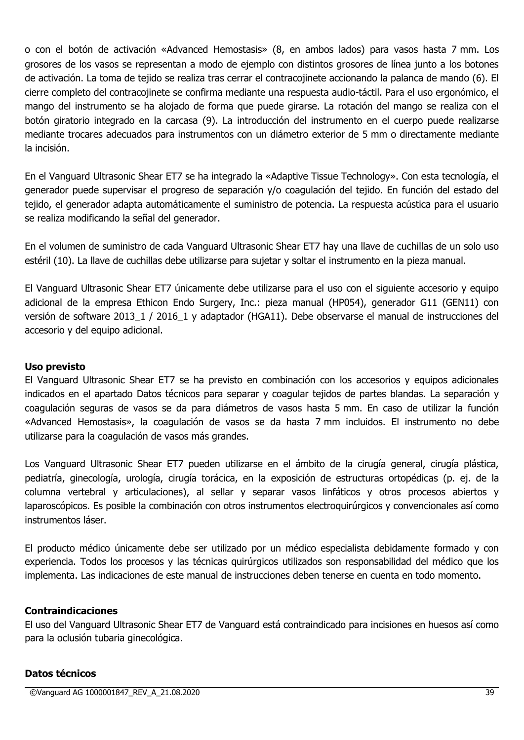o con el botón de activación «Advanced Hemostasis» (8, en ambos lados) para vasos hasta 7 mm. Los grosores de los vasos se representan a modo de ejemplo con distintos grosores de línea junto a los botones de activación. La toma de tejido se realiza tras cerrar el contracojinete accionando la palanca de mando (6). El cierre completo del contracojinete se confirma mediante una respuesta audio-táctil. Para el uso ergonómico, el mango del instrumento se ha alojado de forma que puede girarse. La rotación del mango se realiza con el botón giratorio integrado en la carcasa (9). La introducción del instrumento en el cuerpo puede realizarse mediante trocares adecuados para instrumentos con un diámetro exterior de 5 mm o directamente mediante la incisión.

En el Vanguard Ultrasonic Shear ET7 se ha integrado la «Adaptive Tissue Technology». Con esta tecnología, el generador puede supervisar el progreso de separación y/o coagulación del tejido. En función del estado del tejido, el generador adapta automáticamente el suministro de potencia. La respuesta acústica para el usuario se realiza modificando la señal del generador.

En el volumen de suministro de cada Vanguard Ultrasonic Shear ET7 hay una llave de cuchillas de un solo uso estéril (10). La llave de cuchillas debe utilizarse para sujetar y soltar el instrumento en la pieza manual.

El Vanguard Ultrasonic Shear ET7 únicamente debe utilizarse para el uso con el siguiente accesorio y equipo adicional de la empresa Ethicon Endo Surgery, Inc.: pieza manual (HP054), generador G11 (GEN11) con versión de software 2013_1 / 2016_1 y adaptador (HGA11). Debe observarse el manual de instrucciones del accesorio y del equipo adicional.

**Uso previsto**

El Vanguard Ultrasonic Shear ET7 se ha previsto en combinación con los accesorios y equipos adicionales indicados en el apartado Datos técnicos para separar y coagular tejidos de partes blandas. La separación y coagulación seguras de vasos se da para diámetros de vasos hasta 5 mm. En caso de utilizar la función «Advanced Hemostasis», la coagulación de vasos se da hasta 7 mm incluidos. El instrumento no debe utilizarse para la coagulación de vasos más grandes.

Los Vanguard Ultrasonic Shear ET7 pueden utilizarse en el ámbito de la cirugía general, cirugía plástica, pediatría, ginecología, urología, cirugía torácica, en la exposición de estructuras ortopédicas (p. ej. de la columna vertebral y articulaciones), al sellar y separar vasos linfáticos y otros procesos abiertos y laparoscópicos. Es posible la combinación con otros instrumentos electroquirúrgicos y convencionales así como instrumentos láser.

El producto médico únicamente debe ser utilizado por un médico especialista debidamente formado y con experiencia. Todos los procesos y las técnicas quirúrgicos utilizados son responsabilidad del médico que los implementa. Las indicaciones de este manual de instrucciones deben tenerse en cuenta en todo momento.

**Contraindicaciones**

El uso del Vanguard Ultrasonic Shear ET7 de Vanguard está contraindicado para incisiones en huesos así como para la oclusión tubaria ginecológica.

**Datos técnicos**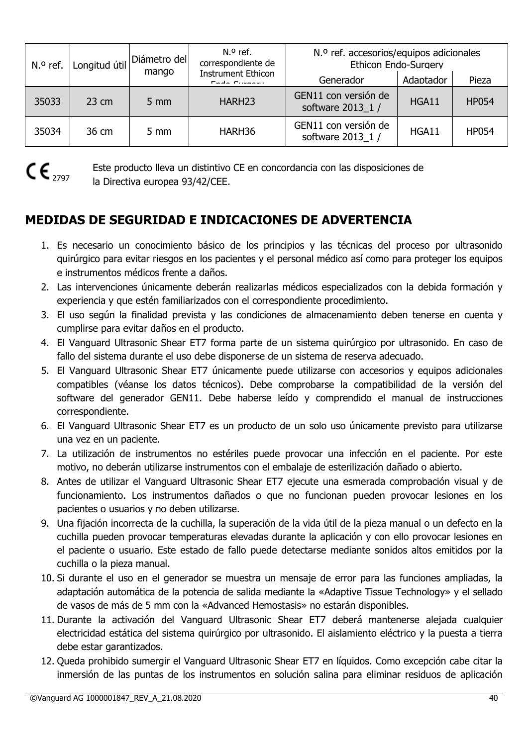| N.º ref. | Longitud útil | Diámetro del mango | N.º ref. correspondiente de Instrument Ethicon Endo-Surgery | N.º ref. accesorios/equipos adicionales Ethicon Endo-Surgery | | |
|---|---|---|---|---|---|---|
| | | | | Generador | Adaptador | Pieza |
| 35033 | 23 cm | 5 mm | HARH23 | GEN11 con versión de software 2013_1 / | HGA11 | HP054 |
| 35034 | 36 cm | 5 mm | HARH36 | GEN11 con versión de software 2013_1 / | HGA11 | HP054 |

CE 2797 Este producto lleva un distintivo CE en concordancia con las disposiciones de la Directiva europea 93/42/CEE.

## MEDIDAS DE SEGURIDAD E INDICACIONES DE ADVERTENCIA

1. Es necesario un conocimiento básico de los principios y las técnicas del proceso por ultrasonido quirúrgico para evitar riesgos en los pacientes y el personal médico así como para proteger los equipos e instrumentos médicos frente a daños.
2. Las intervenciones únicamente deberán realizarlas médicos especializados con la debida formación y experiencia y que estén familiarizados con el correspondiente procedimiento.
3. El uso según la finalidad prevista y las condiciones de almacenamiento deben tenerse en cuenta y cumplirse para evitar daños en el producto.
4. El Vanguard Ultrasonic Shear ET7 forma parte de un sistema quirúrgico por ultrasonido. En caso de fallo del sistema durante el uso debe disponerse de un sistema de reserva adecuado.
5. El Vanguard Ultrasonic Shear ET7 únicamente puede utilizarse con accesorios y equipos adicionales compatibles (véanse los datos técnicos). Debe comprobarse la compatibilidad de la versión del software del generador GEN11. Debe haberse leído y comprendido el manual de instrucciones correspondiente.
6. El Vanguard Ultrasonic Shear ET7 es un producto de un solo uso únicamente previsto para utilizarse una vez en un paciente.
7. La utilización de instrumentos no estériles puede provocar una infección en el paciente. Por este motivo, no deberán utilizarse instrumentos con el embalaje de esterilización dañado o abierto.
8. Antes de utilizar el Vanguard Ultrasonic Shear ET7 ejecute una esmerada comprobación visual y de funcionamiento. Los instrumentos dañados o que no funcionan pueden provocar lesiones en los pacientes o usuarios y no deben utilizarse.
9. Una fijación incorrecta de la cuchilla, la superación de la vida útil de la pieza manual o un defecto en la cuchilla pueden provocar temperaturas elevadas durante la aplicación y con ello provocar lesiones en el paciente o usuario. Este estado de fallo puede detectarse mediante sonidos altos emitidos por la cuchilla o la pieza manual.
10. Si durante el uso en el generador se muestra un mensaje de error para las funciones ampliadas, la adaptación automática de la potencia de salida mediante la «Adaptive Tissue Technology» y el sellado de vasos de más de 5 mm con la «Advanced Hemostasis» no estarán disponibles.
11. Durante la activación del Vanguard Ultrasonic Shear ET7 deberá mantenerse alejada cualquier electricidad estática del sistema quirúrgico por ultrasonido. El aislamiento eléctrico y la puesta a tierra debe estar garantizados.
12. Queda prohibido sumergir el Vanguard Ultrasonic Shear ET7 en líquidos. Como excepción cabe citar la inmersión de las puntas de los instrumentos en solución salina para eliminar residuos de aplicación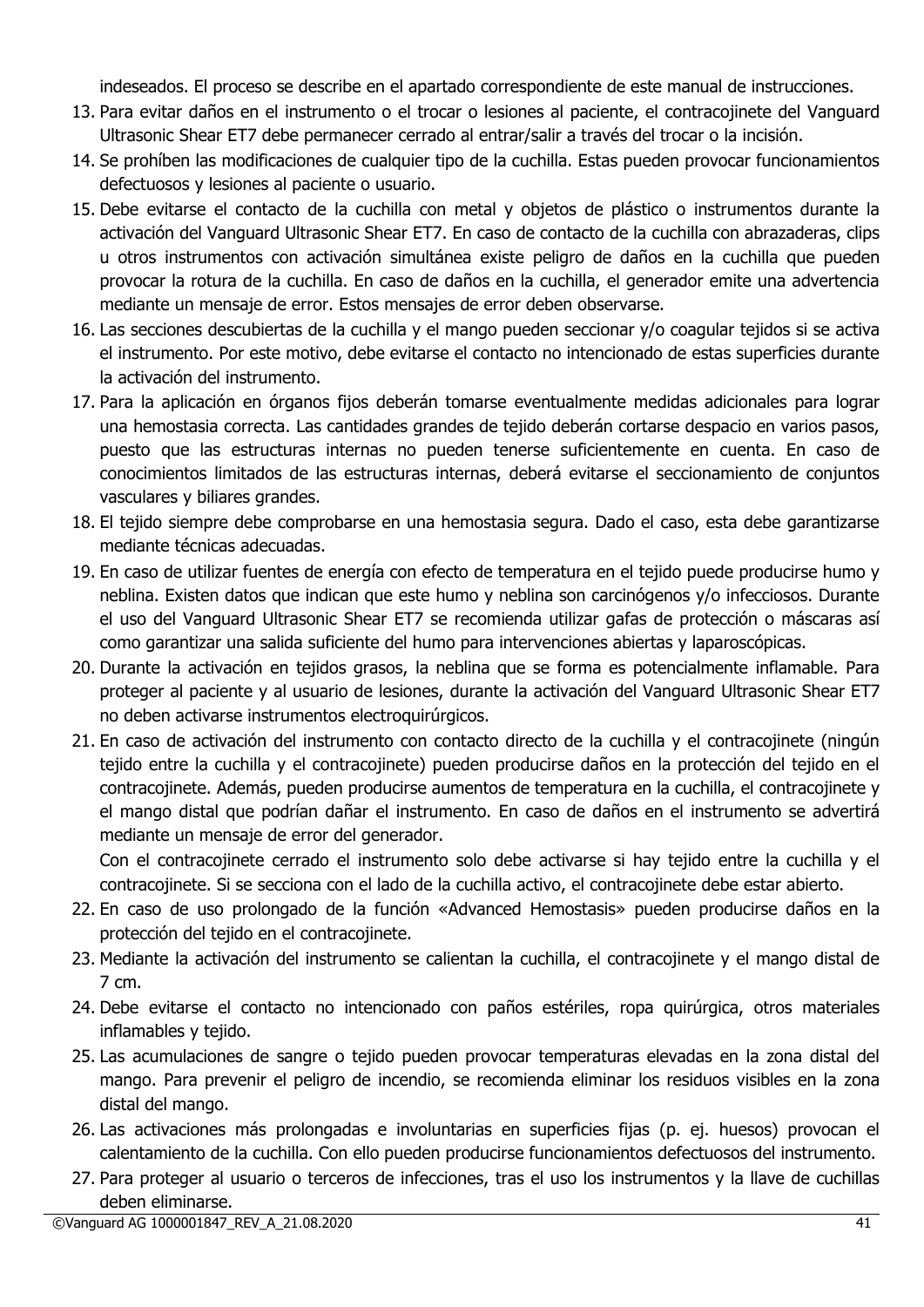indeseados. El proceso se describe en el apartado correspondiente de este manual de instrucciones.

13. Para evitar daños en el instrumento o el trocar o lesiones al paciente, el contracojinete del Vanguard Ultrasonic Shear ET7 debe permanecer cerrado al entrar/salir a través del trocar o la incisión.
14. Se prohíben las modificaciones de cualquier tipo de la cuchilla. Estas pueden provocar funcionamientos defectuosos y lesiones al paciente o usuario.
15. Debe evitarse el contacto de la cuchilla con metal y objetos de plástico o instrumentos durante la activación del Vanguard Ultrasonic Shear ET7. En caso de contacto de la cuchilla con abrazaderas, clips u otros instrumentos con activación simultánea existe peligro de daños en la cuchilla que pueden provocar la rotura de la cuchilla. En caso de daños en la cuchilla, el generador emite una advertencia mediante un mensaje de error. Estos mensajes de error deben observarse.
16. Las secciones descubiertas de la cuchilla y el mango pueden seccionar y/o coagular tejidos si se activa el instrumento. Por este motivo, debe evitarse el contacto no intencionado de estas superficies durante la activación del instrumento.
17. Para la aplicación en órganos fijos deberán tomarse eventualmente medidas adicionales para lograr una hemostasia correcta. Las cantidades grandes de tejido deberán cortarse despacio en varios pasos, puesto que las estructuras internas no pueden tenerse suficientemente en cuenta. En caso de conocimientos limitados de las estructuras internas, deberá evitarse el seccionamiento de conjuntos vasculares y biliares grandes.
18. El tejido siempre debe comprobarse en una hemostasia segura. Dado el caso, esta debe garantizarse mediante técnicas adecuadas.
19. En caso de utilizar fuentes de energía con efecto de temperatura en el tejido puede producirse humo y neblina. Existen datos que indican que este humo y neblina son carcinógenos y/o infecciosos. Durante el uso del Vanguard Ultrasonic Shear ET7 se recomienda utilizar gafas de protección o máscaras así como garantizar una salida suficiente del humo para intervenciones abiertas y laparoscópicas.
20. Durante la activación en tejidos grasos, la neblina que se forma es potencialmente inflamable. Para proteger al paciente y al usuario de lesiones, durante la activación del Vanguard Ultrasonic Shear ET7 no deben activarse instrumentos electroquirúrgicos.
21. En caso de activación del instrumento con contacto directo de la cuchilla y el contracojinete (ningún tejido entre la cuchilla y el contracojinete) pueden producirse daños en la protección del tejido en el contracojinete. Además, pueden producirse aumentos de temperatura en la cuchilla, el contracojinete y el mango distal que podrían dañar el instrumento. En caso de daños en el instrumento se advertirá mediante un mensaje de error del generador.

    Con el contracojinete cerrado el instrumento solo debe activarse si hay tejido entre la cuchilla y el contracojinete. Si se secciona con el lado de la cuchilla activo, el contracojinete debe estar abierto.
22. En caso de uso prolongado de la función «Advanced Hemostasis» pueden producirse daños en la protección del tejido en el contracojinete.
23. Mediante la activación del instrumento se calientan la cuchilla, el contracojinete y el mango distal de 7 cm.
24. Debe evitarse el contacto no intencionado con paños estériles, ropa quirúrgica, otros materiales inflamables y tejido.
25. Las acumulaciones de sangre o tejido pueden provocar temperaturas elevadas en la zona distal del mango. Para prevenir el peligro de incendio, se recomienda eliminar los residuos visibles en la zona distal del mango.
26. Las activaciones más prolongadas e involuntarias en superficies fijas (p. ej. huesos) provocan el calentamiento de la cuchilla. Con ello pueden producirse funcionamientos defectuosos del instrumento.
27. Para proteger al usuario o terceros de infecciones, tras el uso los instrumentos y la llave de cuchillas deben eliminarse.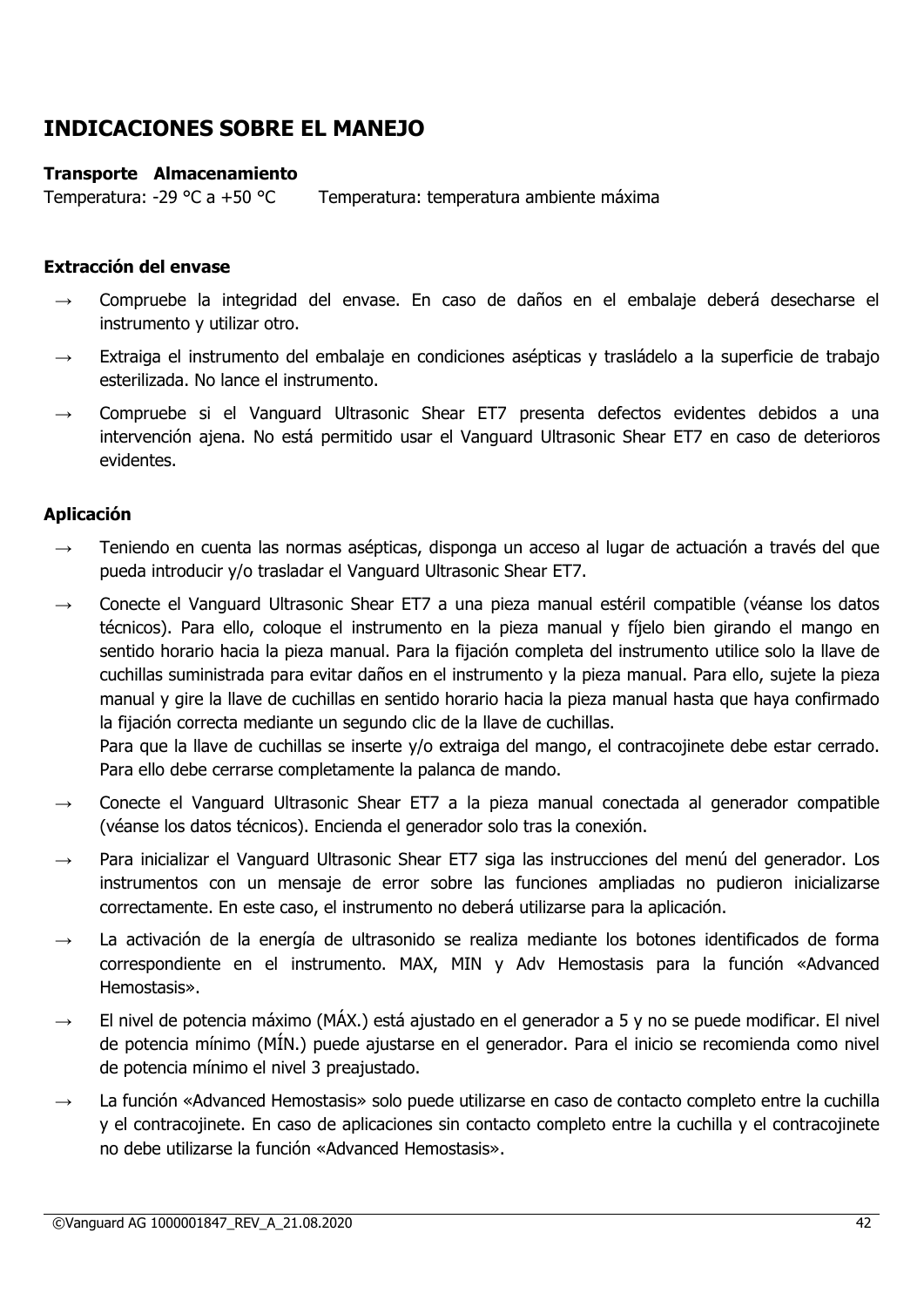## INDICACIONES SOBRE EL MANEJO

**Transporte Almacenamiento**

Temperatura: -29 °C a +50 °C Temperatura: temperatura ambiente máxima

**Extracción del envase**

- → Compruebe la integridad del envase. En caso de daños en el embalaje deberá desecharse el instrumento y utilizar otro.
- → Extraiga el instrumento del embalaje en condiciones asépticas y trasládelo a la superficie de trabajo esterilizada. No lance el instrumento.
- → Compruebe si el Vanguard Ultrasonic Shear ET7 presenta defectos evidentes debidos a una intervención ajena. No está permitido usar el Vanguard Ultrasonic Shear ET7 en caso de deterioros evidentes.

**Aplicación**

- → Teniendo en cuenta las normas asépticas, disponga un acceso al lugar de actuación a través del que pueda introducir y/o trasladar el Vanguard Ultrasonic Shear ET7.
- → Conecte el Vanguard Ultrasonic Shear ET7 a una pieza manual estéril compatible (véanse los datos técnicos). Para ello, coloque el instrumento en la pieza manual y fíjelo bien girando el mango en sentido horario hacia la pieza manual. Para la fijación completa del instrumento utilice solo la llave de cuchillas suministrada para evitar daños en el instrumento y la pieza manual. Para ello, sujete la pieza manual y gire la llave de cuchillas en sentido horario hacia la pieza manual hasta que haya confirmado la fijación correcta mediante un segundo clic de la llave de cuchillas.
  Para que la llave de cuchillas se inserte y/o extraiga del mango, el contracojinete debe estar cerrado. Para ello debe cerrarse completamente la palanca de mando.
- → Conecte el Vanguard Ultrasonic Shear ET7 a la pieza manual conectada al generador compatible (véanse los datos técnicos). Encienda el generador solo tras la conexión.
- → Para inicializar el Vanguard Ultrasonic Shear ET7 siga las instrucciones del menú del generador. Los instrumentos con un mensaje de error sobre las funciones ampliadas no pudieron inicializarse correctamente. En este caso, el instrumento no deberá utilizarse para la aplicación.
- → La activación de la energía de ultrasonido se realiza mediante los botones identificados de forma correspondiente en el instrumento. MAX, MIN y Adv Hemostasis para la función «Advanced Hemostasis».
- → El nivel de potencia máximo (MÁX.) está ajustado en el generador a 5 y no se puede modificar. El nivel de potencia mínimo (MÍN.) puede ajustarse en el generador. Para el inicio se recomienda como nivel de potencia mínimo el nivel 3 preajustado.
- → La función «Advanced Hemostasis» solo puede utilizarse en caso de contacto completo entre la cuchilla y el contracojinete. En caso de aplicaciones sin contacto completo entre la cuchilla y el contracojinete no debe utilizarse la función «Advanced Hemostasis».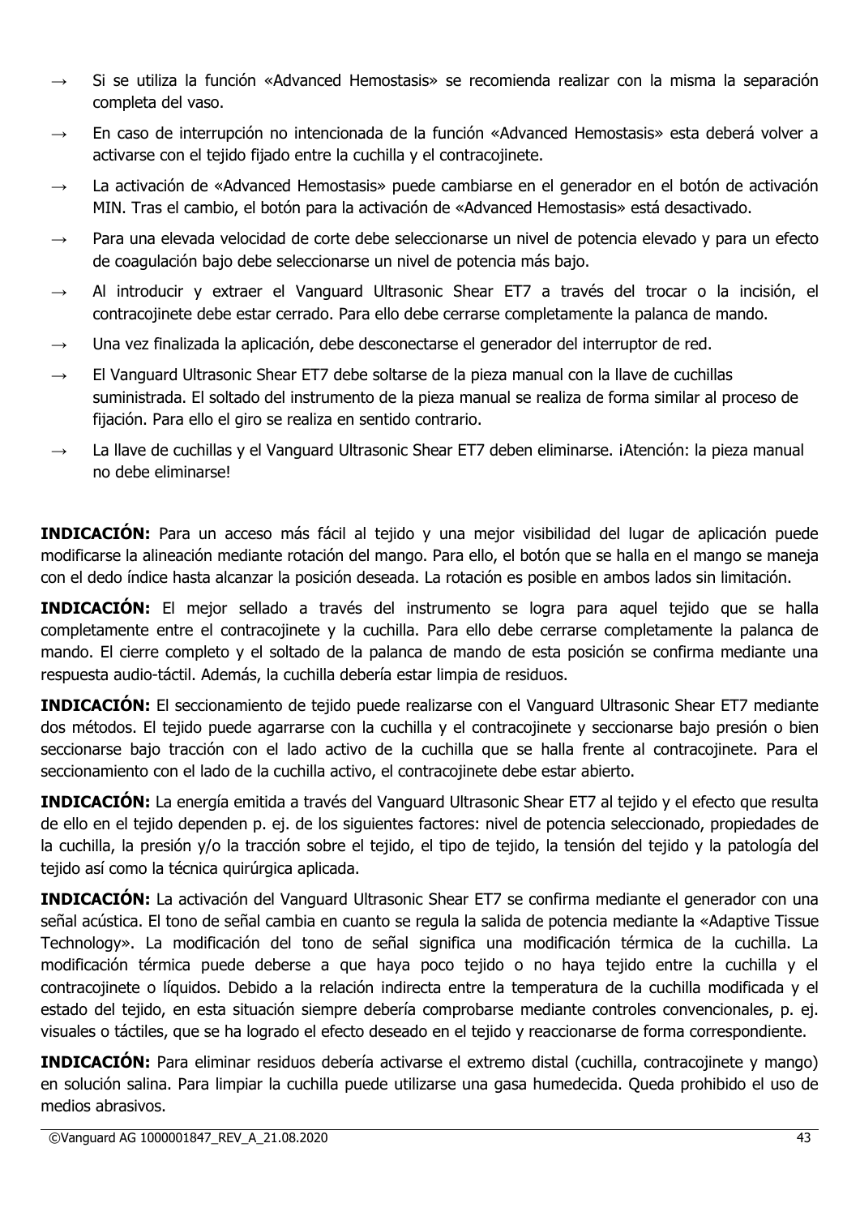→ Si se utiliza la función «Advanced Hemostasis» se recomienda realizar con la misma la separación completa del vaso.

→ En caso de interrupción no intencionada de la función «Advanced Hemostasis» esta deberá volver a activarse con el tejido fijado entre la cuchilla y el contracojinete.

→ La activación de «Advanced Hemostasis» puede cambiarse en el generador en el botón de activación MIN. Tras el cambio, el botón para la activación de «Advanced Hemostasis» está desactivado.

→ Para una elevada velocidad de corte debe seleccionarse un nivel de potencia elevado y para un efecto de coagulación bajo debe seleccionarse un nivel de potencia más bajo.

→ Al introducir y extraer el Vanguard Ultrasonic Shear ET7 a través del trocar o la incisión, el contracojinete debe estar cerrado. Para ello debe cerrarse completamente la palanca de mando.

→ Una vez finalizada la aplicación, debe desconectarse el generador del interruptor de red.

→ El Vanguard Ultrasonic Shear ET7 debe soltarse de la pieza manual con la llave de cuchillas suministrada. El soltado del instrumento de la pieza manual se realiza de forma similar al proceso de fijación. Para ello el giro se realiza en sentido contrario.

→ La llave de cuchillas y el Vanguard Ultrasonic Shear ET7 deben eliminarse. ¡Atención: la pieza manual no debe eliminarse!

**INDICACIÓN:** Para un acceso más fácil al tejido y una mejor visibilidad del lugar de aplicación puede modificarse la alineación mediante rotación del mango. Para ello, el botón que se halla en el mango se maneja con el dedo índice hasta alcanzar la posición deseada. La rotación es posible en ambos lados sin limitación.

**INDICACIÓN:** El mejor sellado a través del instrumento se logra para aquel tejido que se halla completamente entre el contracojinete y la cuchilla. Para ello debe cerrarse completamente la palanca de mando. El cierre completo y el soltado de la palanca de mando de esta posición se confirma mediante una respuesta audio-táctil. Además, la cuchilla debería estar limpia de residuos.

**INDICACIÓN:** El seccionamiento de tejido puede realizarse con el Vanguard Ultrasonic Shear ET7 mediante dos métodos. El tejido puede agarrarse con la cuchilla y el contracojinete y seccionarse bajo presión o bien seccionarse bajo tracción con el lado activo de la cuchilla que se halla frente al contracojinete. Para el seccionamiento con el lado de la cuchilla activo, el contracojinete debe estar abierto.

**INDICACIÓN:** La energía emitida a través del Vanguard Ultrasonic Shear ET7 al tejido y el efecto que resulta de ello en el tejido dependen p. ej. de los siguientes factores: nivel de potencia seleccionado, propiedades de la cuchilla, la presión y/o la tracción sobre el tejido, el tipo de tejido, la tensión del tejido y la patología del tejido así como la técnica quirúrgica aplicada.

**INDICACIÓN:** La activación del Vanguard Ultrasonic Shear ET7 se confirma mediante el generador con una señal acústica. El tono de señal cambia en cuanto se regula la salida de potencia mediante la «Adaptive Tissue Technology». La modificación del tono de señal significa una modificación térmica de la cuchilla. La modificación térmica puede deberse a que haya poco tejido o no haya tejido entre la cuchilla y el contracojinete o líquidos. Debido a la relación indirecta entre la temperatura de la cuchilla modificada y el estado del tejido, en esta situación siempre debería comprobarse mediante controles convencionales, p. ej. visuales o táctiles, que se ha logrado el efecto deseado en el tejido y reaccionarse de forma correspondiente.

**INDICACIÓN:** Para eliminar residuos debería activarse el extremo distal (cuchilla, contracojinete y mango) en solución salina. Para limpiar la cuchilla puede utilizarse una gasa humedecida. Queda prohibido el uso de medios abrasivos.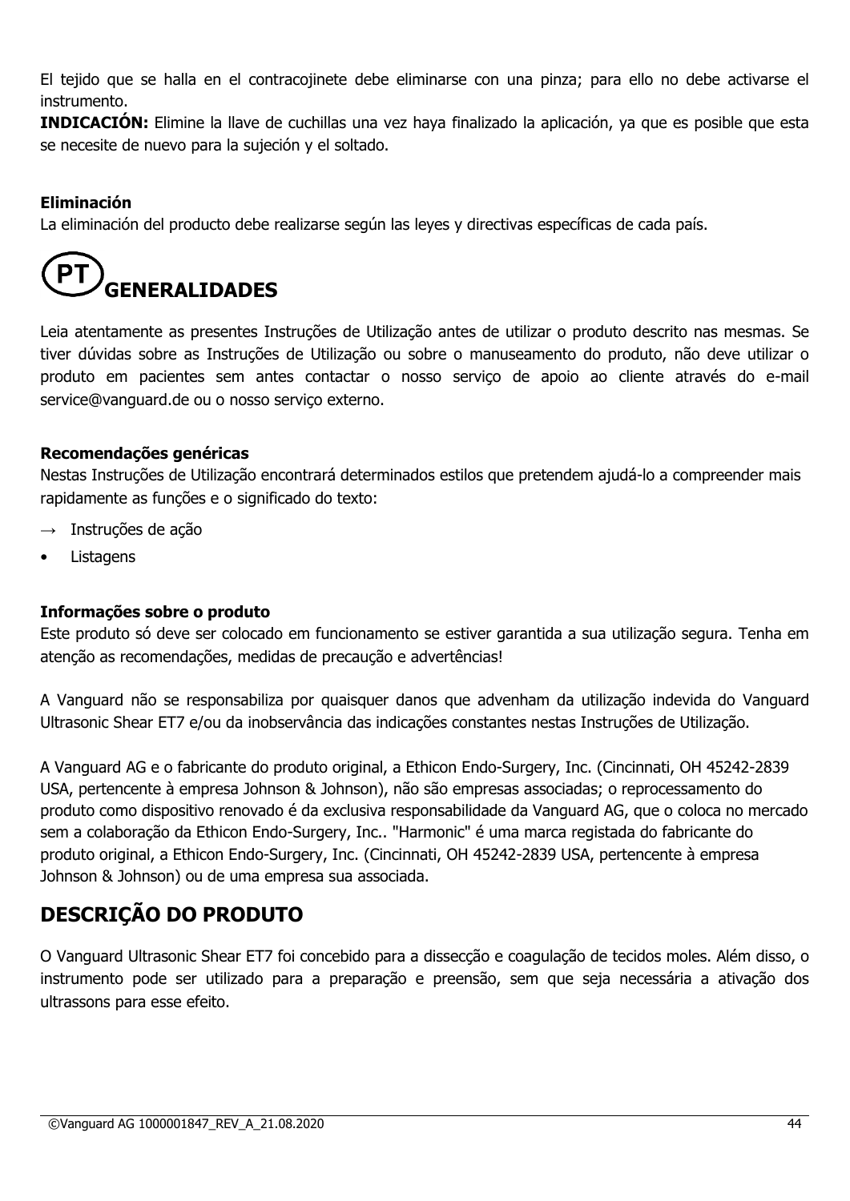El tejido que se halla en el contracojinete debe eliminarse con una pinza; para ello no debe activarse el instrumento.

**INDICACIÓN:** Elimine la llave de cuchillas una vez haya finalizado la aplicación, ya que es posible que esta se necesite de nuevo para la sujeción y el soltado.

### Eliminación

La eliminación del producto debe realizarse según las leyes y directivas específicas de cada país.

# PT GENERALIDADES

Leia atentamente as presentes Instruções de Utilização antes de utilizar o produto descrito nas mesmas. Se tiver dúvidas sobre as Instruções de Utilização ou sobre o manuseamento do produto, não deve utilizar o produto em pacientes sem antes contactar o nosso serviço de apoio ao cliente através do e-mail service@vanguard.de ou o nosso serviço externo.

### Recomendações genéricas

Nestas Instruções de Utilização encontrará determinados estilos que pretendem ajudá-lo a compreender mais rapidamente as funções e o significado do texto:

→ Instruções de ação

- Listagens

### Informações sobre o produto

Este produto só deve ser colocado em funcionamento se estiver garantida a sua utilização segura. Tenha em atenção as recomendações, medidas de precaução e advertências!

A Vanguard não se responsabiliza por quaisquer danos que advenham da utilização indevida do Vanguard Ultrasonic Shear ET7 e/ou da inobservância das indicações constantes nestas Instruções de Utilização.

A Vanguard AG e o fabricante do produto original, a Ethicon Endo-Surgery, Inc. (Cincinnati, OH 45242-2839 USA, pertencente à empresa Johnson & Johnson), não são empresas associadas; o reprocessamento do produto como dispositivo renovado é da exclusiva responsabilidade da Vanguard AG, que o coloca no mercado sem a colaboração da Ethicon Endo-Surgery, Inc.. "Harmonic" é uma marca registada do fabricante do produto original, a Ethicon Endo-Surgery, Inc. (Cincinnati, OH 45242-2839 USA, pertencente à empresa Johnson & Johnson) ou de uma empresa sua associada.

# DESCRIÇÃO DO PRODUTO

O Vanguard Ultrasonic Shear ET7 foi concebido para a dissecção e coagulação de tecidos moles. Além disso, o instrumento pode ser utilizado para a preparação e preensão, sem que seja necessária a ativação dos ultrassons para esse efeito.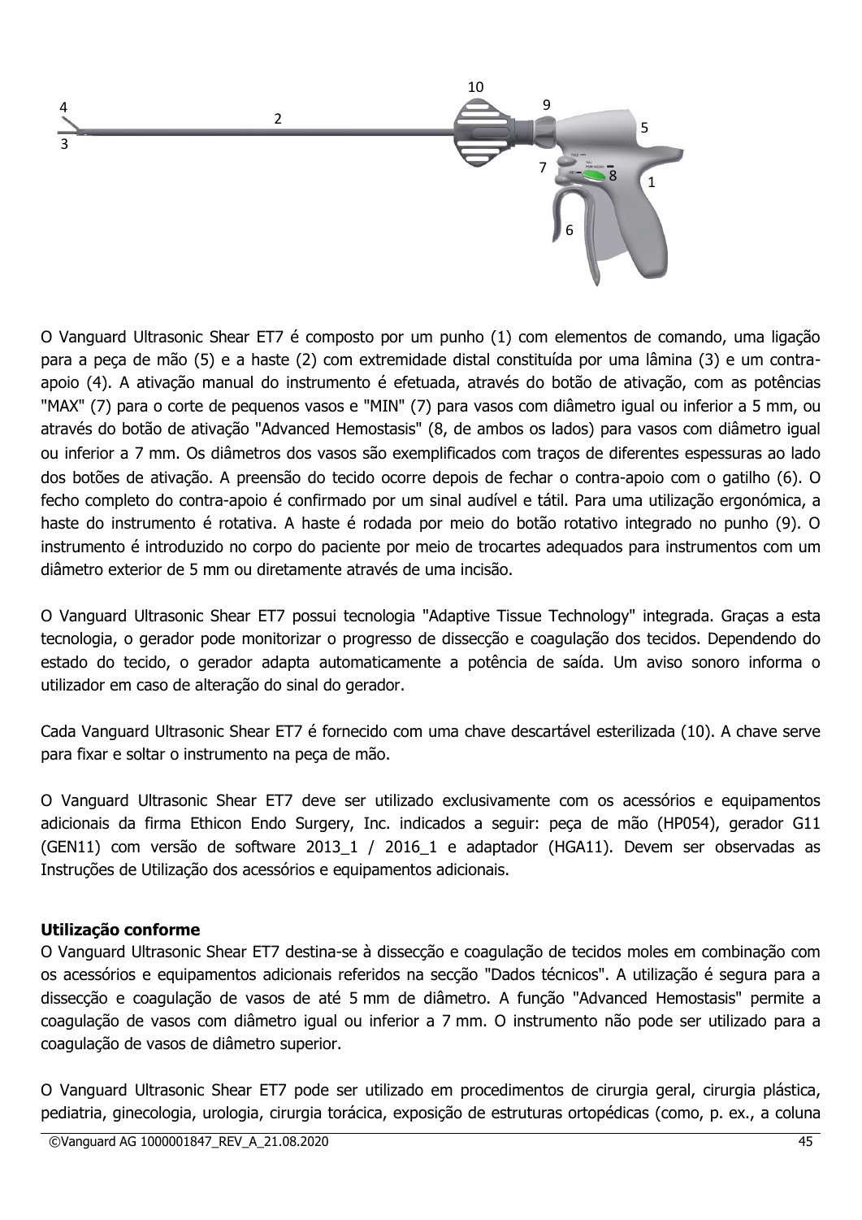O Vanguard Ultrasonic Shear ET7 é composto por um punho (1) com elementos de comando, uma ligação para a peça de mão (5) e a haste (2) com extremidade distal constituída por uma lâmina (3) e um contra-apoio (4). A ativação manual do instrumento é efetuada, através do botão de ativação, com as potências "MAX" (7) para o corte de pequenos vasos e "MIN" (7) para vasos com diâmetro igual ou inferior a 5 mm, ou através do botão de ativação "Advanced Hemostasis" (8, de ambos os lados) para vasos com diâmetro igual ou inferior a 7 mm. Os diâmetros dos vasos são exemplificados com traços de diferentes espessuras ao lado dos botões de ativação. A preensão do tecido ocorre depois de fechar o contra-apoio com o gatilho (6). O fecho completo do contra-apoio é confirmado por um sinal audível e tátil. Para uma utilização ergonómica, a haste do instrumento é rotativa. A haste é rodada por meio do botão rotativo integrado no punho (9). O instrumento é introduzido no corpo do paciente por meio de trocartes adequados para instrumentos com um diâmetro exterior de 5 mm ou diretamente através de uma incisão.

O Vanguard Ultrasonic Shear ET7 possui tecnologia "Adaptive Tissue Technology" integrada. Graças a esta tecnologia, o gerador pode monitorizar o progresso de dissecção e coagulação dos tecidos. Dependendo do estado do tecido, o gerador adapta automaticamente a potência de saída. Um aviso sonoro informa o utilizador em caso de alteração do sinal do gerador.

Cada Vanguard Ultrasonic Shear ET7 é fornecido com uma chave descartável esterilizada (10). A chave serve para fixar e soltar o instrumento na peça de mão.

O Vanguard Ultrasonic Shear ET7 deve ser utilizado exclusivamente com os acessórios e equipamentos adicionais da firma Ethicon Endo Surgery, Inc. indicados a seguir: peça de mão (HP054), gerador G11 (GEN11) com versão de software 2013_1 / 2016_1 e adaptador (HGA11). Devem ser observadas as Instruções de Utilização dos acessórios e equipamentos adicionais.

**Utilização conforme**

O Vanguard Ultrasonic Shear ET7 destina-se à dissecção e coagulação de tecidos moles em combinação com os acessórios e equipamentos adicionais referidos na secção "Dados técnicos". A utilização é segura para a dissecção e coagulação de vasos de até 5 mm de diâmetro. A função "Advanced Hemostasis" permite a coagulação de vasos com diâmetro igual ou inferior a 7 mm. O instrumento não pode ser utilizado para a coagulação de vasos de diâmetro superior.

O Vanguard Ultrasonic Shear ET7 pode ser utilizado em procedimentos de cirurgia geral, cirurgia plástica, pediatria, ginecologia, urologia, cirurgia torácica, exposição de estruturas ortopédicas (como, p. ex., a coluna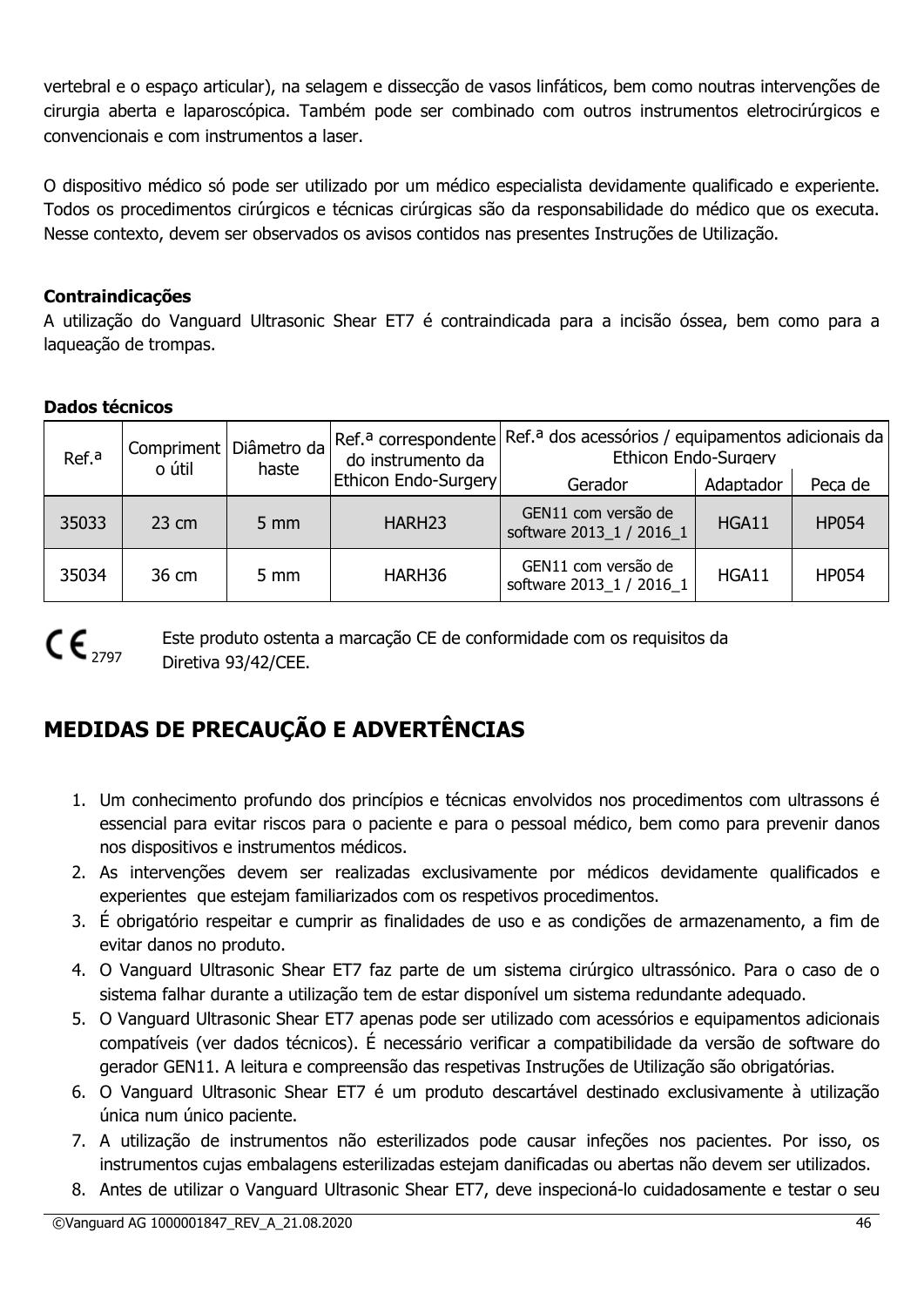vertebral e o espaço articular), na selagem e dissecção de vasos linfáticos, bem como noutras intervenções de cirurgia aberta e laparoscópica. Também pode ser combinado com outros instrumentos eletrocirúrgicos e convencionais e com instrumentos a laser.

O dispositivo médico só pode ser utilizado por um médico especialista devidamente qualificado e experiente. Todos os procedimentos cirúrgicos e técnicas cirúrgicas são da responsabilidade do médico que os executa. Nesse contexto, devem ser observados os avisos contidos nas presentes Instruções de Utilização.

**Contraindicações**

A utilização do Vanguard Ultrasonic Shear ET7 é contraindicada para a incisão óssea, bem como para a laqueação de trompas.

**Dados técnicos**

| Ref.ª | Compriment o útil | Diâmetro da haste | Ref.ª correspondente do instrumento da Ethicon Endo-Surgery | Ref.ª dos acessórios / equipamentos adicionais da Ethicon Endo-Surgery | | |
|---|---|---|---|---|---|---|
| | | | | Gerador | Adaptador | Peça de |
| 35033 | 23 cm | 5 mm | HARH23 | GEN11 com versão de software 2013_1 / 2016_1 | HGA11 | HP054 |
| 35034 | 36 cm | 5 mm | HARH36 | GEN11 com versão de software 2013_1 / 2016_1 | HGA11 | HP054 |

CE 2797 Este produto ostenta a marcação CE de conformidade com os requisitos da Diretiva 93/42/CEE.

# MEDIDAS DE PRECAUÇÃO E ADVERTÊNCIAS

1. Um conhecimento profundo dos princípios e técnicas envolvidos nos procedimentos com ultrassons é essencial para evitar riscos para o paciente e para o pessoal médico, bem como para prevenir danos nos dispositivos e instrumentos médicos.
2. As intervenções devem ser realizadas exclusivamente por médicos devidamente qualificados e experientes que estejam familiarizados com os respetivos procedimentos.
3. É obrigatório respeitar e cumprir as finalidades de uso e as condições de armazenamento, a fim de evitar danos no produto.
4. O Vanguard Ultrasonic Shear ET7 faz parte de um sistema cirúrgico ultrassónico. Para o caso de o sistema falhar durante a utilização tem de estar disponível um sistema redundante adequado.
5. O Vanguard Ultrasonic Shear ET7 apenas pode ser utilizado com acessórios e equipamentos adicionais compatíveis (ver dados técnicos). É necessário verificar a compatibilidade da versão de software do gerador GEN11. A leitura e compreensão das respetivas Instruções de Utilização são obrigatórias.
6. O Vanguard Ultrasonic Shear ET7 é um produto descartável destinado exclusivamente à utilização única num único paciente.
7. A utilização de instrumentos não esterilizados pode causar infeções nos pacientes. Por isso, os instrumentos cujas embalagens esterilizadas estejam danificadas ou abertas não devem ser utilizados.
8. Antes de utilizar o Vanguard Ultrasonic Shear ET7, deve inspecioná-lo cuidadosamente e testar o seu

©Vanguard AG 1000001847_REV_A_21.08.2020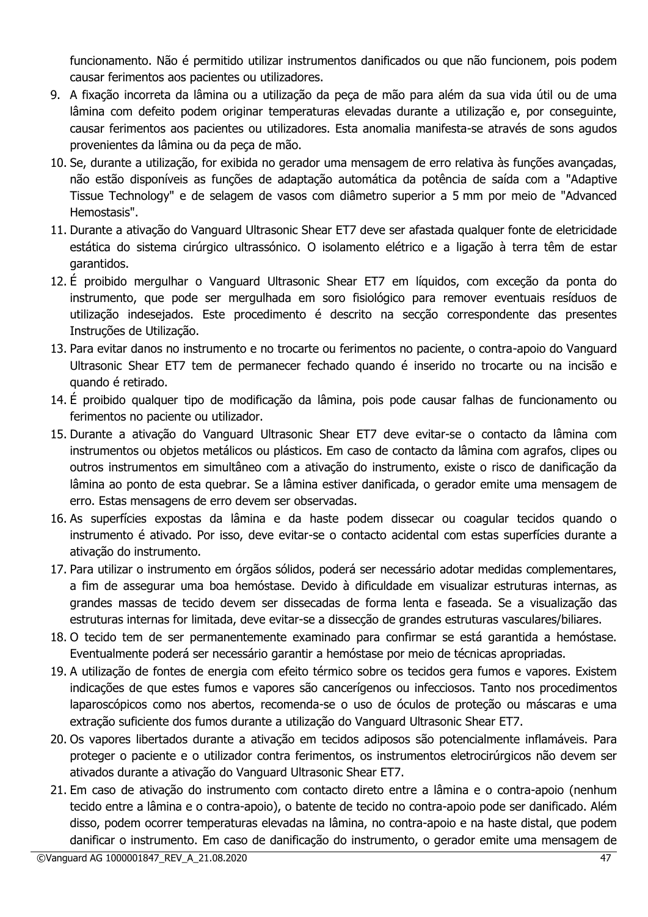funcionamento. Não é permitido utilizar instrumentos danificados ou que não funcionem, pois podem causar ferimentos aos pacientes ou utilizadores.

9. A fixação incorreta da lâmina ou a utilização da peça de mão para além da sua vida útil ou de uma lâmina com defeito podem originar temperaturas elevadas durante a utilização e, por conseguinte, causar ferimentos aos pacientes ou utilizadores. Esta anomalia manifesta-se através de sons agudos provenientes da lâmina ou da peça de mão.
10. Se, durante a utilização, for exibida no gerador uma mensagem de erro relativa às funções avançadas, não estão disponíveis as funções de adaptação automática da potência de saída com a "Adaptive Tissue Technology" e de selagem de vasos com diâmetro superior a 5 mm por meio de "Advanced Hemostasis".
11. Durante a ativação do Vanguard Ultrasonic Shear ET7 deve ser afastada qualquer fonte de eletricidade estática do sistema cirúrgico ultrassónico. O isolamento elétrico e a ligação à terra têm de estar garantidos.
12. É proibido mergulhar o Vanguard Ultrasonic Shear ET7 em líquidos, com exceção da ponta do instrumento, que pode ser mergulhada em soro fisiológico para remover eventuais resíduos de utilização indesejados. Este procedimento é descrito na secção correspondente das presentes Instruções de Utilização.
13. Para evitar danos no instrumento e no trocarte ou ferimentos no paciente, o contra-apoio do Vanguard Ultrasonic Shear ET7 tem de permanecer fechado quando é inserido no trocarte ou na incisão e quando é retirado.
14. É proibido qualquer tipo de modificação da lâmina, pois pode causar falhas de funcionamento ou ferimentos no paciente ou utilizador.
15. Durante a ativação do Vanguard Ultrasonic Shear ET7 deve evitar-se o contacto da lâmina com instrumentos ou objetos metálicos ou plásticos. Em caso de contacto da lâmina com agrafos, clipes ou outros instrumentos em simultâneo com a ativação do instrumento, existe o risco de danificação da lâmina ao ponto de esta quebrar. Se a lâmina estiver danificada, o gerador emite uma mensagem de erro. Estas mensagens de erro devem ser observadas.
16. As superfícies expostas da lâmina e da haste podem dissecar ou coagular tecidos quando o instrumento é ativado. Por isso, deve evitar-se o contacto acidental com estas superfícies durante a ativação do instrumento.
17. Para utilizar o instrumento em órgãos sólidos, poderá ser necessário adotar medidas complementares, a fim de assegurar uma boa hemóstase. Devido à dificuldade em visualizar estruturas internas, as grandes massas de tecido devem ser dissecadas de forma lenta e faseada. Se a visualização das estruturas internas for limitada, deve evitar-se a dissecção de grandes estruturas vasculares/biliares.
18. O tecido tem de ser permanentemente examinado para confirmar se está garantida a hemóstase. Eventualmente poderá ser necessário garantir a hemóstase por meio de técnicas apropriadas.
19. A utilização de fontes de energia com efeito térmico sobre os tecidos gera fumos e vapores. Existem indicações de que estes fumos e vapores são cancerígenos ou infecciosos. Tanto nos procedimentos laparoscópicos como nos abertos, recomenda-se o uso de óculos de proteção ou máscaras e uma extração suficiente dos fumos durante a utilização do Vanguard Ultrasonic Shear ET7.
20. Os vapores libertados durante a ativação em tecidos adiposos são potencialmente inflamáveis. Para proteger o paciente e o utilizador contra ferimentos, os instrumentos eletrocirúrgicos não devem ser ativados durante a ativação do Vanguard Ultrasonic Shear ET7.
21. Em caso de ativação do instrumento com contacto direto entre a lâmina e o contra-apoio (nenhum tecido entre a lâmina e o contra-apoio), o batente de tecido no contra-apoio pode ser danificado. Além disso, podem ocorrer temperaturas elevadas na lâmina, no contra-apoio e na haste distal, que podem danificar o instrumento. Em caso de danificação do instrumento, o gerador emite uma mensagem de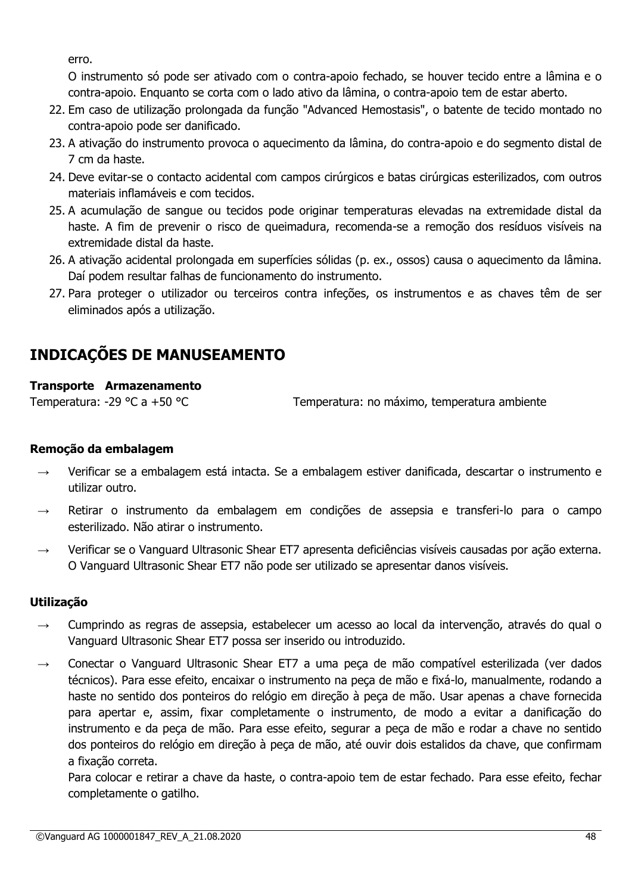erro.

O instrumento só pode ser ativado com o contra-apoio fechado, se houver tecido entre a lâmina e o contra-apoio. Enquanto se corta com o lado ativo da lâmina, o contra-apoio tem de estar aberto.

22. Em caso de utilização prolongada da função "Advanced Hemostasis", o batente de tecido montado no contra-apoio pode ser danificado.
23. A ativação do instrumento provoca o aquecimento da lâmina, do contra-apoio e do segmento distal de 7 cm da haste.
24. Deve evitar-se o contacto acidental com campos cirúrgicos e batas cirúrgicas esterilizados, com outros materiais inflamáveis e com tecidos.
25. A acumulação de sangue ou tecidos pode originar temperaturas elevadas na extremidade distal da haste. A fim de prevenir o risco de queimadura, recomenda-se a remoção dos resíduos visíveis na extremidade distal da haste.
26. A ativação acidental prolongada em superfícies sólidas (p. ex., ossos) causa o aquecimento da lâmina. Daí podem resultar falhas de funcionamento do instrumento.
27. Para proteger o utilizador ou terceiros contra infeções, os instrumentos e as chaves têm de ser eliminados após a utilização.

# INDICAÇÕES DE MANUSEAMENTO

| **Transporte** | **Armazenamento** |
|---|---|
| Temperatura: -29 °C a +50 °C | Temperatura: no máximo, temperatura ambiente |

**Remoção da embalagem**

→ Verificar se a embalagem está intacta. Se a embalagem estiver danificada, descartar o instrumento e utilizar outro.

→ Retirar o instrumento da embalagem em condições de assepsia e transferi-lo para o campo esterilizado. Não atirar o instrumento.

→ Verificar se o Vanguard Ultrasonic Shear ET7 apresenta deficiências visíveis causadas por ação externa. O Vanguard Ultrasonic Shear ET7 não pode ser utilizado se apresentar danos visíveis.

**Utilização**

→ Cumprindo as regras de assepsia, estabelecer um acesso ao local da intervenção, através do qual o Vanguard Ultrasonic Shear ET7 possa ser inserido ou introduzido.

→ Conectar o Vanguard Ultrasonic Shear ET7 a uma peça de mão compatível esterilizada (ver dados técnicos). Para esse efeito, encaixar o instrumento na peça de mão e fixá-lo, manualmente, rodando a haste no sentido dos ponteiros do relógio em direção à peça de mão. Usar apenas a chave fornecida para apertar e, assim, fixar completamente o instrumento, de modo a evitar a danificação do instrumento e da peça de mão. Para esse efeito, segurar a peça de mão e rodar a chave no sentido dos ponteiros do relógio em direção à peça de mão, até ouvir dois estalidos da chave, que confirmam a fixação correta.

Para colocar e retirar a chave da haste, o contra-apoio tem de estar fechado. Para esse efeito, fechar completamente o gatilho.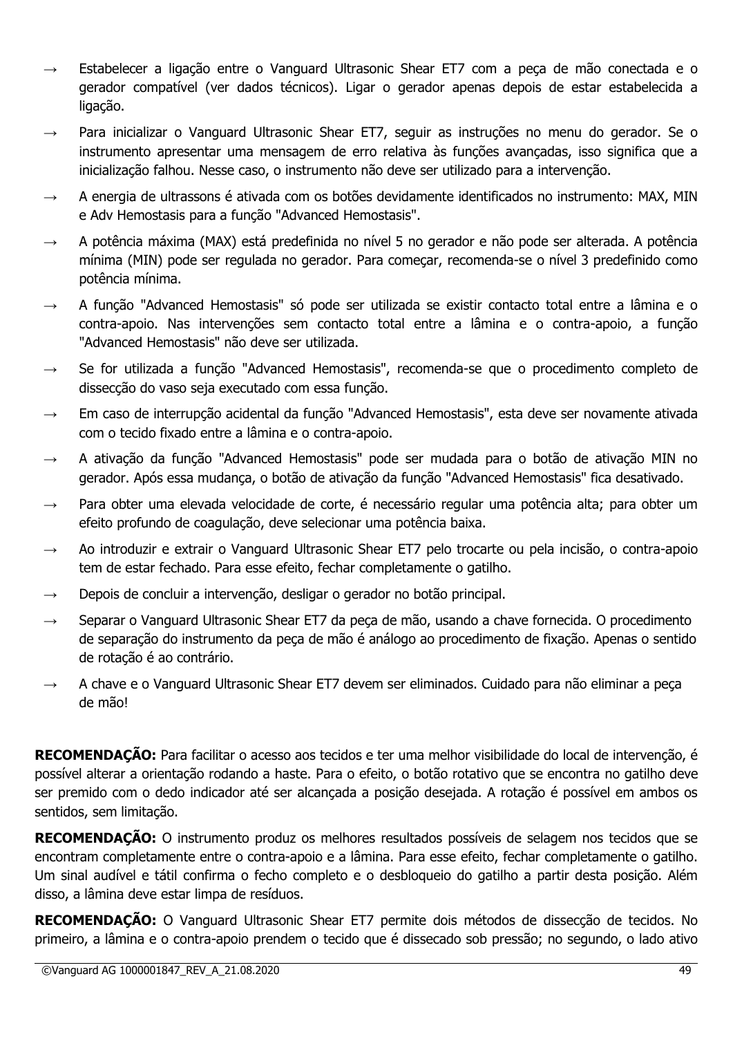→ Estabelecer a ligação entre o Vanguard Ultrasonic Shear ET7 com a peça de mão conectada e o gerador compatível (ver dados técnicos). Ligar o gerador apenas depois de estar estabelecida a ligação.

→ Para inicializar o Vanguard Ultrasonic Shear ET7, seguir as instruções no menu do gerador. Se o instrumento apresentar uma mensagem de erro relativa às funções avançadas, isso significa que a inicialização falhou. Nesse caso, o instrumento não deve ser utilizado para a intervenção.

→ A energia de ultrassons é ativada com os botões devidamente identificados no instrumento: MAX, MIN e Adv Hemostasis para a função "Advanced Hemostasis".

→ A potência máxima (MAX) está predefinida no nível 5 no gerador e não pode ser alterada. A potência mínima (MIN) pode ser regulada no gerador. Para começar, recomenda-se o nível 3 predefinido como potência mínima.

→ A função "Advanced Hemostasis" só pode ser utilizada se existir contacto total entre a lâmina e o contra-apoio. Nas intervenções sem contacto total entre a lâmina e o contra-apoio, a função "Advanced Hemostasis" não deve ser utilizada.

→ Se for utilizada a função "Advanced Hemostasis", recomenda-se que o procedimento completo de dissecção do vaso seja executado com essa função.

→ Em caso de interrupção acidental da função "Advanced Hemostasis", esta deve ser novamente ativada com o tecido fixado entre a lâmina e o contra-apoio.

→ A ativação da função "Advanced Hemostasis" pode ser mudada para o botão de ativação MIN no gerador. Após essa mudança, o botão de ativação da função "Advanced Hemostasis" fica desativado.

→ Para obter uma elevada velocidade de corte, é necessário regular uma potência alta; para obter um efeito profundo de coagulação, deve selecionar uma potência baixa.

→ Ao introduzir e extrair o Vanguard Ultrasonic Shear ET7 pelo trocarte ou pela incisão, o contra-apoio tem de estar fechado. Para esse efeito, fechar completamente o gatilho.

→ Depois de concluir a intervenção, desligar o gerador no botão principal.

→ Separar o Vanguard Ultrasonic Shear ET7 da peça de mão, usando a chave fornecida. O procedimento de separação do instrumento da peça de mão é análogo ao procedimento de fixação. Apenas o sentido de rotação é ao contrário.

→ A chave e o Vanguard Ultrasonic Shear ET7 devem ser eliminados. Cuidado para não eliminar a peça de mão!

**RECOMENDAÇÃO:** Para facilitar o acesso aos tecidos e ter uma melhor visibilidade do local de intervenção, é possível alterar a orientação rodando a haste. Para o efeito, o botão rotativo que se encontra no gatilho deve ser premido com o dedo indicador até ser alcançada a posição desejada. A rotação é possível em ambos os sentidos, sem limitação.

**RECOMENDAÇÃO:** O instrumento produz os melhores resultados possíveis de selagem nos tecidos que se encontram completamente entre o contra-apoio e a lâmina. Para esse efeito, fechar completamente o gatilho. Um sinal audível e tátil confirma o fecho completo e o desbloqueio do gatilho a partir desta posição. Além disso, a lâmina deve estar limpa de resíduos.

**RECOMENDAÇÃO:** O Vanguard Ultrasonic Shear ET7 permite dois métodos de dissecção de tecidos. No primeiro, a lâmina e o contra-apoio prendem o tecido que é dissecado sob pressão; no segundo, o lado ativo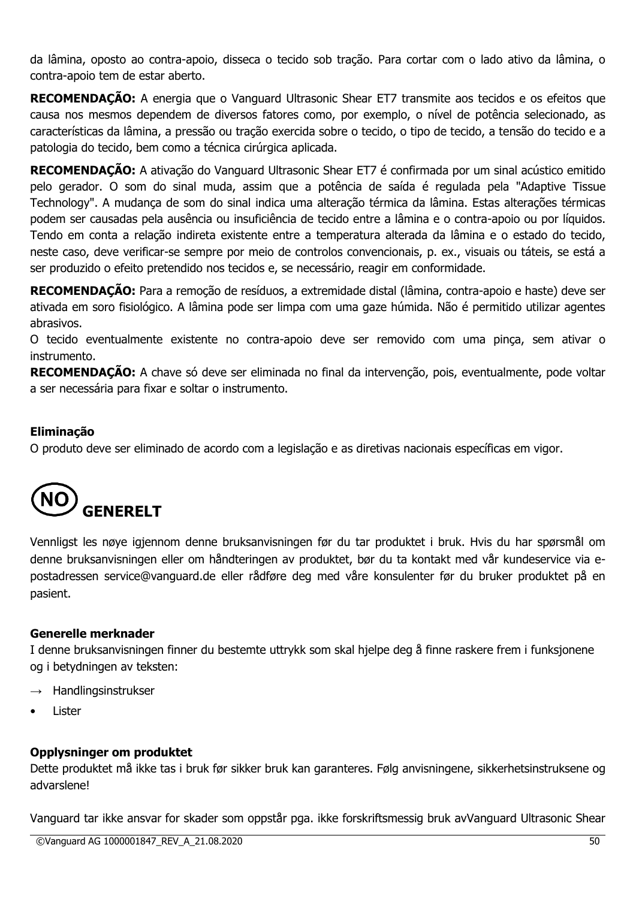da lâmina, oposto ao contra-apoio, disseca o tecido sob tração. Para cortar com o lado ativo da lâmina, o contra-apoio tem de estar aberto.

**RECOMENDAÇÃO:** A energia que o Vanguard Ultrasonic Shear ET7 transmite aos tecidos e os efeitos que causa nos mesmos dependem de diversos fatores como, por exemplo, o nível de potência selecionado, as características da lâmina, a pressão ou tração exercida sobre o tecido, o tipo de tecido, a tensão do tecido e a patologia do tecido, bem como a técnica cirúrgica aplicada.

**RECOMENDAÇÃO:** A ativação do Vanguard Ultrasonic Shear ET7 é confirmada por um sinal acústico emitido pelo gerador. O som do sinal muda, assim que a potência de saída é regulada pela "Adaptive Tissue Technology". A mudança de som do sinal indica uma alteração térmica da lâmina. Estas alterações térmicas podem ser causadas pela ausência ou insuficiência de tecido entre a lâmina e o contra-apoio ou por líquidos. Tendo em conta a relação indireta existente entre a temperatura alterada da lâmina e o estado do tecido, neste caso, deve verificar-se sempre por meio de controlos convencionais, p. ex., visuais ou táteis, se está a ser produzido o efeito pretendido nos tecidos e, se necessário, reagir em conformidade.

**RECOMENDAÇÃO:** Para a remoção de resíduos, a extremidade distal (lâmina, contra-apoio e haste) deve ser ativada em soro fisiológico. A lâmina pode ser limpa com uma gaze húmida. Não é permitido utilizar agentes abrasivos.
O tecido eventualmente existente no contra-apoio deve ser removido com uma pinça, sem ativar o instrumento.
**RECOMENDAÇÃO:** A chave só deve ser eliminada no final da intervenção, pois, eventualmente, pode voltar a ser necessária para fixar e soltar o instrumento.

**Eliminação**
O produto deve ser eliminado de acordo com a legislação e as diretivas nacionais específicas em vigor.

# (NO) GENERELT

Vennligst les nøye igjennom denne bruksanvisningen før du tar produktet i bruk. Hvis du har spørsmål om denne bruksanvisningen eller om håndteringen av produktet, bør du ta kontakt med vår kundeservice via e-postadressen service@vanguard.de eller rådføre deg med våre konsulenter før du bruker produktet på en pasient.

**Generelle merknader**
I denne bruksanvisningen finner du bestemte uttrykk som skal hjelpe deg å finne raskere frem i funksjonene og i betydningen av teksten:

→ Handlingsinstrukser
- Lister

**Opplysninger om produktet**
Dette produktet må ikke tas i bruk før sikker bruk kan garanteres. Følg anvisningene, sikkerhetsinstruksene og advarslene!

Vanguard tar ikke ansvar for skader som oppstår pga. ikke forskriftsmessig bruk avVanguard Ultrasonic Shear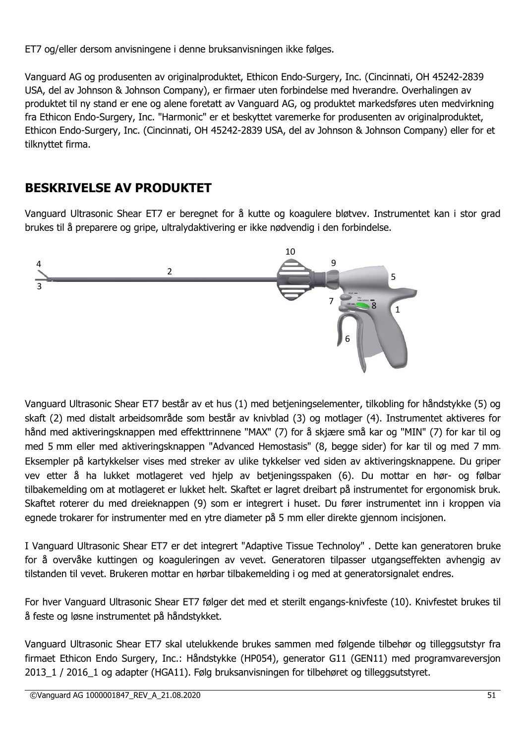ET7 og/eller dersom anvisningene i denne bruksanvisningen ikke følges.

Vanguard AG og produsenten av originalproduktet, Ethicon Endo-Surgery, Inc. (Cincinnati, OH 45242-2839 USA, del av Johnson & Johnson Company), er firmaer uten forbindelse med hverandre. Overhalingen av produktet til ny stand er ene og alene foretatt av Vanguard AG, og produktet markedsføres uten medvirkning fra Ethicon Endo-Surgery, Inc. "Harmonic" er et beskyttet varemerke for produsenten av originalproduktet, Ethicon Endo-Surgery, Inc. (Cincinnati, OH 45242-2839 USA, del av Johnson & Johnson Company) eller for et tilknyttet firma.

## BESKRIVELSE AV PRODUKTET

Vanguard Ultrasonic Shear ET7 er beregnet for å kutte og koagulere bløtvev. Instrumentet kan i stor grad brukes til å preparere og gripe, ultralydaktivering er ikke nødvendig i den forbindelse.

Vanguard Ultrasonic Shear ET7 består av et hus (1) med betjeningselementer, tilkobling for håndstykke (5) og skaft (2) med distalt arbeidsområde som består av knivblad (3) og motlager (4). Instrumentet aktiveres for hånd med aktiveringsknappen med effekttrinnene "MAX" (7) for å skjære små kar og "MIN" (7) for kar til og med 5 mm eller med aktiveringsknappen "Advanced Hemostasis" (8, begge sider) for kar til og med 7 mm. Eksempler på kartykkelser vises med streker av ulike tykkelser ved siden av aktiveringsknappene. Du griper vev etter å ha lukket motlageret ved hjelp av betjeningsspaken (6). Du mottar en hør- og følbar tilbakemelding om at motlageret er lukket helt. Skaftet er lagret dreibart på instrumentet for ergonomisk bruk. Skaftet roterer du med dreieknappen (9) som er integrert i huset. Du fører instrumentet inn i kroppen via egnede trokarer for instrumenter med en ytre diameter på 5 mm eller direkte gjennom incisjonen.

I Vanguard Ultrasonic Shear ET7 er det integrert "Adaptive Tissue Technoloy" . Dette kan generatoren bruke for å overvåke kuttingen og koaguleringen av vevet. Generatoren tilpasser utgangseffekten avhengig av tilstanden til vevet. Brukeren mottar en hørbar tilbakemelding i og med at generatorsignalet endres.

For hver Vanguard Ultrasonic Shear ET7 følger det med et sterilt engangs-knivfeste (10). Knivfestet brukes til å feste og løsne instrumentet på håndstykket.

Vanguard Ultrasonic Shear ET7 skal utelukkende brukes sammen med følgende tilbehør og tilleggsutstyr fra firmaet Ethicon Endo Surgery, Inc.: Håndstykke (HP054), generator G11 (GEN11) med programvareversjon 2013_1 / 2016_1 og adapter (HGA11). Følg bruksanvisningen for tilbehøret og tilleggsutstyret.

©Vanguard AG 1000001847_REV_A_21.08.2020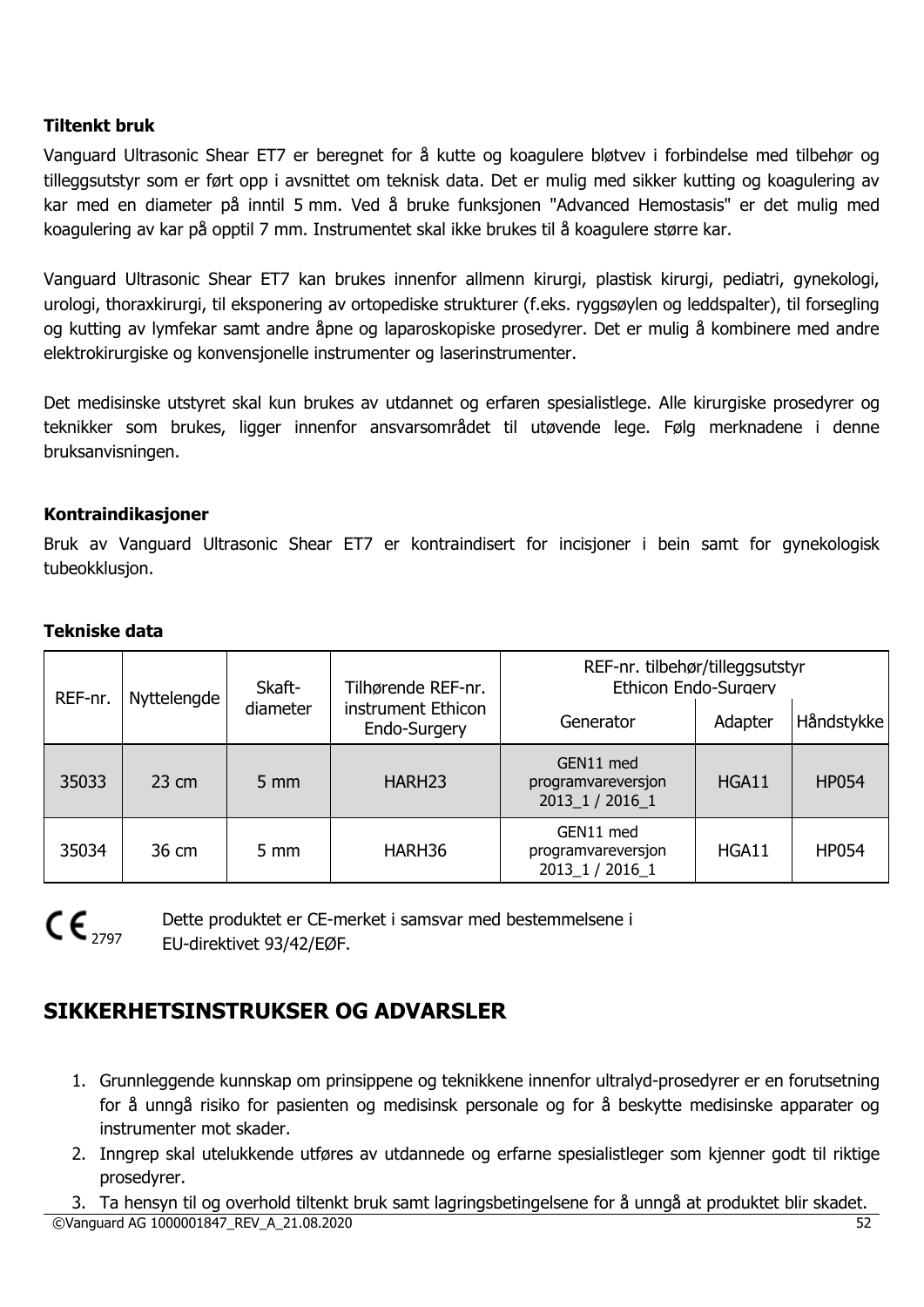### Tiltenkt bruk

Vanguard Ultrasonic Shear ET7 er beregnet for å kutte og koagulere bløtvev i forbindelse med tilbehør og tilleggsutstyr som er ført opp i avsnittet om teknisk data. Det er mulig med sikker kutting og koagulering av kar med en diameter på inntil 5 mm. Ved å bruke funksjonen "Advanced Hemostasis" er det mulig med koagulering av kar på opptil 7 mm. Instrumentet skal ikke brukes til å koagulere større kar.

Vanguard Ultrasonic Shear ET7 kan brukes innenfor allmenn kirurgi, plastisk kirurgi, pediatri, gynekologi, urologi, thoraxkirurgi, til eksponering av ortopediske strukturer (f.eks. ryggsøylen og leddspalter), til forsegling og kutting av lymfekar samt andre åpne og laparoskopiske prosedyrer. Det er mulig å kombinere med andre elektrokirurgiske og konvensjonelle instrumenter og laserinstrumenter.

Det medisinske utstyret skal kun brukes av utdannet og erfaren spesialistlege. Alle kirurgiske prosedyrer og teknikker som brukes, ligger innenfor ansvarsområdet til utøvende lege. Følg merknadene i denne bruksanvisningen.

### Kontraindikasjoner

Bruk av Vanguard Ultrasonic Shear ET7 er kontraindisert for incisjoner i bein samt for gynekologisk tubeokklusjon.

### Tekniske data

| REF-nr. | Nyttelengde | Skaft-diameter | Tilhørende REF-nr. instrument Ethicon Endo-Surgery | REF-nr. tilbehør/tilleggsutstyr Ethicon Endo-Surgery | | |
|---|---|---|---|---|---|---|
| | | | | Generator | Adapter | Håndstykke |
| 35033 | 23 cm | 5 mm | HARH23 | GEN11 med programvareversjon 2013_1 / 2016_1 | HGA11 | HP054 |
| 35034 | 36 cm | 5 mm | HARH36 | GEN11 med programvareversjon 2013_1 / 2016_1 | HGA11 | HP054 |

CE 2797 Dette produktet er CE-merket i samsvar med bestemmelsene i EU-direktivet 93/42/EØF.

## SIKKERHETSINSTRUKSER OG ADVARSLER

1. Grunnleggende kunnskap om prinsippene og teknikkene innenfor ultralyd-prosedyrer er en forutsetning for å unngå risiko for pasienten og medisinsk personale og for å beskytte medisinske apparater og instrumenter mot skader.
2. Inngrep skal utelukkende utføres av utdannede og erfarne spesialistleger som kjenner godt til riktige prosedyrer.
3. Ta hensyn til og overhold tiltenkt bruk samt lagringsbetingelsene for å unngå at produktet blir skadet.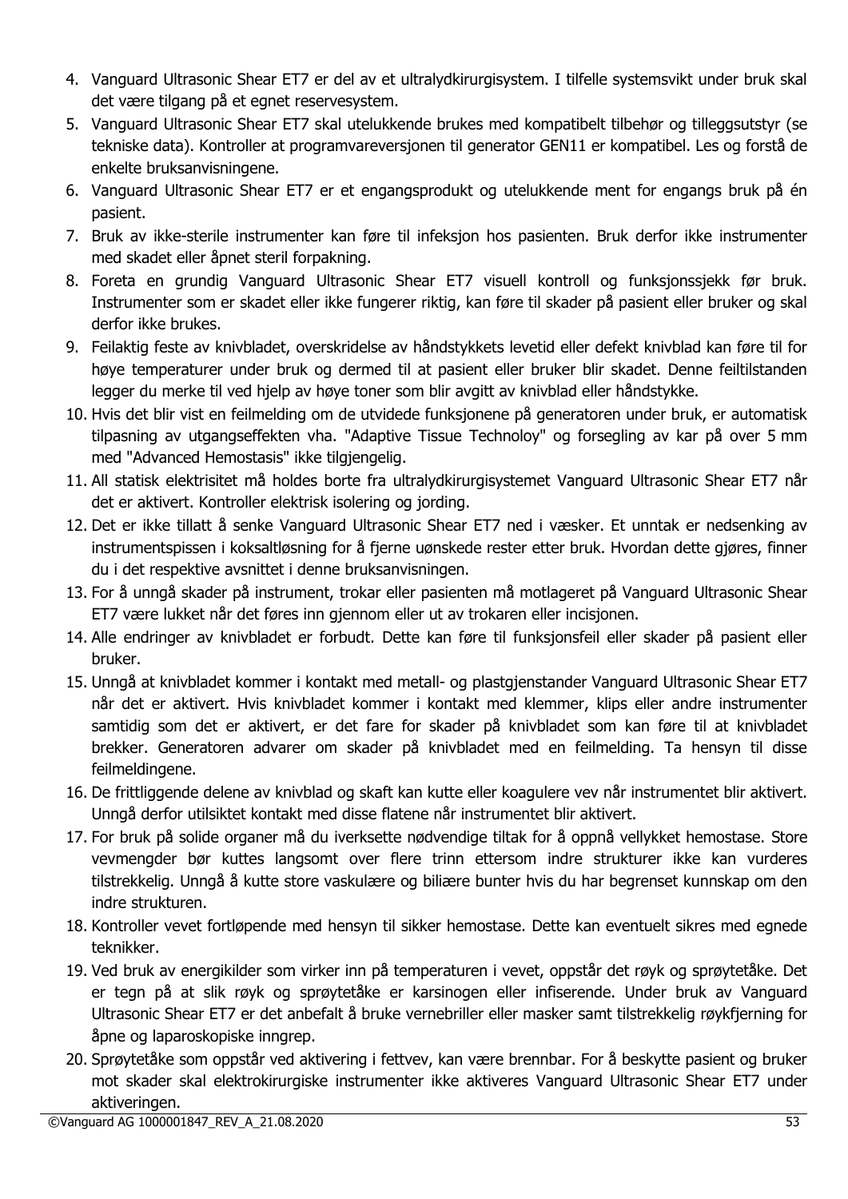4. Vanguard Ultrasonic Shear ET7 er del av et ultralydkirurgisystem. I tilfelle systemsvikt under bruk skal det være tilgang på et egnet reservesystem.
5. Vanguard Ultrasonic Shear ET7 skal utelukkende brukes med kompatibelt tilbehør og tilleggsutstyr (se tekniske data). Kontroller at programvareversjonen til generator GEN11 er kompatibel. Les og forstå de enkelte bruksanvisningene.
6. Vanguard Ultrasonic Shear ET7 er et engangsprodukt og utelukkende ment for engangs bruk på én pasient.
7. Bruk av ikke-sterile instrumenter kan føre til infeksjon hos pasienten. Bruk derfor ikke instrumenter med skadet eller åpnet steril forpakning.
8. Foreta en grundig Vanguard Ultrasonic Shear ET7 visuell kontroll og funksjonssjekk før bruk. Instrumenter som er skadet eller ikke fungerer riktig, kan føre til skader på pasient eller bruker og skal derfor ikke brukes.
9. Feilaktig feste av knivbladet, overskridelse av håndstykkets levetid eller defekt knivblad kan føre til for høye temperaturer under bruk og dermed til at pasient eller bruker blir skadet. Denne feiltilstanden legger du merke til ved hjelp av høye toner som blir avgitt av knivblad eller håndstykke.
10. Hvis det blir vist en feilmelding om de utvidede funksjonene på generatoren under bruk, er automatisk tilpasning av utgangseffekten vha. "Adaptive Tissue Technoloy" og forsegling av kar på over 5 mm med "Advanced Hemostasis" ikke tilgjengelig.
11. All statisk elektrisitet må holdes borte fra ultralydkirurgisystemet Vanguard Ultrasonic Shear ET7 når det er aktivert. Kontroller elektrisk isolering og jording.
12. Det er ikke tillatt å senke Vanguard Ultrasonic Shear ET7 ned i væsker. Et unntak er nedsenking av instrumentspissen i koksaltløsning for å fjerne uønskede rester etter bruk. Hvordan dette gjøres, finner du i det respektive avsnittet i denne bruksanvisningen.
13. For å unngå skader på instrument, trokar eller pasienten må motlageret på Vanguard Ultrasonic Shear ET7 være lukket når det føres inn gjennom eller ut av trokaren eller incisjonen.
14. Alle endringer av knivbladet er forbudt. Dette kan føre til funksjonsfeil eller skader på pasient eller bruker.
15. Unngå at knivbladet kommer i kontakt med metall- og plastgjenstander Vanguard Ultrasonic Shear ET7 når det er aktivert. Hvis knivbladet kommer i kontakt med klemmer, klips eller andre instrumenter samtidig som det er aktivert, er det fare for skader på knivbladet som kan føre til at knivbladet brekker. Generatoren advarer om skader på knivbladet med en feilmelding. Ta hensyn til disse feilmeldingene.
16. De frittliggende delene av knivblad og skaft kan kutte eller koagulere vev når instrumentet blir aktivert. Unngå derfor utilsiktet kontakt med disse flatene når instrumentet blir aktivert.
17. For bruk på solide organer må du iverksette nødvendige tiltak for å oppnå vellykket hemostase. Store vevmengder bør kuttes langsomt over flere trinn ettersom indre strukturer ikke kan vurderes tilstrekkelig. Unngå å kutte store vaskulære og biliære bunter hvis du har begrenset kunnskap om den indre strukturen.
18. Kontroller vevet fortløpende med hensyn til sikker hemostase. Dette kan eventuelt sikres med egnede teknikker.
19. Ved bruk av energikilder som virker inn på temperaturen i vevet, oppstår det røyk og sprøytetåke. Det er tegn på at slik røyk og sprøytetåke er karsinogen eller infiserende. Under bruk av Vanguard Ultrasonic Shear ET7 er det anbefalt å bruke vernebriller eller masker samt tilstrekkelig røykfjerning for åpne og laparoskopiske inngrep.
20. Sprøytetåke som oppstår ved aktivering i fettvev, kan være brennbar. For å beskytte pasient og bruker mot skader skal elektrokirurgiske instrumenter ikke aktiveres Vanguard Ultrasonic Shear ET7 under aktiveringen.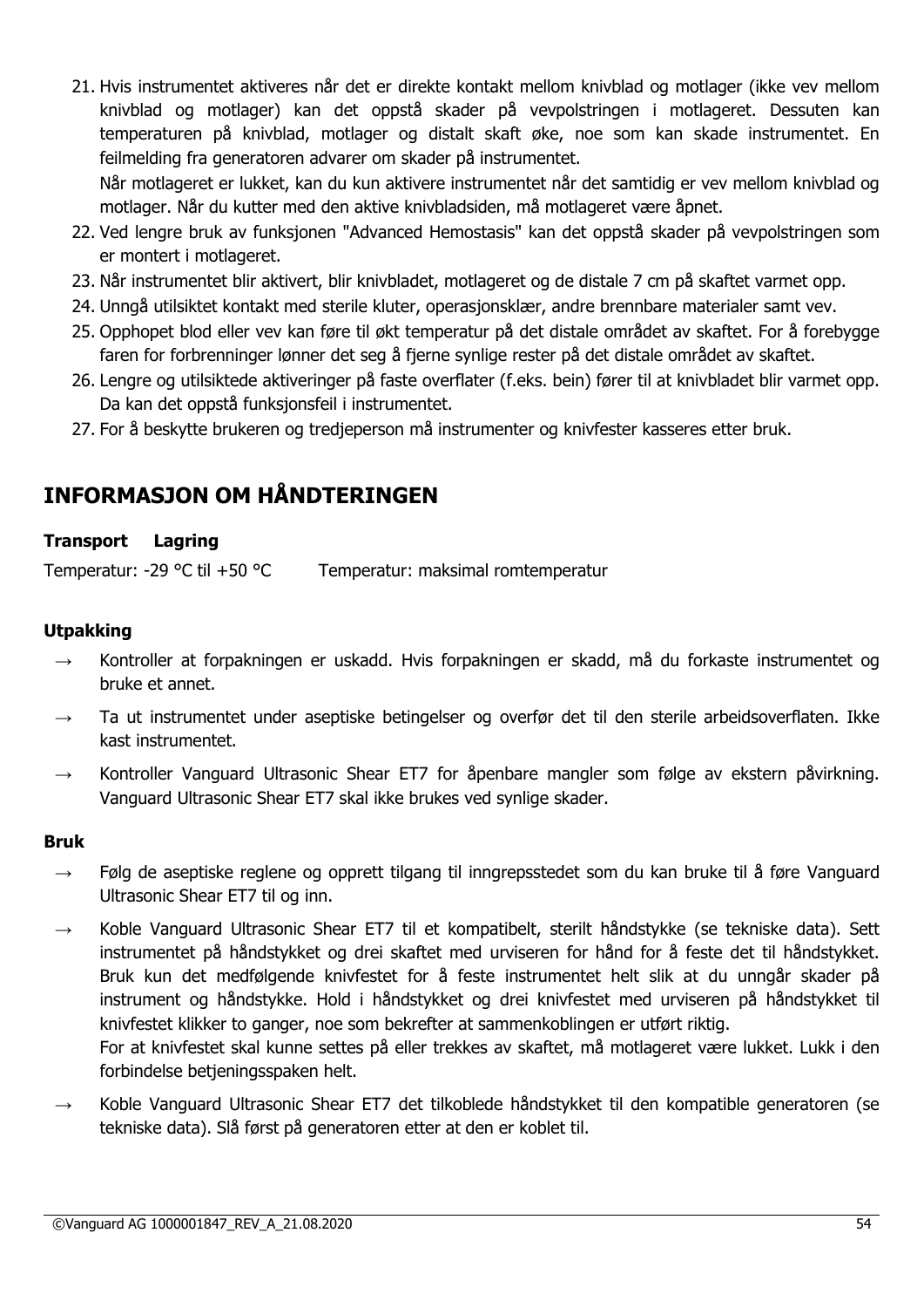21. Hvis instrumentet aktiveres når det er direkte kontakt mellom knivblad og motlager (ikke vev mellom knivblad og motlager) kan det oppstå skader på vevpolstringen i motlageret. Dessuten kan temperaturen på knivblad, motlager og distalt skaft øke, noe som kan skade instrumentet. En feilmelding fra generatoren advarer om skader på instrumentet.
    Når motlageret er lukket, kan du kun aktivere instrumentet når det samtidig er vev mellom knivblad og motlager. Når du kutter med den aktive knivbladsiden, må motlageret være åpnet.
22. Ved lengre bruk av funksjonen "Advanced Hemostasis" kan det oppstå skader på vevpolstringen som er montert i motlageret.
23. Når instrumentet blir aktivert, blir knivbladet, motlageret og de distale 7 cm på skaftet varmet opp.
24. Unngå utilsiktet kontakt med sterile kluter, operasjonsklær, andre brennbare materialer samt vev.
25. Opphopet blod eller vev kan føre til økt temperatur på det distale området av skaftet. For å forebygge faren for forbrenninger lønner det seg å fjerne synlige rester på det distale området av skaftet.
26. Lengre og utilsiktede aktiveringer på faste overflater (f.eks. bein) fører til at knivbladet blir varmet opp. Da kan det oppstå funksjonsfeil i instrumentet.
27. For å beskytte brukeren og tredjeperson må instrumenter og knivfester kasseres etter bruk.

## INFORMASJON OM HÅNDTERINGEN

| **Transport** | **Lagring** |
|---|---|
| Temperatur: -29 °C til +50 °C | Temperatur: maksimal romtemperatur |

### Utpakking

→ Kontroller at forpakningen er uskadd. Hvis forpakningen er skadd, må du forkaste instrumentet og bruke et annet.

→ Ta ut instrumentet under aseptiske betingelser og overfør det til den sterile arbeidsoverflaten. Ikke kast instrumentet.

→ Kontroller Vanguard Ultrasonic Shear ET7 for åpenbare mangler som følge av ekstern påvirkning. Vanguard Ultrasonic Shear ET7 skal ikke brukes ved synlige skader.

### Bruk

→ Følg de aseptiske reglene og opprett tilgang til inngrepsstedet som du kan bruke til å føre Vanguard Ultrasonic Shear ET7 til og inn.

→ Koble Vanguard Ultrasonic Shear ET7 til et kompatibelt, sterilt håndstykke (se tekniske data). Sett instrumentet på håndstykket og drei skaftet med urviseren for hånd for å feste det til håndstykket. Bruk kun det medfølgende knivfestet for å feste instrumentet helt slik at du unngår skader på instrument og håndstykke. Hold i håndstykket og drei knivfestet med urviseren på håndstykket til knivfestet klikker to ganger, noe som bekrefter at sammenkoblingen er utført riktig.
For at knivfestet skal kunne settes på eller trekkes av skaftet, må motlageret være lukket. Lukk i den forbindelse betjeningsspaken helt.

→ Koble Vanguard Ultrasonic Shear ET7 det tilkoblede håndstykket til den kompatible generatoren (se tekniske data). Slå først på generatoren etter at den er koblet til.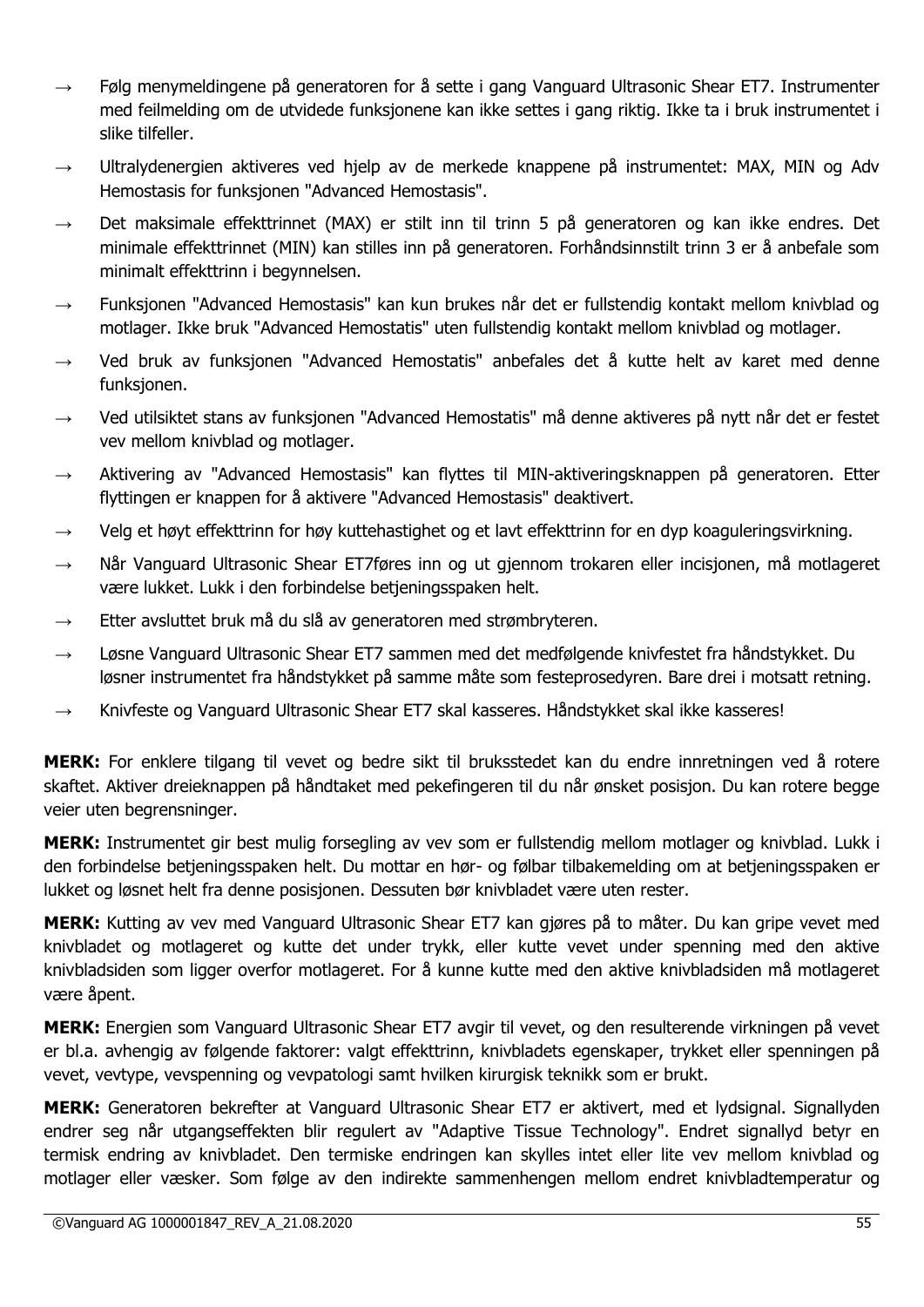- → Følg menymeldingene på generatoren for å sette i gang Vanguard Ultrasonic Shear ET7. Instrumenter med feilmelding om de utvidede funksjonene kan ikke settes i gang riktig. Ikke ta i bruk instrumentet i slike tilfeller.
- → Ultralydenergien aktiveres ved hjelp av de merkede knappene på instrumentet: MAX, MIN og Adv Hemostasis for funksjonen "Advanced Hemostasis".
- → Det maksimale effekttrinnet (MAX) er stilt inn til trinn 5 på generatoren og kan ikke endres. Det minimale effekttrinnet (MIN) kan stilles inn på generatoren. Forhåndsinnstilt trinn 3 er å anbefale som minimalt effekttrinn i begynnelsen.
- → Funksjonen "Advanced Hemostasis" kan kun brukes når det er fullstendig kontakt mellom knivblad og motlager. Ikke bruk "Advanced Hemostatis" uten fullstendig kontakt mellom knivblad og motlager.
- → Ved bruk av funksjonen "Advanced Hemostatis" anbefales det å kutte helt av karet med denne funksjonen.
- → Ved utilsiktet stans av funksjonen "Advanced Hemostatis" må denne aktiveres på nytt når det er festet vev mellom knivblad og motlager.
- → Aktivering av "Advanced Hemostasis" kan flyttes til MIN-aktiveringsknappen på generatoren. Etter flyttingen er knappen for å aktivere "Advanced Hemostasis" deaktivert.
- → Velg et høyt effekttrinn for høy kuttehastighet og et lavt effekttrinn for en dyp koaguleringsvirkning.
- → Når Vanguard Ultrasonic Shear ET7føres inn og ut gjennom trokaren eller incisjonen, må motlageret være lukket. Lukk i den forbindelse betjeningsspaken helt.
- → Etter avsluttet bruk må du slå av generatoren med strømbryteren.
- → Løsne Vanguard Ultrasonic Shear ET7 sammen med det medfølgende knivfestet fra håndstykket. Du løsner instrumentet fra håndstykket på samme måte som festeprosedyren. Bare drei i motsatt retning.
- → Knivfeste og Vanguard Ultrasonic Shear ET7 skal kasseres. Håndstykket skal ikke kasseres!

**MERK:** For enklere tilgang til vevet og bedre sikt til bruksstedet kan du endre innretningen ved å rotere skaftet. Aktiver dreieknappen på håndtaket med pekefingeren til du når ønsket posisjon. Du kan rotere begge veier uten begrensninger.

**MERK:** Instrumentet gir best mulig forsegling av vev som er fullstendig mellom motlager og knivblad. Lukk i den forbindelse betjeningsspaken helt. Du mottar en hør- og følbar tilbakemelding om at betjeningsspaken er lukket og løsnet helt fra denne posisjonen. Dessuten bør knivbladet være uten rester.

**MERK:** Kutting av vev med Vanguard Ultrasonic Shear ET7 kan gjøres på to måter. Du kan gripe vevet med knivbladet og motlageret og kutte det under trykk, eller kutte vevet under spenning med den aktive knivbladsiden som ligger overfor motlageret. For å kunne kutte med den aktive knivbladsiden må motlageret være åpent.

**MERK:** Energien som Vanguard Ultrasonic Shear ET7 avgir til vevet, og den resulterende virkningen på vevet er bl.a. avhengig av følgende faktorer: valgt effekttrinn, knivbladets egenskaper, trykket eller spenningen på vevet, vevtype, vevspenning og vevpatologi samt hvilken kirurgisk teknikk som er brukt.

**MERK:** Generatoren bekrefter at Vanguard Ultrasonic Shear ET7 er aktivert, med et lydsignal. Signallyden endrer seg når utgangseffekten blir regulert av "Adaptive Tissue Technology". Endret signallyd betyr en termisk endring av knivbladet. Den termiske endringen kan skylles intet eller lite vev mellom knivblad og motlager eller væsker. Som følge av den indirekte sammenhengen mellom endret knivbladtemperatur og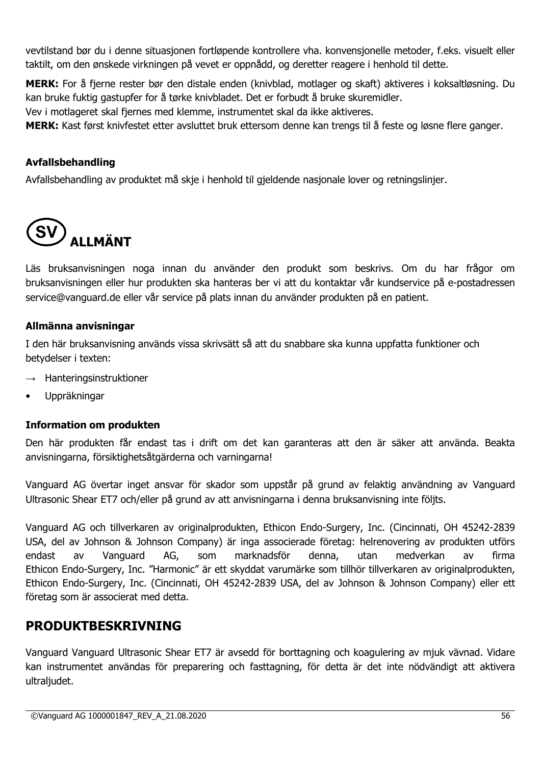vevtilstand bør du i denne situasjonen fortløpende kontrollere vha. konvensjonelle metoder, f.eks. visuelt eller taktilt, om den ønskede virkningen på vevet er oppnådd, og deretter reagere i henhold til dette.

**MERK:** For å fjerne rester bør den distale enden (knivblad, motlager og skaft) aktiveres i koksaltløsning. Du kan bruke fuktig gastupfer for å tørke knivbladet. Det er forbudt å bruke skuremidler.
Vev i motlageret skal fjernes med klemme, instrumentet skal da ikke aktiveres.
**MERK:** Kast først knivfestet etter avsluttet bruk ettersom denne kan trengs til å feste og løsne flere ganger.

### Avfallsbehandling

Avfallsbehandling av produktet må skje i henhold til gjeldende nasjonale lover og retningslinjer.

# (SV) ALLMÄNT

Läs bruksanvisningen noga innan du använder den produkt som beskrivs. Om du har frågor om bruksanvisningen eller hur produkten ska hanteras ber vi att du kontaktar vår kundservice på e-postadressen service@vanguard.de eller vår service på plats innan du använder produkten på en patient.

### Allmänna anvisningar

I den här bruksanvisning används vissa skrivsätt så att du snabbare ska kunna uppfatta funktioner och betydelser i texten:

→ Hanteringsinstruktioner

- Uppräkningar

### Information om produkten

Den här produkten får endast tas i drift om det kan garanteras att den är säker att använda. Beakta anvisningarna, försiktighetsåtgärderna och varningarna!

Vanguard AG övertar inget ansvar för skador som uppstår på grund av felaktig användning av Vanguard Ultrasonic Shear ET7 och/eller på grund av att anvisningarna i denna bruksanvisning inte följts.

Vanguard AG och tillverkaren av originalprodukten, Ethicon Endo-Surgery, Inc. (Cincinnati, OH 45242-2839 USA, del av Johnson & Johnson Company) är inga associerade företag: helrenovering av produkten utförs endast av Vanguard AG, som marknadsför denna, utan medverkan av firma Ethicon Endo-Surgery, Inc. ”Harmonic” är ett skyddat varumärke som tillhör tillverkaren av originalprodukten, Ethicon Endo-Surgery, Inc. (Cincinnati, OH 45242-2839 USA, del av Johnson & Johnson Company) eller ett företag som är associerat med detta.

## PRODUKTBESKRIVNING

Vanguard Vanguard Ultrasonic Shear ET7 är avsedd för borttagning och koagulering av mjuk vävnad. Vidare kan instrumentet användas för preparering och fasttagning, för detta är det inte nödvändigt att aktivera ultraljudet.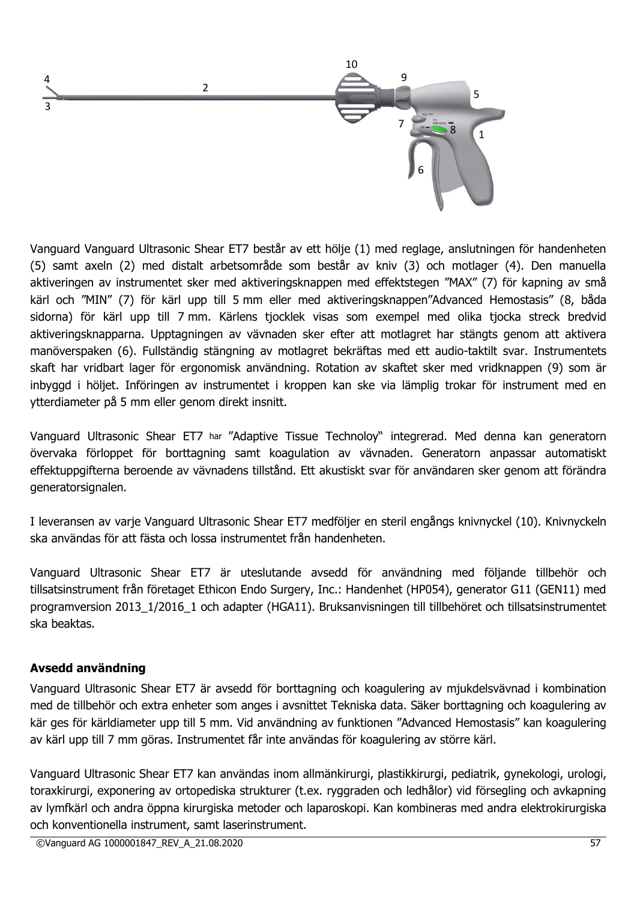Vanguard Vanguard Ultrasonic Shear ET7 består av ett hölje (1) med reglage, anslutningen för handenheten (5) samt axeln (2) med distalt arbetsområde som består av kniv (3) och motlager (4). Den manuella aktiveringen av instrumentet sker med aktiveringsknappen med effektstegen ”MAX” (7) för kapning av små kärl och ”MIN” (7) för kärl upp till 5 mm eller med aktiveringsknappen”Advanced Hemostasis” (8, båda sidorna) för kärl upp till 7 mm. Kärlens tjocklek visas som exempel med olika tjocka streck bredvid aktiveringsknapparna. Upptagningen av vävnaden sker efter att motlagret har stängts genom att aktivera manöverspaken (6). Fullständig stängning av motlagret bekräftas med ett audio-taktilt svar. Instrumentets skaft har vridbart lager för ergonomisk användning. Rotation av skaftet sker med vridknappen (9) som är inbyggd i höljet. Införingen av instrumentet i kroppen kan ske via lämplig trokar för instrument med en ytterdiameter på 5 mm eller genom direkt insnitt.

Vanguard Ultrasonic Shear ET7 har ”Adaptive Tissue Technoloy“ integrerad. Med denna kan generatorn övervaka förloppet för borttagning samt koagulation av vävnaden. Generatorn anpassar automatiskt effektuppgifterna beroende av vävnadens tillstånd. Ett akustiskt svar för användaren sker genom att förändra generatorsignalen.

I leveransen av varje Vanguard Ultrasonic Shear ET7 medföljer en steril engångs knivnyckel (10). Knivnyckeln ska användas för att fästa och lossa instrumentet från handenheten.

Vanguard Ultrasonic Shear ET7 är uteslutande avsedd för användning med följande tillbehör och tillsatsinstrument från företaget Ethicon Endo Surgery, Inc.: Handenhet (HP054), generator G11 (GEN11) med programversion 2013_1/2016_1 och adapter (HGA11). Bruksanvisningen till tillbehöret och tillsatsinstrumentet ska beaktas.

**Avsedd användning**

Vanguard Ultrasonic Shear ET7 är avsedd för borttagning och koagulering av mjukdelsvävnad i kombination med de tillbehör och extra enheter som anges i avsnittet Tekniska data. Säker borttagning och koagulering av kär ges för kärldiameter upp till 5 mm. Vid användning av funktionen ”Advanced Hemostasis” kan koagulering av kärl upp till 7 mm göras. Instrumentet får inte användas för koagulering av större kärl.

Vanguard Ultrasonic Shear ET7 kan användas inom allmänkirurgi, plastikkirurgi, pediatrik, gynekologi, urologi, toraxkirurgi, exponering av ortopediska strukturer (t.ex. ryggraden och ledhålor) vid försegling och avkapning av lymfkärl och andra öppna kirurgiska metoder och laparoskopi. Kan kombineras med andra elektrokirurgiska och konventionella instrument, samt laserinstrument.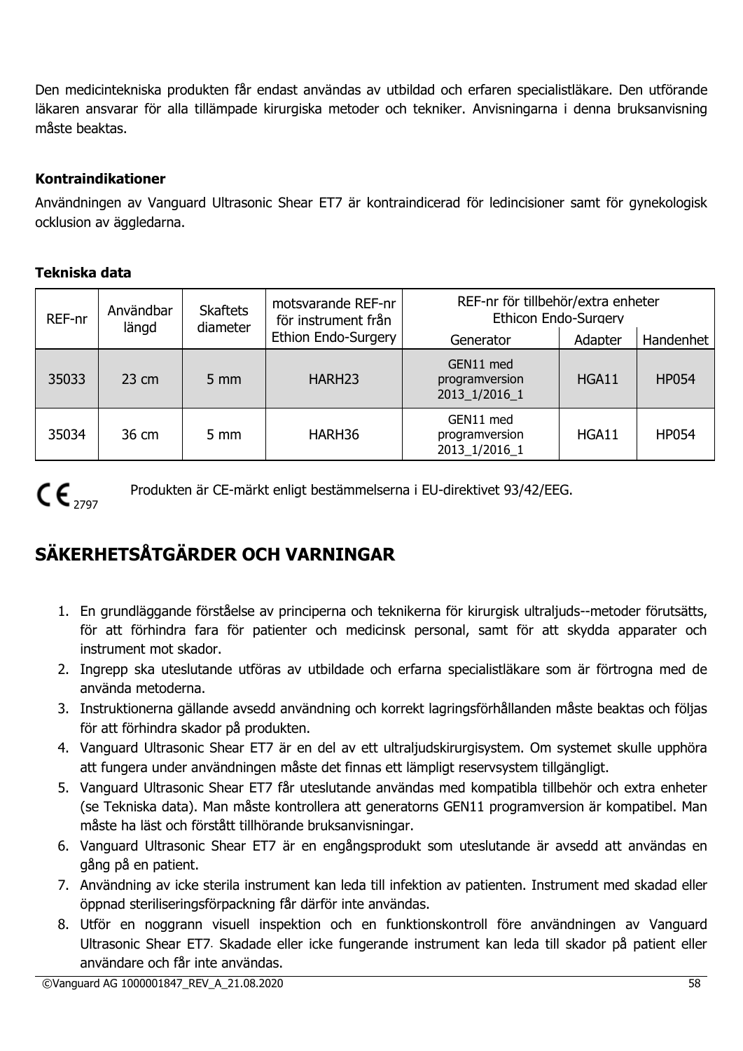Den medicintekniska produkten får endast användas av utbildad och erfaren specialistläkare. Den utförande läkaren ansvarar för alla tillämpade kirurgiska metoder och tekniker. Anvisningarna i denna bruksanvisning måste beaktas.

**Kontraindikationer**

Användningen av Vanguard Ultrasonic Shear ET7 är kontraindicerad för ledincisioner samt för gynekologisk ocklusion av äggledarna.

**Tekniska data**

| REF-nr | Användbar längd | Skaftets diameter | motsvarande REF-nr för instrument från Ethion Endo-Surgery | REF-nr för tillbehör/extra enheter Ethicon Endo-Surgery | | |
|---|---|---|---|---|---|---|
| | | | | Generator | Adapter | Handenhet |
| 35033 | 23 cm | 5 mm | HARH23 | GEN11 med programversion 2013_1/2016_1 | HGA11 | HP054 |
| 35034 | 36 cm | 5 mm | HARH36 | GEN11 med programversion 2013_1/2016_1 | HGA11 | HP054 |

CE 2797 Produkten är CE-märkt enligt bestämmelserna i EU-direktivet 93/42/EEG.

## SÄKERHETSÅTGÄRDER OCH VARNINGAR

1. En grundläggande förståelse av principerna och teknikerna för kirurgisk ultraljuds--metoder förutsätts, för att förhindra fara för patienter och medicinsk personal, samt för att skydda apparater och instrument mot skador.
2. Ingrepp ska uteslutande utföras av utbildade och erfarna specialistläkare som är förtrogna med de använda metoderna.
3. Instruktionerna gällande avsedd användning och korrekt lagringsförhållanden måste beaktas och följas för att förhindra skador på produkten.
4. Vanguard Ultrasonic Shear ET7 är en del av ett ultraljudskirurgisystem. Om systemet skulle upphöra att fungera under användningen måste det finnas ett lämpligt reservsystem tillgängligt.
5. Vanguard Ultrasonic Shear ET7 får uteslutande användas med kompatibla tillbehör och extra enheter (se Tekniska data). Man måste kontrollera att generatorns GEN11 programversion är kompatibel. Man måste ha läst och förstått tillhörande bruksanvisningar.
6. Vanguard Ultrasonic Shear ET7 är en engångsprodukt som uteslutande är avsedd att användas en gång på en patient.
7. Användning av icke sterila instrument kan leda till infektion av patienten. Instrument med skadad eller öppnad steriliseringsförpackning får därför inte användas.
8. Utför en noggrann visuell inspektion och en funktionskontroll före användningen av Vanguard Ultrasonic Shear ET7. Skadade eller icke fungerande instrument kan leda till skador på patient eller användare och får inte användas.

©Vanguard AG 1000001847_REV_A_21.08.2020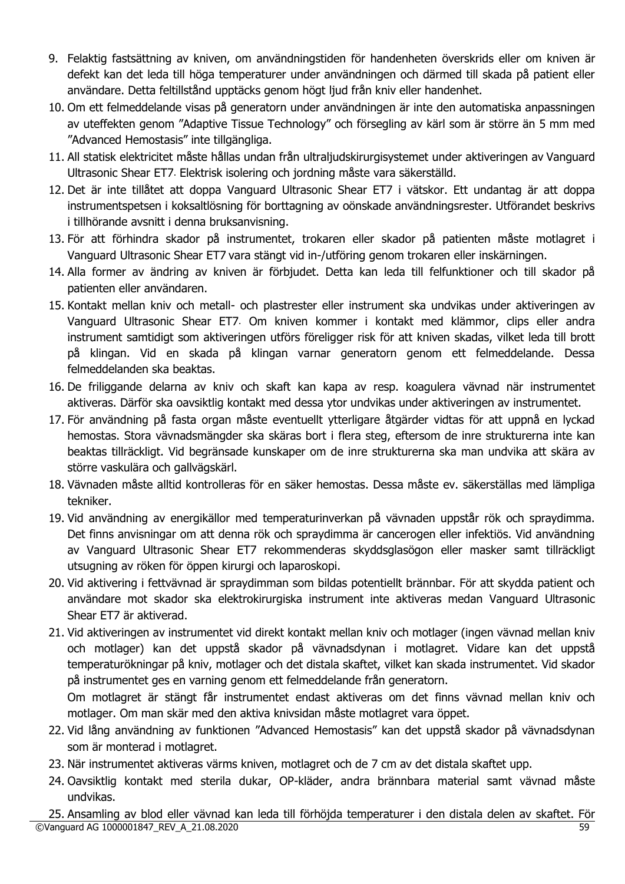9. Felaktig fastsättning av kniven, om användningstiden för handenheten överskrids eller om kniven är defekt kan det leda till höga temperaturer under användningen och därmed till skada på patient eller användare. Detta feltillstånd upptäcks genom högt ljud från kniv eller handenhet.
10. Om ett felmeddelande visas på generatorn under användningen är inte den automatiska anpassningen av uteffekten genom ”Adaptive Tissue Technology” och försegling av kärl som är större än 5 mm med ”Advanced Hemostasis” inte tillgängliga.
11. All statisk elektricitet måste hållas undan från ultraljudskirurgisystemet under aktiveringen av Vanguard Ultrasonic Shear ET7. Elektrisk isolering och jordning måste vara säkerställd.
12. Det är inte tillåtet att doppa Vanguard Ultrasonic Shear ET7 i vätskor. Ett undantag är att doppa instrumentspetsen i koksaltlösning för borttagning av oönskade användningsrester. Utförandet beskrivs i tillhörande avsnitt i denna bruksanvisning.
13. För att förhindra skador på instrumentet, trokaren eller skador på patienten måste motlagret i Vanguard Ultrasonic Shear ET7 vara stängt vid in-/utföring genom trokaren eller inskärningen.
14. Alla former av ändring av kniven är förbjudet. Detta kan leda till felfunktioner och till skador på patienten eller användaren.
15. Kontakt mellan kniv och metall- och plastrester eller instrument ska undvikas under aktiveringen av Vanguard Ultrasonic Shear ET7. Om kniven kommer i kontakt med klämmor, clips eller andra instrument samtidigt som aktiveringen utförs föreligger risk för att kniven skadas, vilket leda till brott på klingan. Vid en skada på klingan varnar generatorn genom ett felmeddelande. Dessa felmeddelanden ska beaktas.
16. De friliggande delarna av kniv och skaft kan kapa av resp. koagulera vävnad när instrumentet aktiveras. Därför ska oavsiktlig kontakt med dessa ytor undvikas under aktiveringen av instrumentet.
17. För användning på fasta organ måste eventuellt ytterligare åtgärder vidtas för att uppnå en lyckad hemostas. Stora vävnadsmängder ska skäras bort i flera steg, eftersom de inre strukturerna inte kan beaktas tillräckligt. Vid begränsade kunskaper om de inre strukturerna ska man undvika att skära av större vaskulära och gallvägskärl.
18. Vävnaden måste alltid kontrolleras för en säker hemostas. Dessa måste ev. säkerställas med lämpliga tekniker.
19. Vid användning av energikällor med temperaturinverkan på vävnaden uppstår rök och spraydimma. Det finns anvisningar om att denna rök och spraydimma är cancerogen eller infektiös. Vid användning av Vanguard Ultrasonic Shear ET7 rekommenderas skyddsglasögon eller masker samt tillräckligt utsugning av röken för öppen kirurgi och laparoskopi.
20. Vid aktivering i fettvävnad är spraydimman som bildas potentiellt brännbar. För att skydda patient och användare mot skador ska elektrokirurgiska instrument inte aktiveras medan Vanguard Ultrasonic Shear ET7 är aktiverad.
21. Vid aktiveringen av instrumentet vid direkt kontakt mellan kniv och motlager (ingen vävnad mellan kniv och motlager) kan det uppstå skador på vävnadsdynan i motlagret. Vidare kan det uppstå temperaturökningar på kniv, motlager och det distala skaftet, vilket kan skada instrumentet. Vid skador på instrumentet ges en varning genom ett felmeddelande från generatorn.

    Om motlagret är stängt får instrumentet endast aktiveras om det finns vävnad mellan kniv och motlager. Om man skär med den aktiva knivsidan måste motlagret vara öppet.
22. Vid lång användning av funktionen ”Advanced Hemostasis” kan det uppstå skador på vävnadsdynan som är monterad i motlagret.
23. När instrumentet aktiveras värms kniven, motlagret och de 7 cm av det distala skaftet upp.
24. Oavsiktlig kontakt med sterila dukar, OP-kläder, andra brännbara material samt vävnad måste undvikas.
25. Ansamling av blod eller vävnad kan leda till förhöjda temperaturer i den distala delen av skaftet. För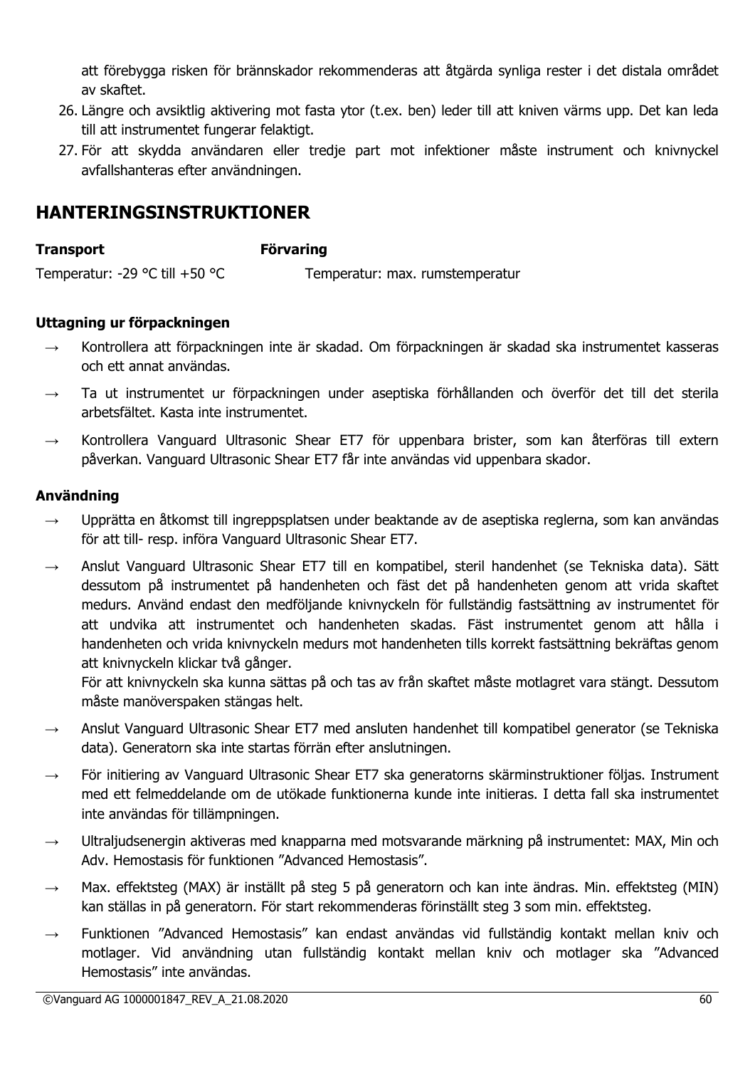att förebygga risken för brännskador rekommenderas att åtgärda synliga rester i det distala området av skaftet.

26. Längre och avsiktlig aktivering mot fasta ytor (t.ex. ben) leder till att kniven värms upp. Det kan leda till att instrumentet fungerar felaktigt.
27. För att skydda användaren eller tredje part mot infektioner måste instrument och knivnyckel avfallshanteras efter användningen.

## HANTERINGSINSTRUKTIONER

| **Transport** | **Förvaring** |
|---|---|
| Temperatur: -29 °C till +50 °C | Temperatur: max. rumstemperatur |

**Uttagning ur förpackningen**

→ Kontrollera att förpackningen inte är skadad. Om förpackningen är skadad ska instrumentet kasseras och ett annat användas.

→ Ta ut instrumentet ur förpackningen under aseptiska förhållanden och överför det till det sterila arbetsfältet. Kasta inte instrumentet.

→ Kontrollera Vanguard Ultrasonic Shear ET7 för uppenbara brister, som kan återföras till extern påverkan. Vanguard Ultrasonic Shear ET7 får inte användas vid uppenbara skador.

**Användning**

→ Upprätta en åtkomst till ingreppsplatsen under beaktande av de aseptiska reglerna, som kan användas för att till- resp. införa Vanguard Ultrasonic Shear ET7.

→ Anslut Vanguard Ultrasonic Shear ET7 till en kompatibel, steril handenhet (se Tekniska data). Sätt dessutom på instrumentet på handenheten och fäst det på handenheten genom att vrida skaftet medurs. Använd endast den medföljande knivnyckeln för fullständig fastsättning av instrumentet för att undvika att instrumentet och handenheten skadas. Fäst instrumentet genom att hålla i handenheten och vrida knivnyckeln medurs mot handenheten tills korrekt fastsättning bekräftas genom att knivnyckeln klickar två gånger.
För att knivnyckeln ska kunna sättas på och tas av från skaftet måste motlagret vara stängt. Dessutom måste manöverspaken stängas helt.

→ Anslut Vanguard Ultrasonic Shear ET7 med ansluten handenhet till kompatibel generator (se Tekniska data). Generatorn ska inte startas förrän efter anslutningen.

→ För initiering av Vanguard Ultrasonic Shear ET7 ska generatorns skärminstruktioner följas. Instrument med ett felmeddelande om de utökade funktionerna kunde inte initieras. I detta fall ska instrumentet inte användas för tillämpningen.

→ Ultraljudsenergin aktiveras med knapparna med motsvarande märkning på instrumentet: MAX, Min och Adv. Hemostasis för funktionen "Advanced Hemostasis".

→ Max. effektsteg (MAX) är inställt på steg 5 på generatorn och kan inte ändras. Min. effektsteg (MIN) kan ställas in på generatorn. För start rekommenderas förinställt steg 3 som min. effektsteg.

→ Funktionen "Advanced Hemostasis" kan endast användas vid fullständig kontakt mellan kniv och motlager. Vid användning utan fullständig kontakt mellan kniv och motlager ska "Advanced Hemostasis" inte användas.

©Vanguard AG 1000001847_REV_A_21.08.2020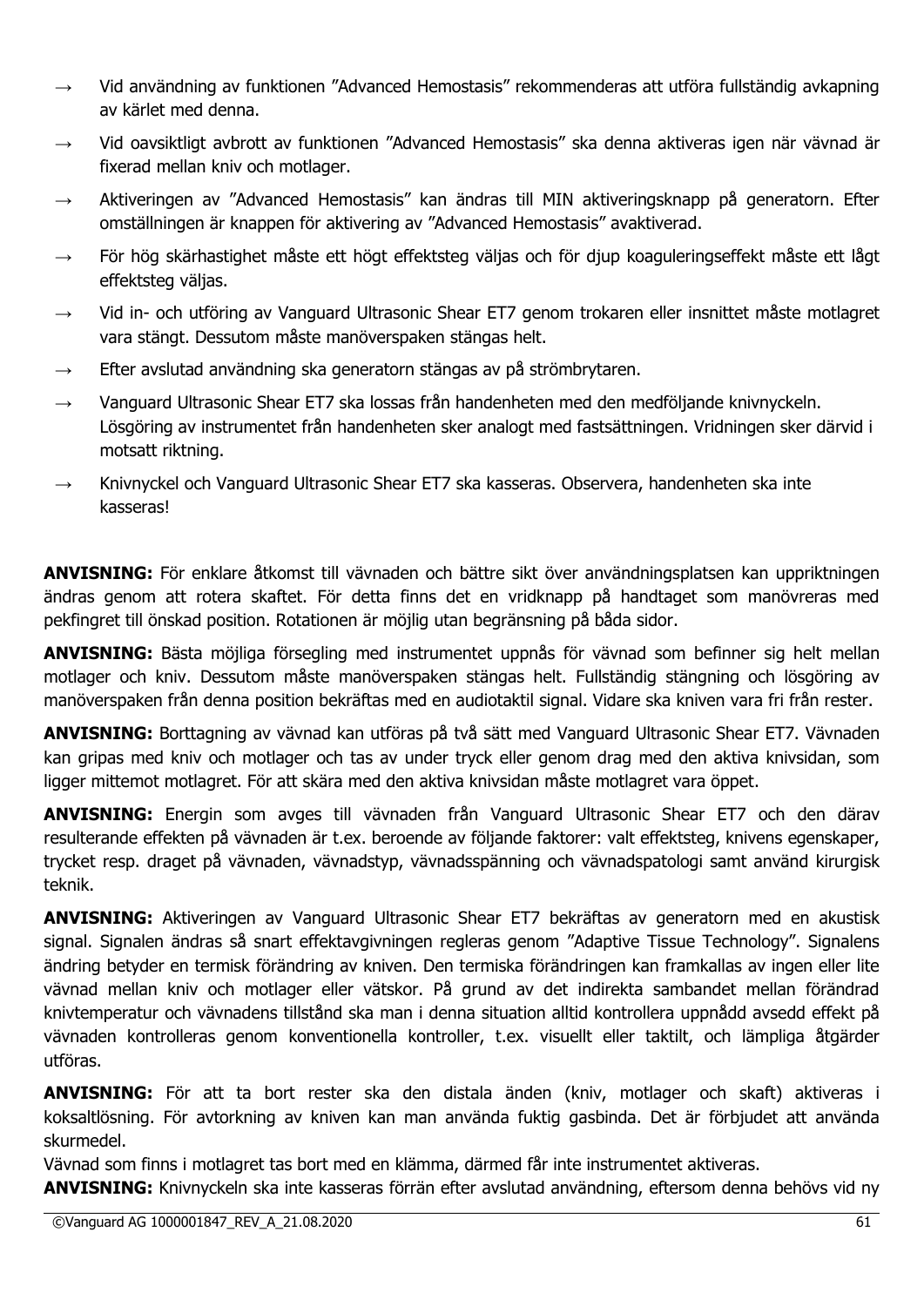- → Vid användning av funktionen ”Advanced Hemostasis” rekommenderas att utföra fullständig avkapning av kärlet med denna.
- → Vid oavsiktligt avbrott av funktionen ”Advanced Hemostasis” ska denna aktiveras igen när vävnad är fixerad mellan kniv och motlager.
- → Aktiveringen av ”Advanced Hemostasis” kan ändras till MIN aktiveringsknapp på generatorn. Efter omställningen är knappen för aktivering av ”Advanced Hemostasis” avaktiverad.
- → För hög skärhastighet måste ett högt effektsteg väljas och för djup koaguleringseffekt måste ett lågt effektsteg väljas.
- → Vid in- och utföring av Vanguard Ultrasonic Shear ET7 genom trokaren eller insnittet måste motlagret vara stängt. Dessutom måste manöverspaken stängas helt.
- → Efter avslutad användning ska generatorn stängas av på strömbrytaren.
- → Vanguard Ultrasonic Shear ET7 ska lossas från handenheten med den medföljande knivnyckeln. Lösgöring av instrumentet från handenheten sker analogt med fastsättningen. Vridningen sker därvid i motsatt riktning.
- → Knivnyckel och Vanguard Ultrasonic Shear ET7 ska kasseras. Observera, handenheten ska inte kasseras!

**ANVISNING:** För enklare åtkomst till vävnaden och bättre sikt över användningsplatsen kan uppriktningen ändras genom att rotera skaftet. För detta finns det en vridknapp på handtaget som manövreras med pekfingret till önskad position. Rotationen är möjlig utan begränsning på båda sidor.

**ANVISNING:** Bästa möjliga försegling med instrumentet uppnås för vävnad som befinner sig helt mellan motlager och kniv. Dessutom måste manöverspaken stängas helt. Fullständig stängning och lösgöring av manöverspaken från denna position bekräftas med en audiotaktil signal. Vidare ska kniven vara fri från rester.

**ANVISNING:** Borttagning av vävnad kan utföras på två sätt med Vanguard Ultrasonic Shear ET7. Vävnaden kan gripas med kniv och motlager och tas av under tryck eller genom drag med den aktiva knivsidan, som ligger mittemot motlagret. För att skära med den aktiva knivsidan måste motlagret vara öppet.

**ANVISNING:** Energin som avges till vävnaden från Vanguard Ultrasonic Shear ET7 och den därav resulterande effekten på vävnaden är t.ex. beroende av följande faktorer: valt effektsteg, knivens egenskaper, trycket resp. draget på vävnaden, vävnadstyp, vävnadsspänning och vävnadspatologi samt använd kirurgisk teknik.

**ANVISNING:** Aktiveringen av Vanguard Ultrasonic Shear ET7 bekräftas av generatorn med en akustisk signal. Signalen ändras så snart effektavgivningen regleras genom ”Adaptive Tissue Technology”. Signalens ändring betyder en termisk förändring av kniven. Den termiska förändringen kan framkallas av ingen eller lite vävnad mellan kniv och motlager eller vätskor. På grund av det indirekta sambandet mellan förändrad knivtemperatur och vävnadens tillstånd ska man i denna situation alltid kontrollera uppnådd avsedd effekt på vävnaden kontrolleras genom konventionella kontroller, t.ex. visuellt eller taktilt, och lämpliga åtgärder utföras.

**ANVISNING:** För att ta bort rester ska den distala änden (kniv, motlager och skaft) aktiveras i koksaltlösning. För avtorkning av kniven kan man använda fuktig gasbinda. Det är förbjudet att använda skurmedel.
Vävnad som finns i motlagret tas bort med en klämma, därmed får inte instrumentet aktiveras.
**ANVISNING:** Knivnyckeln ska inte kasseras förrän efter avslutad användning, eftersom denna behövs vid ny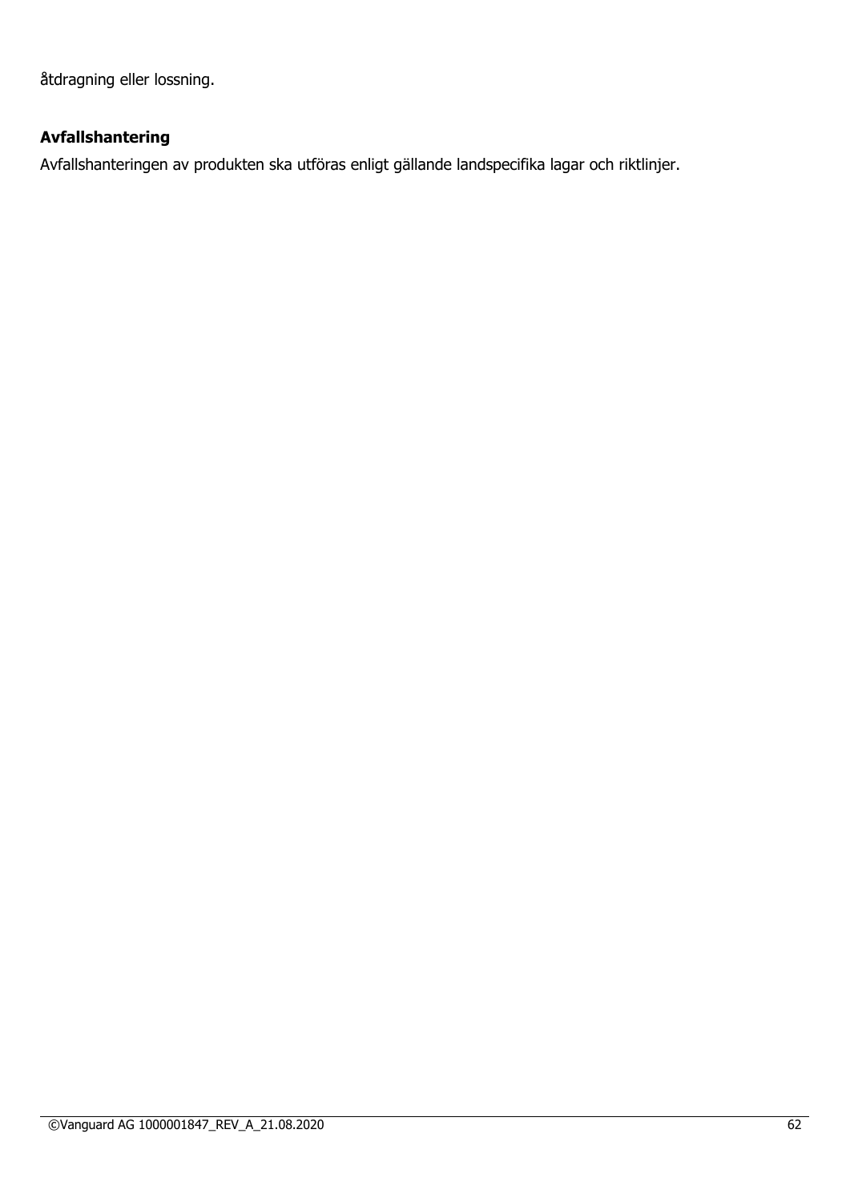åtdragning eller lossning.

### Avfallshantering

Avfallshanteringen av produkten ska utföras enligt gällande landspecifika lagar och riktlinjer.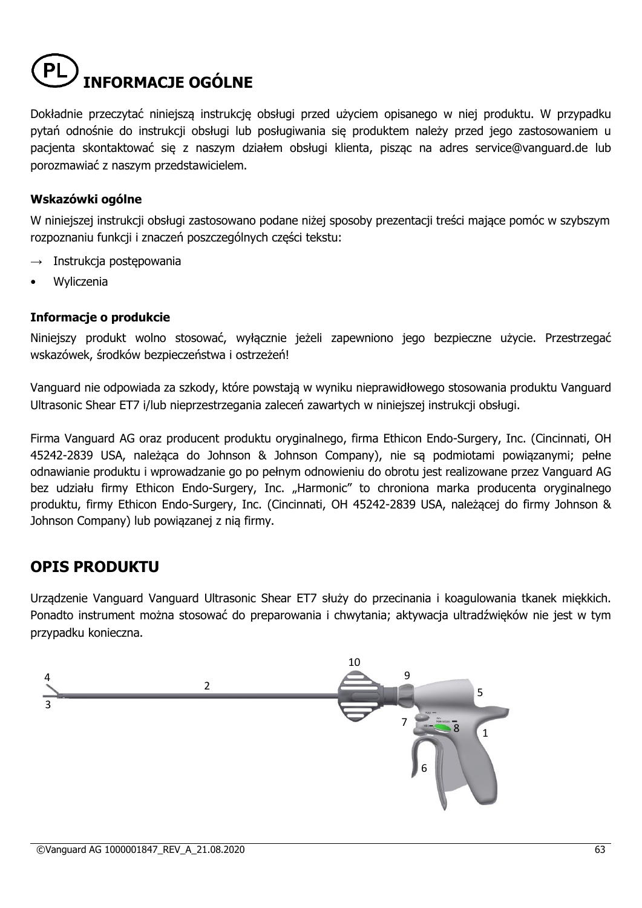# (PL) INFORMACJE OGÓLNE

Dokładnie przeczytać niniejszą instrukcję obsługi przed użyciem opisanego w niej produktu. W przypadku pytań odnośnie do instrukcji obsługi lub posługiwania się produktem należy przed jego zastosowaniem u pacjenta skontaktować się z naszym działem obsługi klienta, pisząc na adres service@vanguard.de lub porozmawiać z naszym przedstawicielem.

### Wskazówki ogólne

W niniejszej instrukcji obsługi zastosowano podane niżej sposoby prezentacji treści mające pomóc w szybszym rozpoznaniu funkcji i znaczeń poszczególnych części tekstu:

→ Instrukcja postępowania

- Wyliczenia

### Informacje o produkcie

Niniejszy produkt wolno stosować, wyłącznie jeżeli zapewniono jego bezpieczne użycie. Przestrzegać wskazówek, środków bezpieczeństwa i ostrzeżeń!

Vanguard nie odpowiada za szkody, które powstają w wyniku nieprawidłowego stosowania produktu Vanguard Ultrasonic Shear ET7 i/lub nieprzestrzegania zaleceń zawartych w niniejszej instrukcji obsługi.

Firma Vanguard AG oraz producent produktu oryginalnego, firma Ethicon Endo-Surgery, Inc. (Cincinnati, OH 45242-2839 USA, należąca do Johnson & Johnson Company), nie są podmiotami powiązanymi; pełne odnawianie produktu i wprowadzanie go po pełnym odnowieniu do obrotu jest realizowane przez Vanguard AG bez udziału firmy Ethicon Endo-Surgery, Inc. „Harmonic" to chroniona marka producenta oryginalnego produktu, firmy Ethicon Endo-Surgery, Inc. (Cincinnati, OH 45242-2839 USA, należącej do firmy Johnson & Johnson Company) lub powiązanej z nią firmy.

## OPIS PRODUKTU

Urządzenie Vanguard Vanguard Ultrasonic Shear ET7 służy do przecinania i koagulowania tkanek miękkich. Ponadto instrument można stosować do preparowania i chwytania; aktywacja ultradźwięków nie jest w tym przypadku konieczna.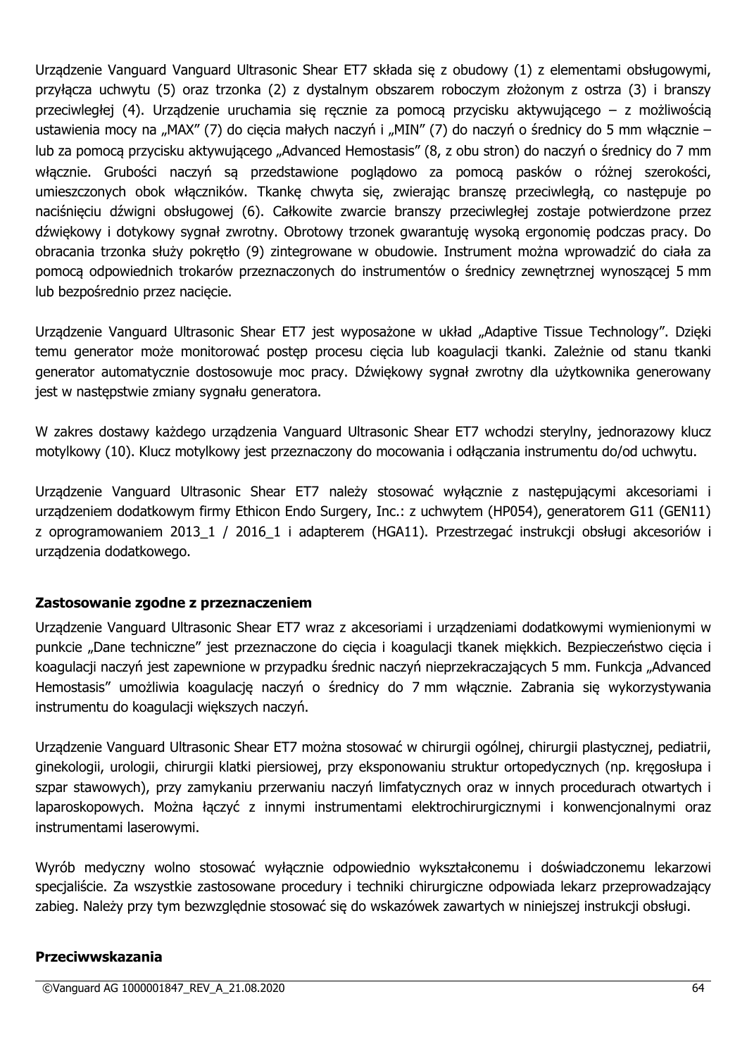Urządzenie Vanguard Vanguard Ultrasonic Shear ET7 składa się z obudowy (1) z elementami obsługowymi, przyłącza uchwytu (5) oraz trzonka (2) z dystalnym obszarem roboczym złożonym z ostrza (3) i branszy przeciwległej (4). Urządzenie uruchamia się ręcznie za pomocą przycisku aktywującego – z możliwością ustawienia mocy na „MAX" (7) do cięcia małych naczyń i „MIN" (7) do naczyń o średnicy do 5 mm włącznie – lub za pomocą przycisku aktywującego „Advanced Hemostasis" (8, z obu stron) do naczyń o średnicy do 7 mm włącznie. Grubości naczyń są przedstawione poglądowo za pomocą pasków o różnej szerokości, umieszczonych obok włączników. Tkankę chwyta się, zwierając branszę przeciwległą, co następuje po naciśnięciu dźwigni obsługowej (6). Całkowite zwarcie branszy przeciwległej zostaje potwierdzone przez dźwiękowy i dotykowy sygnał zwrotny. Obrotowy trzonek gwarantuję wysoką ergonomię podczas pracy. Do obracania trzonka służy pokrętło (9) zintegrowane w obudowie. Instrument można wprowadzić do ciała za pomocą odpowiednich trokarów przeznaczonych do instrumentów o średnicy zewnętrznej wynoszącej 5 mm lub bezpośrednio przez nacięcie.

Urządzenie Vanguard Ultrasonic Shear ET7 jest wyposażone w układ „Adaptive Tissue Technology". Dzięki temu generator może monitorować postęp procesu cięcia lub koagulacji tkanki. Zależnie od stanu tkanki generator automatycznie dostosowuje moc pracy. Dźwiękowy sygnał zwrotny dla użytkownika generowany jest w następstwie zmiany sygnału generatora.

W zakres dostawy każdego urządzenia Vanguard Ultrasonic Shear ET7 wchodzi sterylny, jednorazowy klucz motylkowy (10). Klucz motylkowy jest przeznaczony do mocowania i odłączania instrumentu do/od uchwytu.

Urządzenie Vanguard Ultrasonic Shear ET7 należy stosować wyłącznie z następującymi akcesoriami i urządzeniem dodatkowym firmy Ethicon Endo Surgery, Inc.: z uchwytem (HP054), generatorem G11 (GEN11) z oprogramowaniem 2013_1 / 2016_1 i adapterem (HGA11). Przestrzegać instrukcji obsługi akcesoriów i urządzenia dodatkowego.

## Zastosowanie zgodne z przeznaczeniem

Urządzenie Vanguard Ultrasonic Shear ET7 wraz z akcesoriami i urządzeniami dodatkowymi wymienionymi w punkcie „Dane techniczne" jest przeznaczone do cięcia i koagulacji tkanek miękkich. Bezpieczeństwo cięcia i koagulacji naczyń jest zapewnione w przypadku średnic naczyń nieprzekraczających 5 mm. Funkcja „Advanced Hemostasis" umożliwia koagulację naczyń o średnicy do 7 mm włącznie. Zabrania się wykorzystywania instrumentu do koagulacji większych naczyń.

Urządzenie Vanguard Ultrasonic Shear ET7 można stosować w chirurgii ogólnej, chirurgii plastycznej, pediatrii, ginekologii, urologii, chirurgii klatki piersiowej, przy eksponowaniu struktur ortopedycznych (np. kręgosłupa i szpar stawowych), przy zamykaniu przerwaniu naczyń limfatycznych oraz w innych procedurach otwartych i laparoskopowych. Można łączyć z innymi instrumentami elektrochirurgicznymi i konwencjonalnymi oraz instrumentami laserowymi.

Wyrób medyczny wolno stosować wyłącznie odpowiednio wykształconemu i doświadczonemu lekarzowi specjaliście. Za wszystkie zastosowane procedury i techniki chirurgiczne odpowiada lekarz przeprowadzający zabieg. Należy przy tym bezwzględnie stosować się do wskazówek zawartych w niniejszej instrukcji obsługi.

## Przeciwwskazania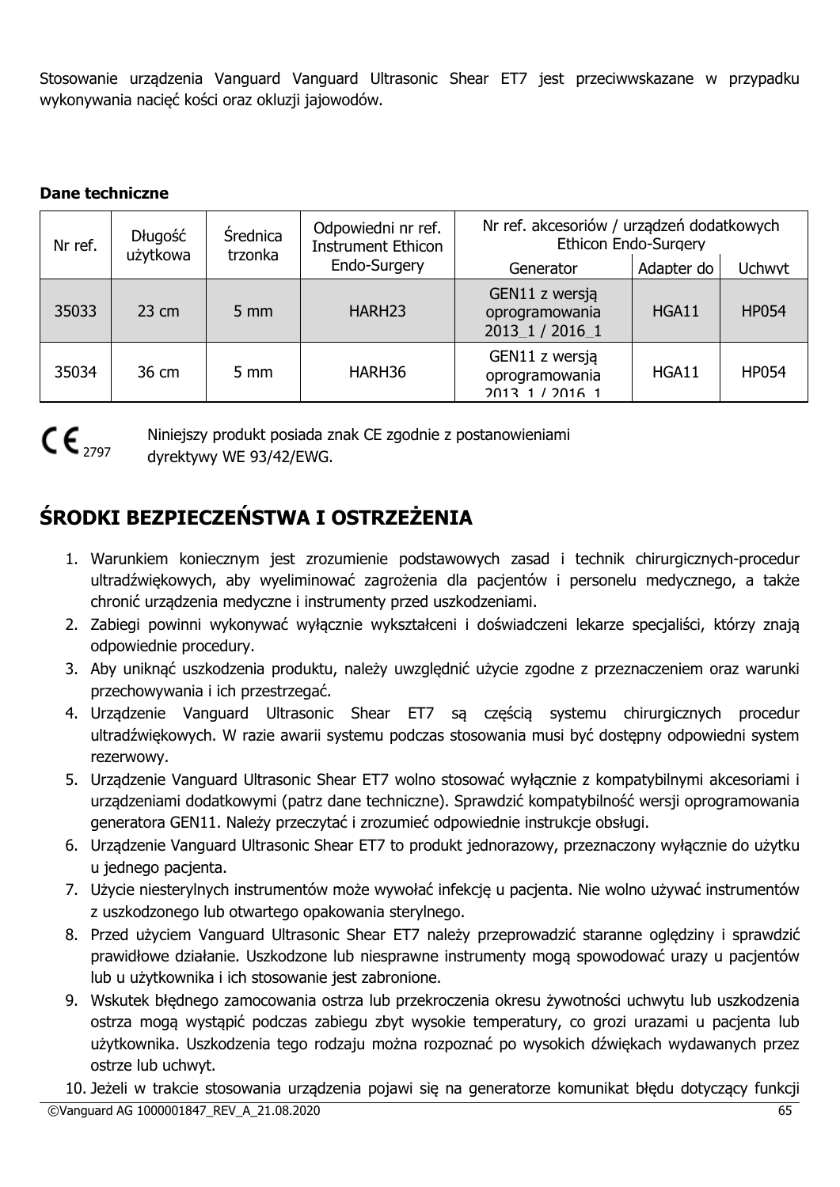Stosowanie urządzenia Vanguard Vanguard Ultrasonic Shear ET7 jest przeciwwskazane w przypadku wykonywania nacięć kości oraz okluzji jajowodów.

**Dane techniczne**

| Nr ref. | Długość użytkowa | Średnica trzonka | Odpowiedni nr ref. Instrument Ethicon Endo-Surgery | Nr ref. akcesoriów / urządzeń dodatkowych Ethicon Endo-Surgery | | |
|---|---|---|---|---|---|---|
| | | | | Generator | Adapter do | Uchwyt |
| 35033 | 23 cm | 5 mm | HARH23 | GEN11 z wersją oprogramowania 2013_1 / 2016_1 | HGA11 | HP054 |
| 35034 | 36 cm | 5 mm | HARH36 | GEN11 z wersją oprogramowania 2013_1 / 2016_1 | HGA11 | HP054 |

CE 2797 Niniejszy produkt posiada znak CE zgodnie z postanowieniami dyrektywy WE 93/42/EWG.

## ŚRODKI BEZPIECZEŃSTWA I OSTRZEŻENIA

1. Warunkiem koniecznym jest zrozumienie podstawowych zasad i technik chirurgicznych-procedur ultradźwiękowych, aby wyeliminować zagrożenia dla pacjentów i personelu medycznego, a także chronić urządzenia medyczne i instrumenty przed uszkodzeniami.
2. Zabiegi powinni wykonywać wyłącznie wykształceni i doświadczeni lekarze specjaliści, którzy znają odpowiednie procedury.
3. Aby uniknąć uszkodzenia produktu, należy uwzględnić użycie zgodne z przeznaczeniem oraz warunki przechowywania i ich przestrzegać.
4. Urządzenie Vanguard Ultrasonic Shear ET7 są częścią systemu chirurgicznych procedur ultradźwiękowych. W razie awarii systemu podczas stosowania musi być dostępny odpowiedni system rezerwowy.
5. Urządzenie Vanguard Ultrasonic Shear ET7 wolno stosować wyłącznie z kompatybilnymi akcesoriami i urządzeniami dodatkowymi (patrz dane techniczne). Sprawdzić kompatybilność wersji oprogramowania generatora GEN11. Należy przeczytać i zrozumieć odpowiednie instrukcje obsługi.
6. Urządzenie Vanguard Ultrasonic Shear ET7 to produkt jednorazowy, przeznaczony wyłącznie do użytku u jednego pacjenta.
7. Użycie niesterylnych instrumentów może wywołać infekcję u pacjenta. Nie wolno używać instrumentów z uszkodzonego lub otwartego opakowania sterylnego.
8. Przed użyciem Vanguard Ultrasonic Shear ET7 należy przeprowadzić staranne oględziny i sprawdzić prawidłowe działanie. Uszkodzone lub niesprawne instrumenty mogą spowodować urazy u pacjentów lub u użytkownika i ich stosowanie jest zabronione.
9. Wskutek błędnego zamocowania ostrza lub przekroczenia okresu żywotności uchwytu lub uszkodzenia ostrza mogą wystąpić podczas zabiegu zbyt wysokie temperatury, co grozi urazami u pacjenta lub użytkownika. Uszkodzenia tego rodzaju można rozpoznać po wysokich dźwiękach wydawanych przez ostrze lub uchwyt.
10. Jeżeli w trakcie stosowania urządzenia pojawi się na generatorze komunikat błędu dotyczący funkcji

©Vanguard AG 1000001847_REV_A_21.08.2020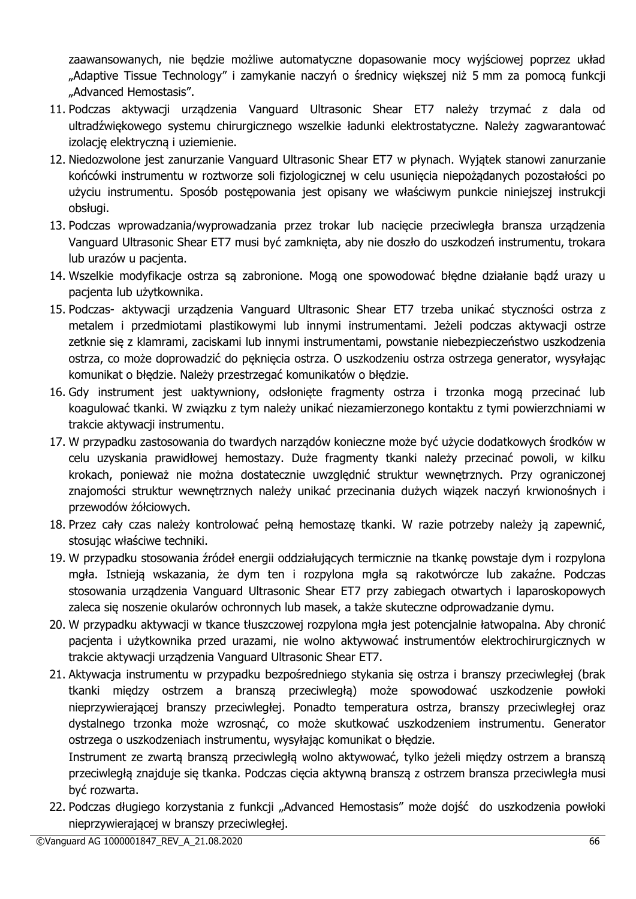zaawansowanych, nie będzie możliwe automatyczne dopasowanie mocy wyjściowej poprzez układ „Adaptive Tissue Technology" i zamykanie naczyń o średnicy większej niż 5 mm za pomocą funkcji „Advanced Hemostasis".

11. Podczas aktywacji urządzenia Vanguard Ultrasonic Shear ET7 należy trzymać z dala od ultradźwiękowego systemu chirurgicznego wszelkie ładunki elektrostatyczne. Należy zagwarantować izolację elektryczną i uziemienie.
12. Niedozwolone jest zanurzanie Vanguard Ultrasonic Shear ET7 w płynach. Wyjątek stanowi zanurzanie końcówki instrumentu w roztworze soli fizjologicznej w celu usunięcia niepożądanych pozostałości po użyciu instrumentu. Sposób postępowania jest opisany we właściwym punkcie niniejszej instrukcji obsługi.
13. Podczas wprowadzania/wyprowadzania przez trokar lub nacięcie przeciwległa bransza urządzenia Vanguard Ultrasonic Shear ET7 musi być zamknięta, aby nie doszło do uszkodzeń instrumentu, trokara lub urazów u pacjenta.
14. Wszelkie modyfikacje ostrza są zabronione. Mogą one spowodować błędne działanie bądź urazy u pacjenta lub użytkownika.
15. Podczas- aktywacji urządzenia Vanguard Ultrasonic Shear ET7 trzeba unikać styczności ostrza z metalem i przedmiotami plastikowymi lub innymi instrumentami. Jeżeli podczas aktywacji ostrze zetknie się z klamrami, zaciskami lub innymi instrumentami, powstanie niebezpieczeństwo uszkodzenia ostrza, co może doprowadzić do pęknięcia ostrza. O uszkodzeniu ostrza ostrzega generator, wysyłając komunikat o błędzie. Należy przestrzegać komunikatów o błędzie.
16. Gdy instrument jest uaktywniony, odsłonięte fragmenty ostrza i trzonka mogą przecinać lub koagulować tkanki. W związku z tym należy unikać niezamierzonego kontaktu z tymi powierzchniami w trakcie aktywacji instrumentu.
17. W przypadku zastosowania do twardych narządów konieczne może być użycie dodatkowych środków w celu uzyskania prawidłowej hemostazy. Duże fragmenty tkanki należy przecinać powoli, w kilku krokach, ponieważ nie można dostatecznie uwzględnić struktur wewnętrznych. Przy ograniczonej znajomości struktur wewnętrznych należy unikać przecinania dużych wiązek naczyń krwionośnych i przewodów żółciowych.
18. Przez cały czas należy kontrolować pełną hemostazę tkanki. W razie potrzeby należy ją zapewnić, stosując właściwe techniki.
19. W przypadku stosowania źródeł energii oddziałujących termicznie na tkankę powstaje dym i rozpylona mgła. Istnieją wskazania, że dym ten i rozpylona mgła są rakotwórcze lub zakaźne. Podczas stosowania urządzenia Vanguard Ultrasonic Shear ET7 przy zabiegach otwartych i laparoskopowych zaleca się noszenie okularów ochronnych lub masek, a także skuteczne odprowadzanie dymu.
20. W przypadku aktywacji w tkance tłuszczowej rozpylona mgła jest potencjalnie łatwopalna. Aby chronić pacjenta i użytkownika przed urazami, nie wolno aktywować instrumentów elektrochirurgicznych w trakcie aktywacji urządzenia Vanguard Ultrasonic Shear ET7.
21. Aktywacja instrumentu w przypadku bezpośredniego stykania się ostrza i branszy przeciwległej (brak tkanki między ostrzem a branszą przeciwległą) może spowodować uszkodzenie powłoki nieprzywierającej branszy przeciwległej. Ponadto temperatura ostrza, branszy przeciwległej oraz dystalnego trzonka może wzrosnąć, co może skutkować uszkodzeniem instrumentu. Generator ostrzega o uszkodzeniach instrumentu, wysyłając komunikat o błędzie.

    Instrument ze zwartą branszą przeciwległą wolno aktywować, tylko jeżeli między ostrzem a branszą przeciwległą znajduje się tkanka. Podczas cięcia aktywną branszą z ostrzem bransza przeciwległa musi być rozwarta.
22. Podczas długiego korzystania z funkcji „Advanced Hemostasis" może dojść do uszkodzenia powłoki nieprzywierającej w branszy przeciwległej.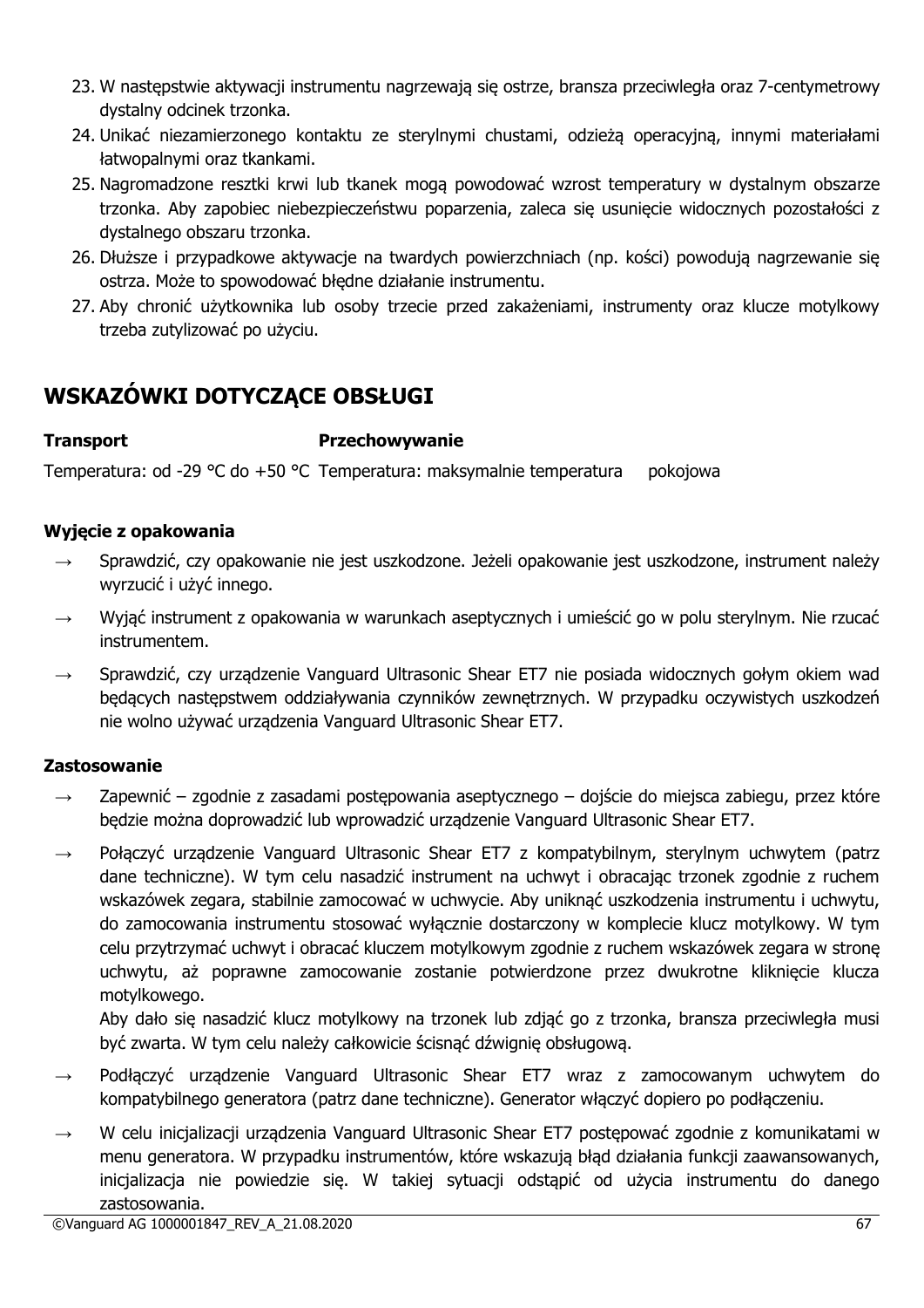23. W następstwie aktywacji instrumentu nagrzewają się ostrze, bransza przeciwległa oraz 7-centymetrowy dystalny odcinek trzonka.
24. Unikać niezamierzonego kontaktu ze sterylnymi chustami, odzieżą operacyjną, innymi materiałami łatwopalnymi oraz tkankami.
25. Nagromadzone resztki krwi lub tkanek mogą powodować wzrost temperatury w dystalnym obszarze trzonka. Aby zapobiec niebezpieczeństwu poparzenia, zaleca się usunięcie widocznych pozostałości z dystalnego obszaru trzonka.
26. Dłuższe i przypadkowe aktywacje na twardych powierzchniach (np. kości) powodują nagrzewanie się ostrza. Może to spowodować błędne działanie instrumentu.
27. Aby chronić użytkownika lub osoby trzecie przed zakażeniami, instrumenty oraz klucze motylkowy trzeba zutylizować po użyciu.

## WSKAZÓWKI DOTYCZĄCE OBSŁUGI

| **Transport** | **Przechowywanie** |
|---|---|
| Temperatura: od -29 °C do +50 °C | Temperatura: maksymalnie temperatura pokojowa |

**Wyjęcie z opakowania**

→ Sprawdzić, czy opakowanie nie jest uszkodzone. Jeżeli opakowanie jest uszkodzone, instrument należy wyrzucić i użyć innego.

→ Wyjąć instrument z opakowania w warunkach aseptycznych i umieścić go w polu sterylnym. Nie rzucać instrumentem.

→ Sprawdzić, czy urządzenie Vanguard Ultrasonic Shear ET7 nie posiada widocznych gołym okiem wad będących następstwem oddziaływania czynników zewnętrznych. W przypadku oczywistych uszkodzeń nie wolno używać urządzenia Vanguard Ultrasonic Shear ET7.

**Zastosowanie**

→ Zapewnić – zgodnie z zasadami postępowania aseptycznego – dojście do miejsca zabiegu, przez które będzie można doprowadzić lub wprowadzić urządzenie Vanguard Ultrasonic Shear ET7.

→ Połączyć urządzenie Vanguard Ultrasonic Shear ET7 z kompatybilnym, sterylnym uchwytem (patrz dane techniczne). W tym celu nasadzić instrument na uchwyt i obracając trzonek zgodnie z ruchem wskazówek zegara, stabilnie zamocować w uchwycie. Aby uniknąć uszkodzenia instrumentu i uchwytu, do zamocowania instrumentu stosować wyłącznie dostarczony w komplecie klucz motylkowy. W tym celu przytrzymać uchwyt i obracać kluczem motylkowym zgodnie z ruchem wskazówek zegara w stronę uchwytu, aż poprawne zamocowanie zostanie potwierdzone przez dwukrotne kliknięcie klucza motylkowego.
Aby dało się nasadzić klucz motylkowy na trzonek lub zdjąć go z trzonka, bransza przeciwległa musi być zwarta. W tym celu należy całkowicie ścisnąć dźwignię obsługową.

→ Podłączyć urządzenie Vanguard Ultrasonic Shear ET7 wraz z zamocowanym uchwytem do kompatybilnego generatora (patrz dane techniczne). Generator włączyć dopiero po podłączeniu.

→ W celu inicjalizacji urządzenia Vanguard Ultrasonic Shear ET7 postępować zgodnie z komunikatami w menu generatora. W przypadku instrumentów, które wskazują błąd działania funkcji zaawansowanych, inicjalizacja nie powiedzie się. W takiej sytuacji odstąpić od użycia instrumentu do danego zastosowania.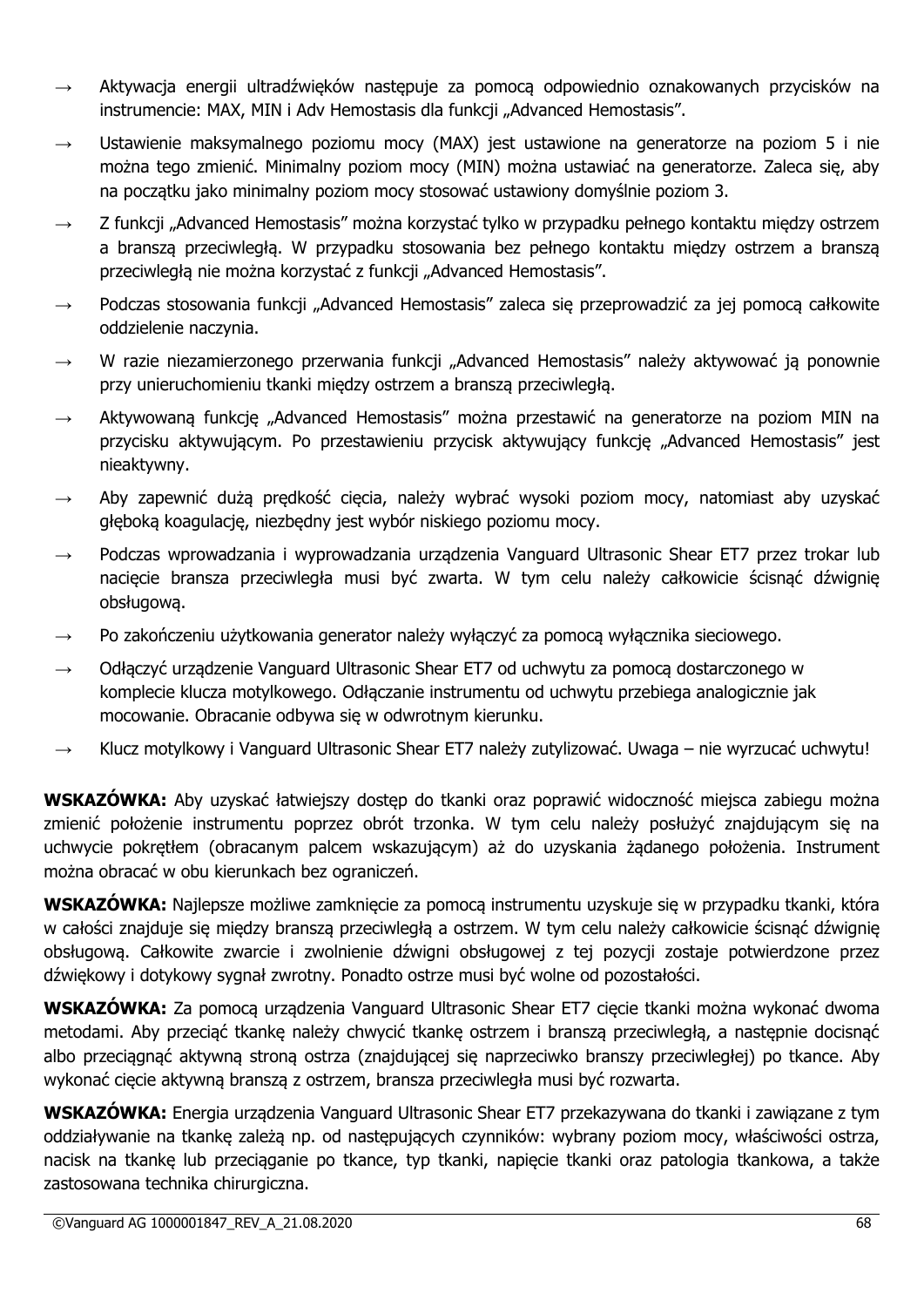- → Aktywacja energii ultradźwięków następuje za pomocą odpowiednio oznakowanych przycisków na instrumencie: MAX, MIN i Adv Hemostasis dla funkcji „Advanced Hemostasis".
- → Ustawienie maksymalnego poziomu mocy (MAX) jest ustawione na generatorze na poziom 5 i nie można tego zmienić. Minimalny poziom mocy (MIN) można ustawiać na generatorze. Zaleca się, aby na początku jako minimalny poziom mocy stosować ustawiony domyślnie poziom 3.
- → Z funkcji „Advanced Hemostasis" można korzystać tylko w przypadku pełnego kontaktu między ostrzem a branszą przeciwległą. W przypadku stosowania bez pełnego kontaktu między ostrzem a branszą przeciwległą nie można korzystać z funkcji „Advanced Hemostasis".
- → Podczas stosowania funkcji „Advanced Hemostasis" zaleca się przeprowadzić za jej pomocą całkowite oddzielenie naczynia.
- → W razie niezamierzonego przerwania funkcji „Advanced Hemostasis" należy aktywować ją ponownie przy unieruchomieniu tkanki między ostrzem a branszą przeciwległą.
- → Aktywowaną funkcję „Advanced Hemostasis" można przestawić na generatorze na poziom MIN na przycisku aktywującym. Po przestawieniu przycisk aktywujący funkcję „Advanced Hemostasis" jest nieaktywny.
- → Aby zapewnić dużą prędkość cięcia, należy wybrać wysoki poziom mocy, natomiast aby uzyskać głęboką koagulację, niezbędny jest wybór niskiego poziomu mocy.
- → Podczas wprowadzania i wyprowadzania urządzenia Vanguard Ultrasonic Shear ET7 przez trokar lub nacięcie bransza przeciwległa musi być zwarta. W tym celu należy całkowicie ścisnąć dźwignię obsługową.
- → Po zakończeniu użytkowania generator należy wyłączyć za pomocą wyłącznika sieciowego.
- → Odłączyć urządzenie Vanguard Ultrasonic Shear ET7 od uchwytu za pomocą dostarczonego w komplecie klucza motylkowego. Odłączanie instrumentu od uchwytu przebiega analogicznie jak mocowanie. Obracanie odbywa się w odwrotnym kierunku.
- → Klucz motylkowy i Vanguard Ultrasonic Shear ET7 należy zutylizować. Uwaga – nie wyrzucać uchwytu!

**WSKAZÓWKA:** Aby uzyskać łatwiejszy dostęp do tkanki oraz poprawić widoczność miejsca zabiegu można zmienić położenie instrumentu poprzez obrót trzonka. W tym celu należy posłużyć znajdującym się na uchwycie pokrętłem (obracanym palcem wskazującym) aż do uzyskania żądanego położenia. Instrument można obracać w obu kierunkach bez ograniczeń.

**WSKAZÓWKA:** Najlepsze możliwe zamknięcie za pomocą instrumentu uzyskuje się w przypadku tkanki, która w całości znajduje się między branszą przeciwległą a ostrzem. W tym celu należy całkowicie ścisnąć dźwignię obsługową. Całkowite zwarcie i zwolnienie dźwigni obsługowej z tej pozycji zostaje potwierdzone przez dźwiękowy i dotykowy sygnał zwrotny. Ponadto ostrze musi być wolne od pozostałości.

**WSKAZÓWKA:** Za pomocą urządzenia Vanguard Ultrasonic Shear ET7 cięcie tkanki można wykonać dwoma metodami. Aby przeciąć tkankę należy chwycić tkankę ostrzem i branszą przeciwległą, a następnie docisnąć albo przeciągnąć aktywną stroną ostrza (znajdującej się naprzeciwko branszy przeciwległej) po tkance. Aby wykonać cięcie aktywną branszą z ostrzem, bransza przeciwległa musi być rozwarta.

**WSKAZÓWKA:** Energia urządzenia Vanguard Ultrasonic Shear ET7 przekazywana do tkanki i zawiązane z tym oddziaływanie na tkankę zależą np. od następujących czynników: wybrany poziom mocy, właściwości ostrza, nacisk na tkankę lub przeciąganie po tkance, typ tkanki, napięcie tkanki oraz patologia tkankowa, a także zastosowana technika chirurgiczna.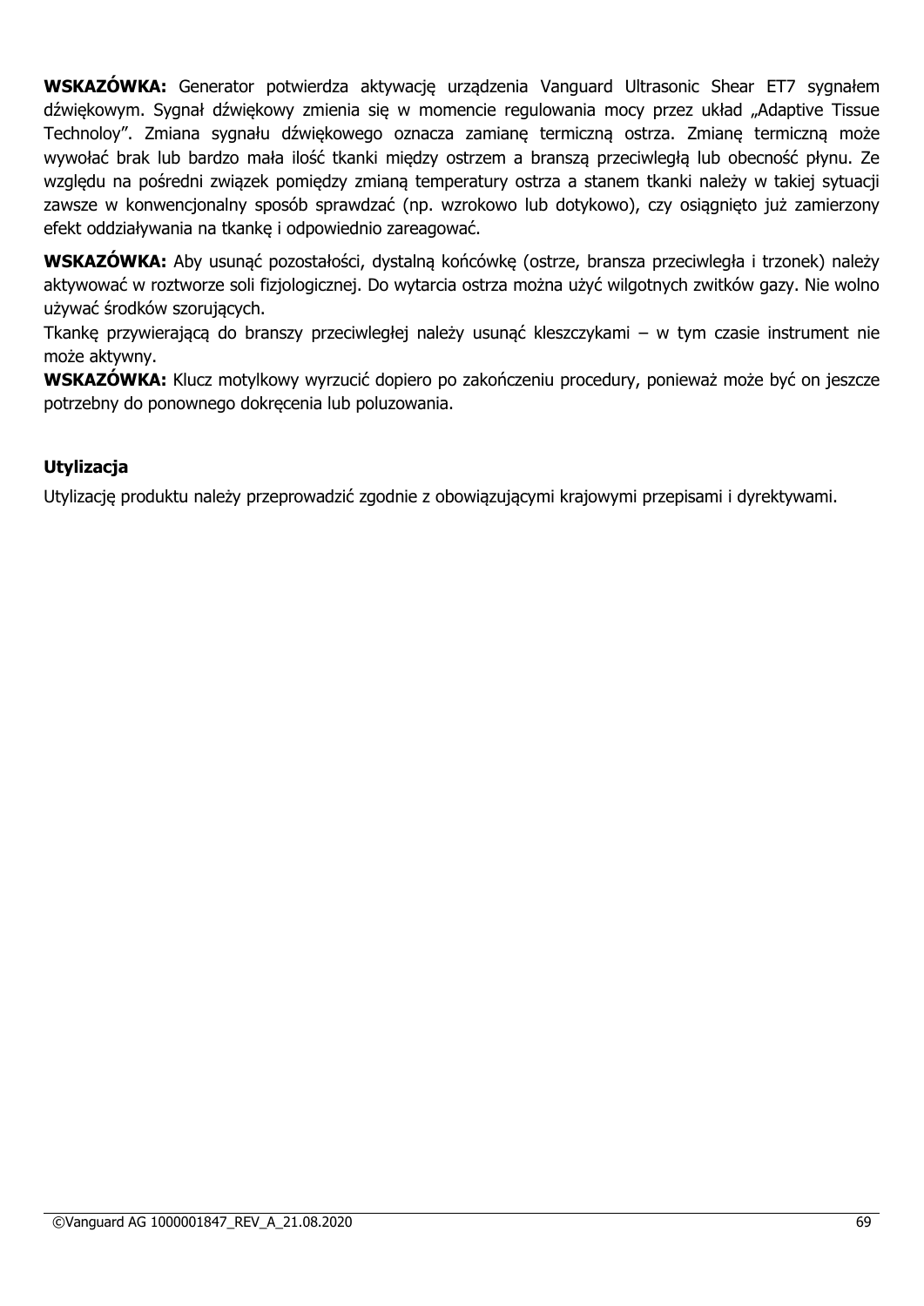**WSKAZÓWKA:** Generator potwierdza aktywację urządzenia Vanguard Ultrasonic Shear ET7 sygnałem dźwiękowym. Sygnał dźwiękowy zmienia się w momencie regulowania mocy przez układ „Adaptive Tissue Technoloy”. Zmiana sygnału dźwiękowego oznacza zamianę termiczną ostrza. Zmianę termiczną może wywołać brak lub bardzo mała ilość tkanki między ostrzem a branszą przeciwległą lub obecność płynu. Ze względu na pośredni związek pomiędzy zmianą temperatury ostrza a stanem tkanki należy w takiej sytuacji zawsze w konwencjonalny sposób sprawdzać (np. wzrokowo lub dotykowo), czy osiągnięto już zamierzony efekt oddziaływania na tkankę i odpowiednio zareagować.

**WSKAZÓWKA:** Aby usunąć pozostałości, dystalną końcówkę (ostrze, bransza przeciwległa i trzonek) należy aktywować w roztworze soli fizjologicznej. Do wytarcia ostrza można użyć wilgotnych zwitków gazy. Nie wolno używać środków szorujących.

Tkankę przywierającą do branszy przeciwległej należy usunąć kleszczykami – w tym czasie instrument nie może aktywny.

**WSKAZÓWKA:** Klucz motylkowy wyrzucić dopiero po zakończeniu procedury, ponieważ może być on jeszcze potrzebny do ponownego dokręcenia lub poluzowania.

**Utylizacja**

Utylizację produktu należy przeprowadzić zgodnie z obowiązującymi krajowymi przepisami i dyrektywami.